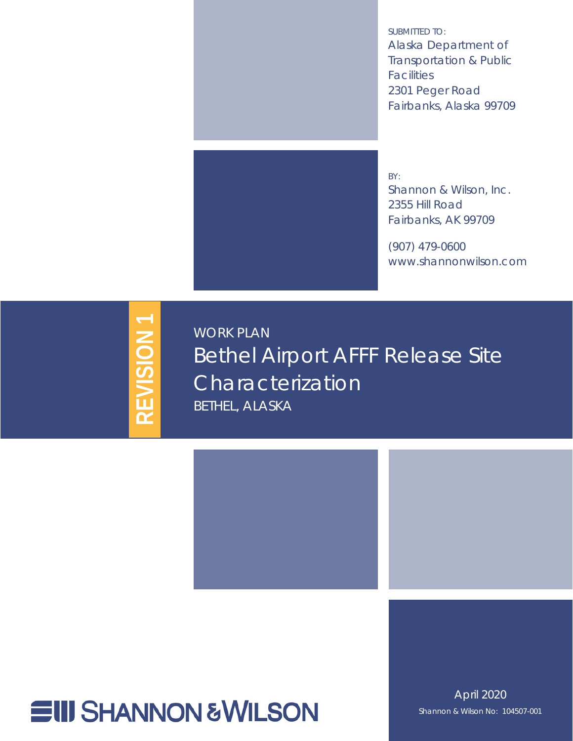SUBMITTED TO:
Alaska Department of Transportation & Public Facilities
2301 Peger Road
Fairbanks, Alaska 99709

BY:
Shannon & Wilson, Inc.
2355 Hill Road
Fairbanks, AK 99709

(907) 479-0600
www.shannonwilson.com

**REVISION 1**

WORK PLAN

# Bethel Airport AFFF Release Site Characterization

BETHEL, ALASKA

SHANNON & WILSON

April 2020

Shannon & Wilson No: 104507-001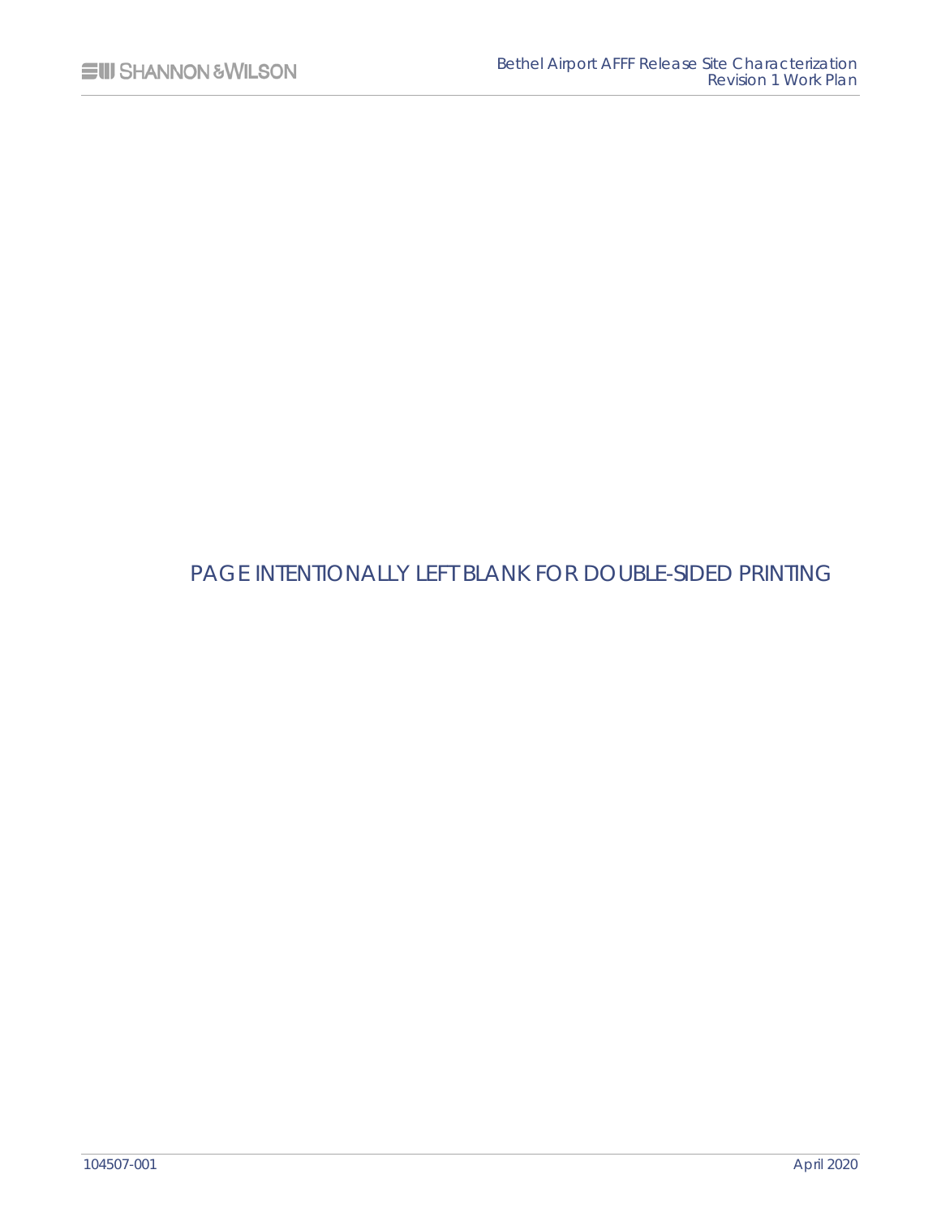PAGE INTENTIONALLY LEFT BLANK FOR DOUBLE-SIDED PRINTING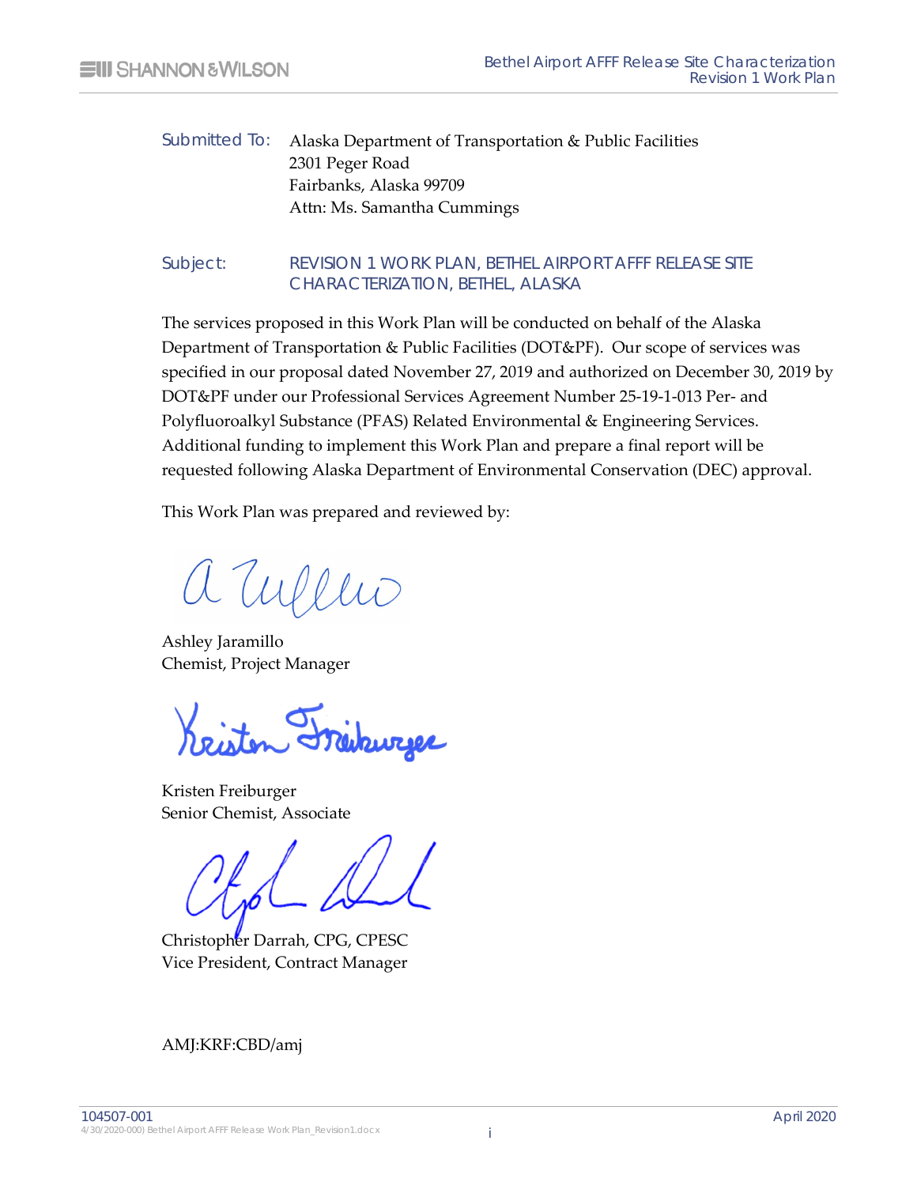Submitted To: Alaska Department of Transportation & Public Facilities
2301 Peger Road
Fairbanks, Alaska 99709
Attn: Ms. Samantha Cummings

Subject: REVISION 1 WORK PLAN, BETHEL AIRPORT AFFF RELEASE SITE CHARACTERIZATION, BETHEL, ALASKA

The services proposed in this Work Plan will be conducted on behalf of the Alaska Department of Transportation & Public Facilities (DOT&PF). Our scope of services was specified in our proposal dated November 27, 2019 and authorized on December 30, 2019 by DOT&PF under our Professional Services Agreement Number 25-19-1-013 Per- and Polyfluoroalkyl Substance (PFAS) Related Environmental & Engineering Services. Additional funding to implement this Work Plan and prepare a final report will be requested following Alaska Department of Environmental Conservation (DEC) approval.

This Work Plan was prepared and reviewed by:

Ashley Jaramillo
Chemist, Project Manager

Kristen Freiburger
Senior Chemist, Associate

Christopher Darrah, CPG, CPESC
Vice President, Contract Manager

AMJ:KRF:CBD/amj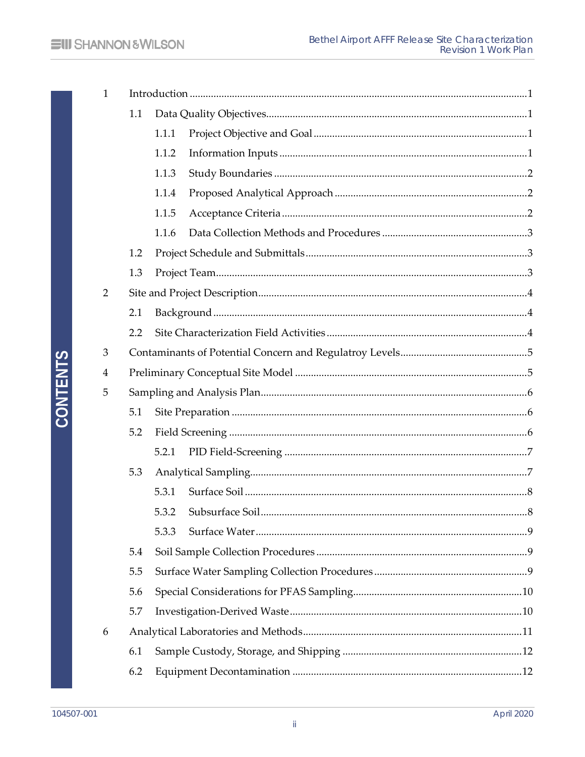# CONTENTS

| | | |
|---|---|---|
| 1 | Introduction | 1 |
| 1.1 | Data Quality Objectives | 1 |
| 1.1.1 | Project Objective and Goal | 1 |
| 1.1.2 | Information Inputs | 1 |
| 1.1.3 | Study Boundaries | 2 |
| 1.1.4 | Proposed Analytical Approach | 2 |
| 1.1.5 | Acceptance Criteria | 2 |
| 1.1.6 | Data Collection Methods and Procedures | 3 |
| 1.2 | Project Schedule and Submittals | 3 |
| 1.3 | Project Team | 3 |
| 2 | Site and Project Description | 4 |
| 2.1 | Background | 4 |
| 2.2 | Site Characterization Field Activities | 4 |
| 3 | Contaminants of Potential Concern and Regulatroy Levels | 5 |
| 4 | Preliminary Conceptual Site Model | 5 |
| 5 | Sampling and Analysis Plan | 6 |
| 5.1 | Site Preparation | 6 |
| 5.2 | Field Screening | 6 |
| 5.2.1 | PID Field-Screening | 7 |
| 5.3 | Analytical Sampling | 7 |
| 5.3.1 | Surface Soil | 8 |
| 5.3.2 | Subsurface Soil | 8 |
| 5.3.3 | Surface Water | 9 |
| 5.4 | Soil Sample Collection Procedures | 9 |
| 5.5 | Surface Water Sampling Collection Procedures | 9 |
| 5.6 | Special Considerations for PFAS Sampling | 10 |
| 5.7 | Investigation-Derived Waste | 10 |
| 6 | Analytical Laboratories and Methods | 11 |
| 6.1 | Sample Custody, Storage, and Shipping | 12 |
| 6.2 | Equipment Decontamination | 12 |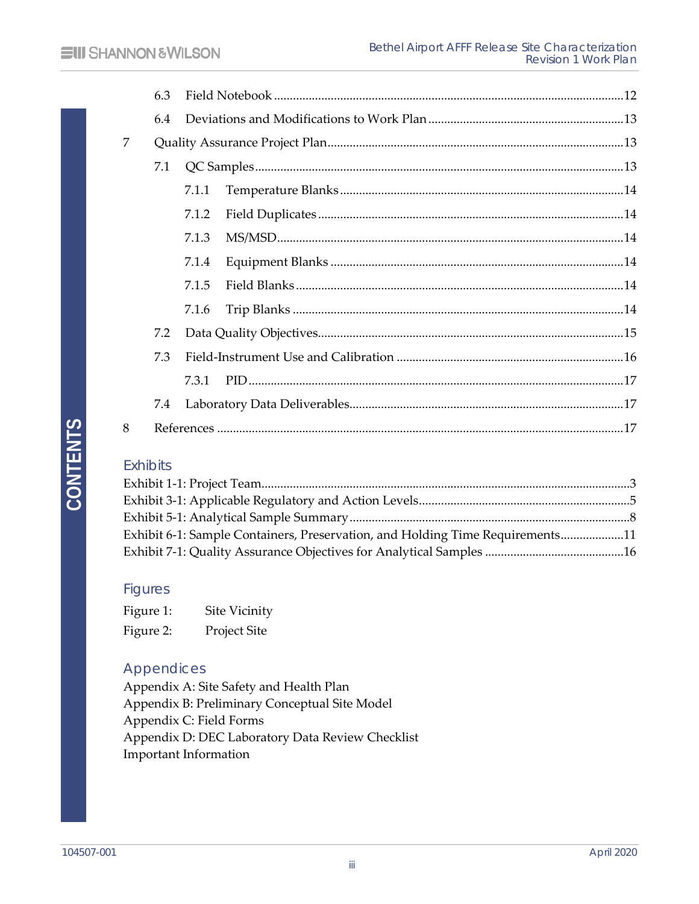| | | |
|---|---|---|
| 6.3 | Field Notebook | 12 |
| 6.4 | Deviations and Modifications to Work Plan | 13 |
| 7 | Quality Assurance Project Plan | 13 |
| 7.1 | QC Samples | 13 |
| 7.1.1 | Temperature Blanks | 14 |
| 7.1.2 | Field Duplicates | 14 |
| 7.1.3 | MS/MSD | 14 |
| 7.1.4 | Equipment Blanks | 14 |
| 7.1.5 | Field Blanks | 14 |
| 7.1.6 | Trip Blanks | 14 |
| 7.2 | Data Quality Objectives | 15 |
| 7.3 | Field-Instrument Use and Calibration | 16 |
| 7.3.1 | PID | 17 |
| 7.4 | Laboratory Data Deliverables | 17 |
| 8 | References | 17 |

## Exhibits

Exhibit 1-1: Project Team .....3
Exhibit 3-1: Applicable Regulatory and Action Levels .....5
Exhibit 5-1: Analytical Sample Summary .....8
Exhibit 6-1: Sample Containers, Preservation, and Holding Time Requirements .....11
Exhibit 7-1: Quality Assurance Objectives for Analytical Samples .....16

## Figures

Figure 1: Site Vicinity
Figure 2: Project Site

## Appendices

Appendix A: Site Safety and Health Plan
Appendix B: Preliminary Conceptual Site Model
Appendix C: Field Forms
Appendix D: DEC Laboratory Data Review Checklist
Important Information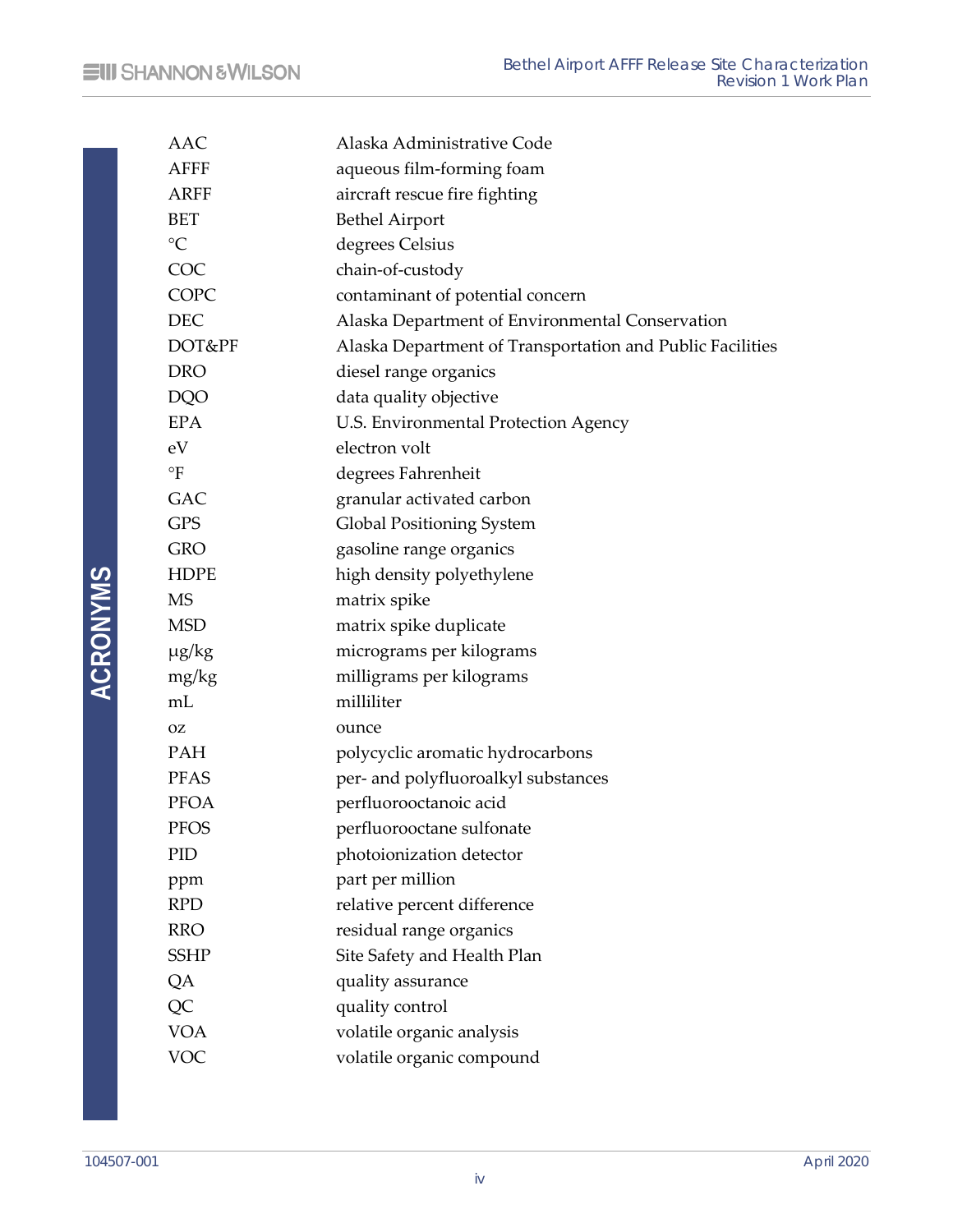# ACRONYMS

| | |
|---|---|
| AAC | Alaska Administrative Code |
| AFFF | aqueous film-forming foam |
| ARFF | aircraft rescue fire fighting |
| BET | Bethel Airport |
| °C | degrees Celsius |
| COC | chain-of-custody |
| COPC | contaminant of potential concern |
| DEC | Alaska Department of Environmental Conservation |
| DOT&PF | Alaska Department of Transportation and Public Facilities |
| DRO | diesel range organics |
| DQO | data quality objective |
| EPA | U.S. Environmental Protection Agency |
| eV | electron volt |
| °F | degrees Fahrenheit |
| GAC | granular activated carbon |
| GPS | Global Positioning System |
| GRO | gasoline range organics |
| HDPE | high density polyethylene |
| MS | matrix spike |
| MSD | matrix spike duplicate |
| µg/kg | micrograms per kilograms |
| mg/kg | milligrams per kilograms |
| mL | milliliter |
| oz | ounce |
| PAH | polycyclic aromatic hydrocarbons |
| PFAS | per- and polyfluoroalkyl substances |
| PFOA | perfluorooctanoic acid |
| PFOS | perfluorooctane sulfonate |
| PID | photoionization detector |
| ppm | part per million |
| RPD | relative percent difference |
| RRO | residual range organics |
| SSHP | Site Safety and Health Plan |
| QA | quality assurance |
| QC | quality control |
| VOA | volatile organic analysis |
| VOC | volatile organic compound |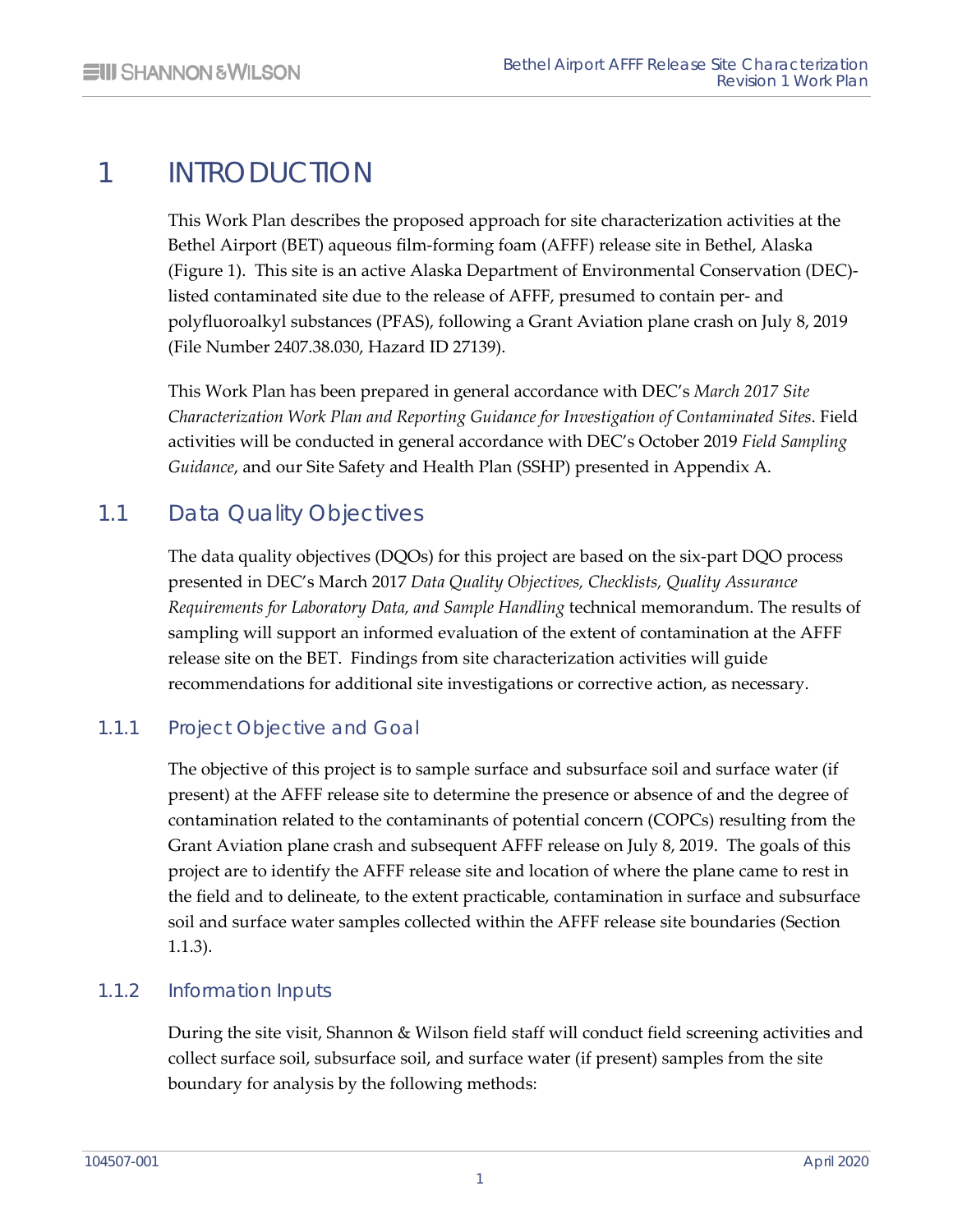# 1 INTRODUCTION

This Work Plan describes the proposed approach for site characterization activities at the Bethel Airport (BET) aqueous film-forming foam (AFFF) release site in Bethel, Alaska (Figure 1). This site is an active Alaska Department of Environmental Conservation (DEC)-listed contaminated site due to the release of AFFF, presumed to contain per- and polyfluoroalkyl substances (PFAS), following a Grant Aviation plane crash on July 8, 2019 (File Number 2407.38.030, Hazard ID 27139).

This Work Plan has been prepared in general accordance with DEC's *March 2017 Site Characterization Work Plan and Reporting Guidance for Investigation of Contaminated Sites*. Field activities will be conducted in general accordance with DEC's October 2019 *Field Sampling Guidance*, and our Site Safety and Health Plan (SSHP) presented in Appendix A.

## 1.1 Data Quality Objectives

The data quality objectives (DQOs) for this project are based on the six-part DQO process presented in DEC's March 2017 *Data Quality Objectives, Checklists, Quality Assurance Requirements for Laboratory Data, and Sample Handling* technical memorandum. The results of sampling will support an informed evaluation of the extent of contamination at the AFFF release site on the BET. Findings from site characterization activities will guide recommendations for additional site investigations or corrective action, as necessary.

### 1.1.1 Project Objective and Goal

The objective of this project is to sample surface and subsurface soil and surface water (if present) at the AFFF release site to determine the presence or absence of and the degree of contamination related to the contaminants of potential concern (COPCs) resulting from the Grant Aviation plane crash and subsequent AFFF release on July 8, 2019. The goals of this project are to identify the AFFF release site and location of where the plane came to rest in the field and to delineate, to the extent practicable, contamination in surface and subsurface soil and surface water samples collected within the AFFF release site boundaries (Section 1.1.3).

### 1.1.2 Information Inputs

During the site visit, Shannon & Wilson field staff will conduct field screening activities and collect surface soil, subsurface soil, and surface water (if present) samples from the site boundary for analysis by the following methods: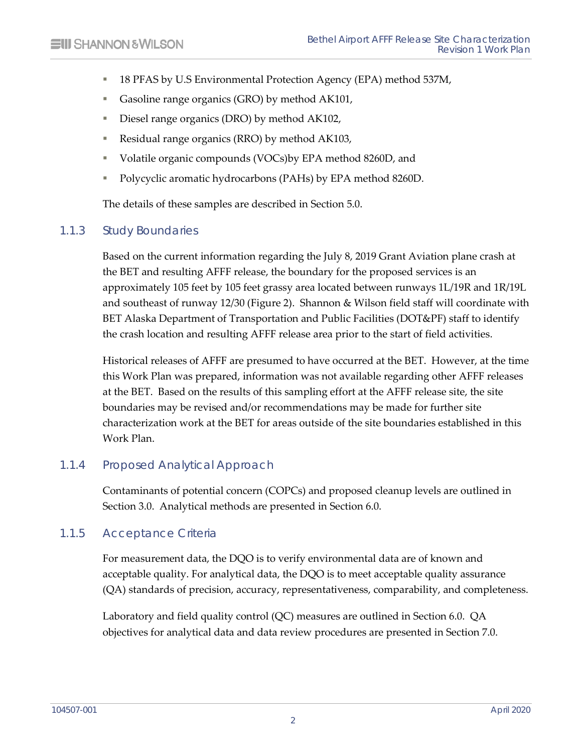- 18 PFAS by U.S Environmental Protection Agency (EPA) method 537M,
- Gasoline range organics (GRO) by method AK101,
- Diesel range organics (DRO) by method AK102,
- Residual range organics (RRO) by method AK103,
- Volatile organic compounds (VOCs)by EPA method 8260D, and
- Polycyclic aromatic hydrocarbons (PAHs) by EPA method 8260D.

The details of these samples are described in Section 5.0.

### 1.1.3 Study Boundaries

Based on the current information regarding the July 8, 2019 Grant Aviation plane crash at the BET and resulting AFFF release, the boundary for the proposed services is an approximately 105 feet by 105 feet grassy area located between runways 1L/19R and 1R/19L and southeast of runway 12/30 (Figure 2). Shannon & Wilson field staff will coordinate with BET Alaska Department of Transportation and Public Facilities (DOT&PF) staff to identify the crash location and resulting AFFF release area prior to the start of field activities.

Historical releases of AFFF are presumed to have occurred at the BET. However, at the time this Work Plan was prepared, information was not available regarding other AFFF releases at the BET. Based on the results of this sampling effort at the AFFF release site, the site boundaries may be revised and/or recommendations may be made for further site characterization work at the BET for areas outside of the site boundaries established in this Work Plan.

### 1.1.4 Proposed Analytical Approach

Contaminants of potential concern (COPCs) and proposed cleanup levels are outlined in Section 3.0. Analytical methods are presented in Section 6.0.

### 1.1.5 Acceptance Criteria

For measurement data, the DQO is to verify environmental data are of known and acceptable quality. For analytical data, the DQO is to meet acceptable quality assurance (QA) standards of precision, accuracy, representativeness, comparability, and completeness.

Laboratory and field quality control (QC) measures are outlined in Section 6.0. QA objectives for analytical data and data review procedures are presented in Section 7.0.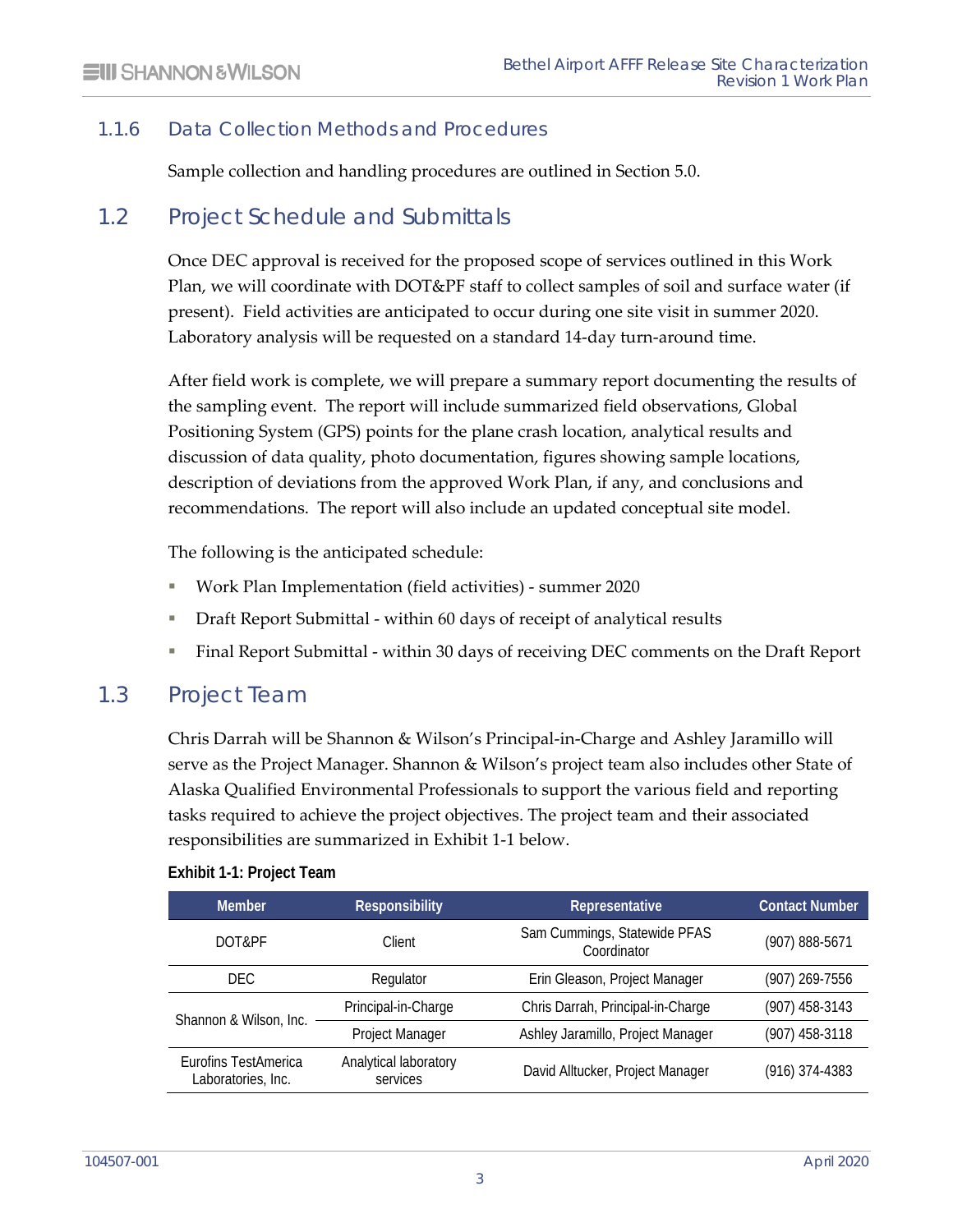### 1.1.6 Data Collection Methods and Procedures

Sample collection and handling procedures are outlined in Section 5.0.

## 1.2 Project Schedule and Submittals

Once DEC approval is received for the proposed scope of services outlined in this Work Plan, we will coordinate with DOT&PF staff to collect samples of soil and surface water (if present). Field activities are anticipated to occur during one site visit in summer 2020. Laboratory analysis will be requested on a standard 14-day turn-around time.

After field work is complete, we will prepare a summary report documenting the results of the sampling event. The report will include summarized field observations, Global Positioning System (GPS) points for the plane crash location, analytical results and discussion of data quality, photo documentation, figures showing sample locations, description of deviations from the approved Work Plan, if any, and conclusions and recommendations. The report will also include an updated conceptual site model.

The following is the anticipated schedule:

- Work Plan Implementation (field activities) - summer 2020
- Draft Report Submittal - within 60 days of receipt of analytical results
- Final Report Submittal - within 30 days of receiving DEC comments on the Draft Report

## 1.3 Project Team

Chris Darrah will be Shannon & Wilson's Principal-in-Charge and Ashley Jaramillo will serve as the Project Manager. Shannon & Wilson's project team also includes other State of Alaska Qualified Environmental Professionals to support the various field and reporting tasks required to achieve the project objectives. The project team and their associated responsibilities are summarized in Exhibit 1-1 below.

**Exhibit 1-1: Project Team**

| Member | Responsibility | Representative | Contact Number |
|---|---|---|---|
| DOT&PF | Client | Sam Cummings, Statewide PFAS Coordinator | (907) 888-5671 |
| DEC | Regulator | Erin Gleason, Project Manager | (907) 269-7556 |
| Shannon & Wilson, Inc. | Principal-in-Charge | Chris Darrah, Principal-in-Charge | (907) 458-3143 |
| | Project Manager | Ashley Jaramillo, Project Manager | (907) 458-3118 |
| Eurofins TestAmerica Laboratories, Inc. | Analytical laboratory services | David Alltucker, Project Manager | (916) 374-4383 |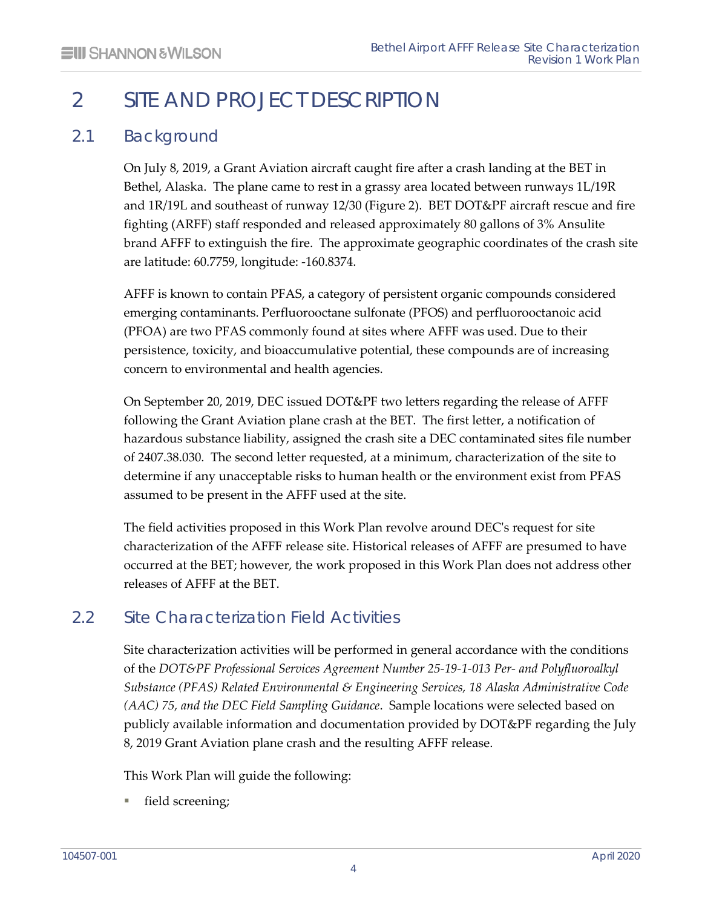# 2 SITE AND PROJECT DESCRIPTION

## 2.1 Background

On July 8, 2019, a Grant Aviation aircraft caught fire after a crash landing at the BET in Bethel, Alaska. The plane came to rest in a grassy area located between runways 1L/19R and 1R/19L and southeast of runway 12/30 (Figure 2). BET DOT&PF aircraft rescue and fire fighting (ARFF) staff responded and released approximately 80 gallons of 3% Ansulite brand AFFF to extinguish the fire. The approximate geographic coordinates of the crash site are latitude: 60.7759, longitude: -160.8374.

AFFF is known to contain PFAS, a category of persistent organic compounds considered emerging contaminants. Perfluorooctane sulfonate (PFOS) and perfluorooctanoic acid (PFOA) are two PFAS commonly found at sites where AFFF was used. Due to their persistence, toxicity, and bioaccumulative potential, these compounds are of increasing concern to environmental and health agencies.

On September 20, 2019, DEC issued DOT&PF two letters regarding the release of AFFF following the Grant Aviation plane crash at the BET. The first letter, a notification of hazardous substance liability, assigned the crash site a DEC contaminated sites file number of 2407.38.030. The second letter requested, at a minimum, characterization of the site to determine if any unacceptable risks to human health or the environment exist from PFAS assumed to be present in the AFFF used at the site.

The field activities proposed in this Work Plan revolve around DEC's request for site characterization of the AFFF release site. Historical releases of AFFF are presumed to have occurred at the BET; however, the work proposed in this Work Plan does not address other releases of AFFF at the BET.

## 2.2 Site Characterization Field Activities

Site characterization activities will be performed in general accordance with the conditions of the *DOT&PF Professional Services Agreement Number 25-19-1-013 Per- and Polyfluoroalkyl Substance (PFAS) Related Environmental & Engineering Services, 18 Alaska Administrative Code (AAC) 75, and the DEC Field Sampling Guidance*. Sample locations were selected based on publicly available information and documentation provided by DOT&PF regarding the July 8, 2019 Grant Aviation plane crash and the resulting AFFF release.

This Work Plan will guide the following:

- field screening;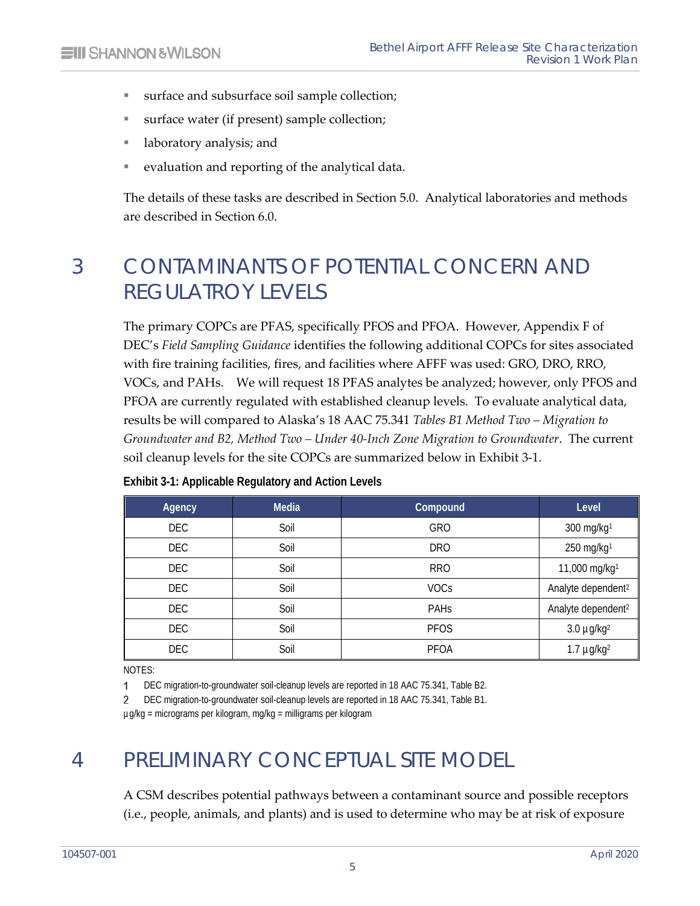- surface and subsurface soil sample collection;
- surface water (if present) sample collection;
- laboratory analysis; and
- evaluation and reporting of the analytical data.

The details of these tasks are described in Section 5.0. Analytical laboratories and methods are described in Section 6.0.

# 3 CONTAMINANTS OF POTENTIAL CONCERN AND REGULATROY LEVELS

The primary COPCs are PFAS, specifically PFOS and PFOA. However, Appendix F of DEC's *Field Sampling Guidance* identifies the following additional COPCs for sites associated with fire training facilities, fires, and facilities where AFFF was used: GRO, DRO, RRO, VOCs, and PAHs. We will request 18 PFAS analytes be analyzed; however, only PFOS and PFOA are currently regulated with established cleanup levels. To evaluate analytical data, results be will compared to Alaska's 18 AAC 75.341 *Tables B1 Method Two – Migration to Groundwater and B2, Method Two – Under 40-Inch Zone Migration to Groundwater*. The current soil cleanup levels for the site COPCs are summarized below in Exhibit 3-1.

**Exhibit 3-1: Applicable Regulatory and Action Levels**

| Agency | Media | Compound | Level |
|---|---|---|---|
| DEC | Soil | GRO | 300 mg/kg[1] |
| DEC | Soil | DRO | 250 mg/kg[1] |
| DEC | Soil | RRO | 11,000 mg/kg[1] |
| DEC | Soil | VOCs | Analyte dependent[2] |
| DEC | Soil | PAHs | Analyte dependent[2] |
| DEC | Soil | PFOS | 3.0 µg/kg[2] |
| DEC | Soil | PFOA | 1.7 µg/kg[2] |

NOTES:

1 DEC migration-to-groundwater soil-cleanup levels are reported in 18 AAC 75.341, Table B2.

2 DEC migration-to-groundwater soil-cleanup levels are reported in 18 AAC 75.341, Table B1.

µg/kg = micrograms per kilogram, mg/kg = milligrams per kilogram

# 4 PRELIMINARY CONCEPTUAL SITE MODEL

A CSM describes potential pathways between a contaminant source and possible receptors (i.e., people, animals, and plants) and is used to determine who may be at risk of exposure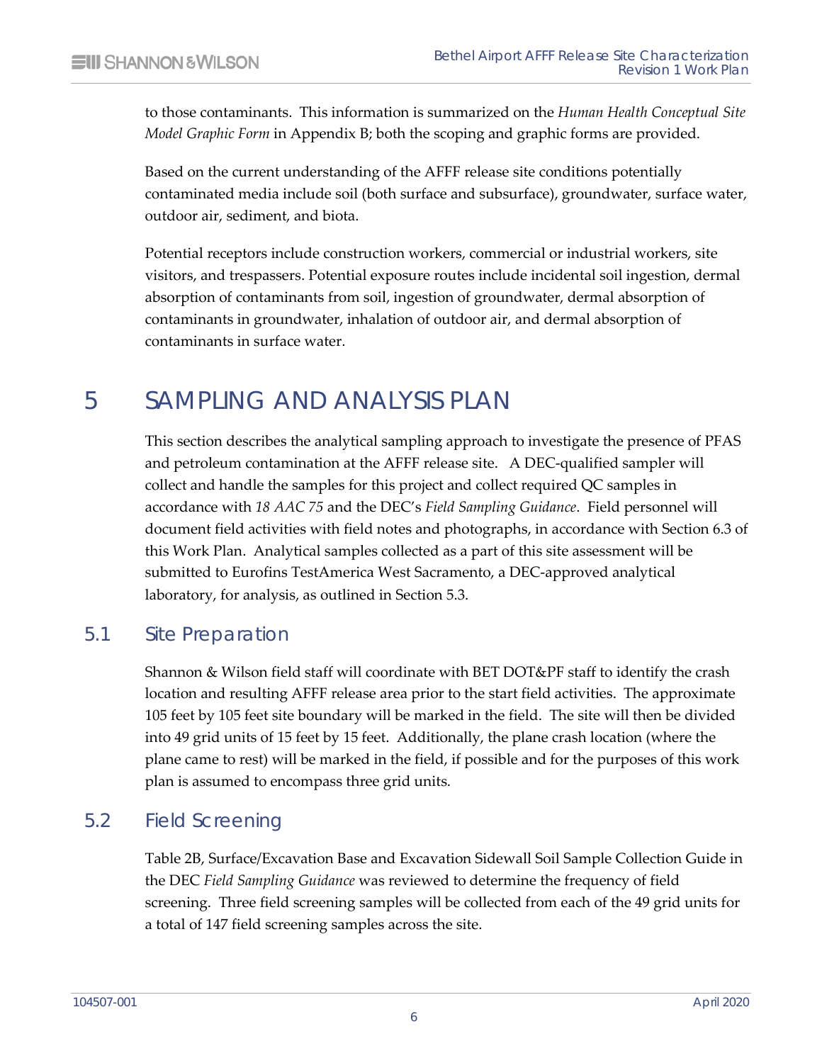to those contaminants. This information is summarized on the *Human Health Conceptual Site Model Graphic Form* in Appendix B; both the scoping and graphic forms are provided.

Based on the current understanding of the AFFF release site conditions potentially contaminated media include soil (both surface and subsurface), groundwater, surface water, outdoor air, sediment, and biota.

Potential receptors include construction workers, commercial or industrial workers, site visitors, and trespassers. Potential exposure routes include incidental soil ingestion, dermal absorption of contaminants from soil, ingestion of groundwater, dermal absorption of contaminants in groundwater, inhalation of outdoor air, and dermal absorption of contaminants in surface water.

# 5 SAMPLING AND ANALYSIS PLAN

This section describes the analytical sampling approach to investigate the presence of PFAS and petroleum contamination at the AFFF release site. A DEC-qualified sampler will collect and handle the samples for this project and collect required QC samples in accordance with *18 AAC 75* and the DEC's *Field Sampling Guidance*. Field personnel will document field activities with field notes and photographs, in accordance with Section 6.3 of this Work Plan. Analytical samples collected as a part of this site assessment will be submitted to Eurofins TestAmerica West Sacramento, a DEC-approved analytical laboratory, for analysis, as outlined in Section 5.3.

## 5.1 Site Preparation

Shannon & Wilson field staff will coordinate with BET DOT&PF staff to identify the crash location and resulting AFFF release area prior to the start field activities. The approximate 105 feet by 105 feet site boundary will be marked in the field. The site will then be divided into 49 grid units of 15 feet by 15 feet. Additionally, the plane crash location (where the plane came to rest) will be marked in the field, if possible and for the purposes of this work plan is assumed to encompass three grid units.

## 5.2 Field Screening

Table 2B, Surface/Excavation Base and Excavation Sidewall Soil Sample Collection Guide in the DEC *Field Sampling Guidance* was reviewed to determine the frequency of field screening. Three field screening samples will be collected from each of the 49 grid units for a total of 147 field screening samples across the site.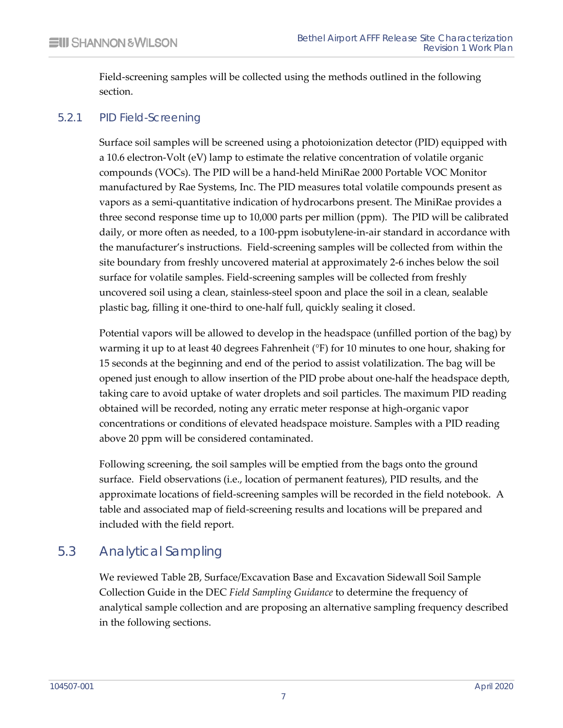Field-screening samples will be collected using the methods outlined in the following section.

### 5.2.1 PID Field-Screening

Surface soil samples will be screened using a photoionization detector (PID) equipped with a 10.6 electron-Volt (eV) lamp to estimate the relative concentration of volatile organic compounds (VOCs). The PID will be a hand-held MiniRae 2000 Portable VOC Monitor manufactured by Rae Systems, Inc. The PID measures total volatile compounds present as vapors as a semi-quantitative indication of hydrocarbons present. The MiniRae provides a three second response time up to 10,000 parts per million (ppm). The PID will be calibrated daily, or more often as needed, to a 100-ppm isobutylene-in-air standard in accordance with the manufacturer's instructions. Field-screening samples will be collected from within the site boundary from freshly uncovered material at approximately 2-6 inches below the soil surface for volatile samples. Field-screening samples will be collected from freshly uncovered soil using a clean, stainless-steel spoon and place the soil in a clean, sealable plastic bag, filling it one-third to one-half full, quickly sealing it closed.

Potential vapors will be allowed to develop in the headspace (unfilled portion of the bag) by warming it up to at least 40 degrees Fahrenheit (°F) for 10 minutes to one hour, shaking for 15 seconds at the beginning and end of the period to assist volatilization. The bag will be opened just enough to allow insertion of the PID probe about one-half the headspace depth, taking care to avoid uptake of water droplets and soil particles. The maximum PID reading obtained will be recorded, noting any erratic meter response at high-organic vapor concentrations or conditions of elevated headspace moisture. Samples with a PID reading above 20 ppm will be considered contaminated.

Following screening, the soil samples will be emptied from the bags onto the ground surface. Field observations (i.e., location of permanent features), PID results, and the approximate locations of field-screening samples will be recorded in the field notebook. A table and associated map of field-screening results and locations will be prepared and included with the field report.

## 5.3 Analytical Sampling

We reviewed Table 2B, Surface/Excavation Base and Excavation Sidewall Soil Sample Collection Guide in the DEC *Field Sampling Guidance* to determine the frequency of analytical sample collection and are proposing an alternative sampling frequency described in the following sections.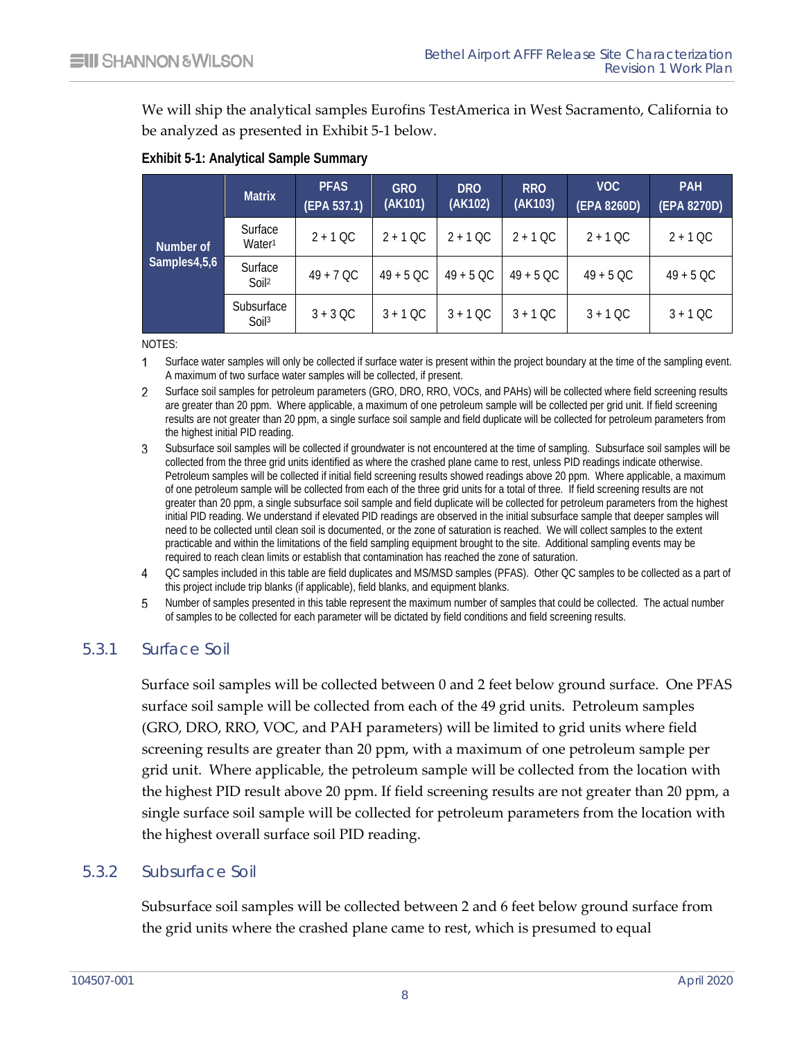We will ship the analytical samples Eurofins TestAmerica in West Sacramento, California to be analyzed as presented in Exhibit 5-1 below.

**Exhibit 5-1: Analytical Sample Summary**

| | Matrix | PFAS (EPA 537.1) | GRO (AK101) | DRO (AK102) | RRO (AK103) | VOC (EPA 8260D) | PAH (EPA 8270D) |
|---|---|---|---|---|---|---|---|
| **Number of Samples4,5,6** | Surface Water[1] | 2 + 1 QC | 2 + 1 QC | 2 + 1 QC | 2 + 1 QC | 2 + 1 QC | 2 + 1 QC |
| | Surface Soil[2] | 49 + 7 QC | 49 + 5 QC | 49 + 5 QC | 49 + 5 QC | 49 + 5 QC | 49 + 5 QC |
| | Subsurface Soil[3] | 3 + 3 QC | 3 + 1 QC | 3 + 1 QC | 3 + 1 QC | 3 + 1 QC | 3 + 1 QC |

NOTES:

1. Surface water samples will only be collected if surface water is present within the project boundary at the time of the sampling event. A maximum of two surface water samples will be collected, if present.
2. Surface soil samples for petroleum parameters (GRO, DRO, RRO, VOCs, and PAHs) will be collected where field screening results are greater than 20 ppm. Where applicable, a maximum of one petroleum sample will be collected per grid unit. If field screening results are not greater than 20 ppm, a single surface soil sample and field duplicate will be collected for petroleum parameters from the highest initial PID reading.
3. Subsurface soil samples will be collected if groundwater is not encountered at the time of sampling. Subsurface soil samples will be collected from the three grid units identified as where the crashed plane came to rest, unless PID readings indicate otherwise. Petroleum samples will be collected if initial field screening results showed readings above 20 ppm. Where applicable, a maximum of one petroleum sample will be collected from each of the three grid units for a total of three. If field screening results are not greater than 20 ppm, a single subsurface soil sample and field duplicate will be collected for petroleum parameters from the highest initial PID reading. We understand if elevated PID readings are observed in the initial subsurface sample that deeper samples will need to be collected until clean soil is documented, or the zone of saturation is reached. We will collect samples to the extent practicable and within the limitations of the field sampling equipment brought to the site. Additional sampling events may be required to reach clean limits or establish that contamination has reached the zone of saturation.
4. QC samples included in this table are field duplicates and MS/MSD samples (PFAS). Other QC samples to be collected as a part of this project include trip blanks (if applicable), field blanks, and equipment blanks.
5. Number of samples presented in this table represent the maximum number of samples that could be collected. The actual number of samples to be collected for each parameter will be dictated by field conditions and field screening results.

### 5.3.1 Surface Soil

Surface soil samples will be collected between 0 and 2 feet below ground surface. One PFAS surface soil sample will be collected from each of the 49 grid units. Petroleum samples (GRO, DRO, RRO, VOC, and PAH parameters) will be limited to grid units where field screening results are greater than 20 ppm, with a maximum of one petroleum sample per grid unit. Where applicable, the petroleum sample will be collected from the location with the highest PID result above 20 ppm. If field screening results are not greater than 20 ppm, a single surface soil sample will be collected for petroleum parameters from the location with the highest overall surface soil PID reading.

### 5.3.2 Subsurface Soil

Subsurface soil samples will be collected between 2 and 6 feet below ground surface from the grid units where the crashed plane came to rest, which is presumed to equal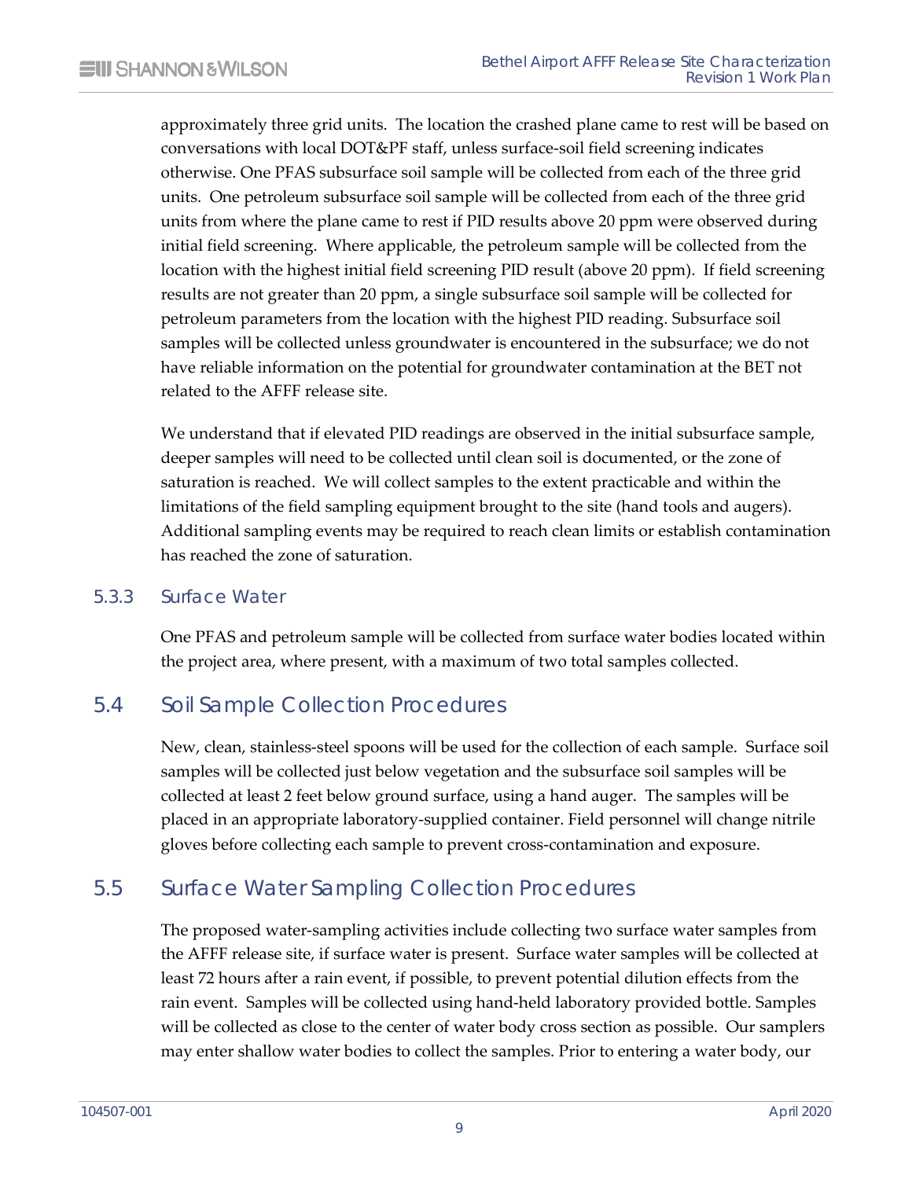approximately three grid units. The location the crashed plane came to rest will be based on conversations with local DOT&PF staff, unless surface-soil field screening indicates otherwise. One PFAS subsurface soil sample will be collected from each of the three grid units. One petroleum subsurface soil sample will be collected from each of the three grid units from where the plane came to rest if PID results above 20 ppm were observed during initial field screening. Where applicable, the petroleum sample will be collected from the location with the highest initial field screening PID result (above 20 ppm). If field screening results are not greater than 20 ppm, a single subsurface soil sample will be collected for petroleum parameters from the location with the highest PID reading. Subsurface soil samples will be collected unless groundwater is encountered in the subsurface; we do not have reliable information on the potential for groundwater contamination at the BET not related to the AFFF release site.

We understand that if elevated PID readings are observed in the initial subsurface sample, deeper samples will need to be collected until clean soil is documented, or the zone of saturation is reached. We will collect samples to the extent practicable and within the limitations of the field sampling equipment brought to the site (hand tools and augers). Additional sampling events may be required to reach clean limits or establish contamination has reached the zone of saturation.

### 5.3.3 Surface Water

One PFAS and petroleum sample will be collected from surface water bodies located within the project area, where present, with a maximum of two total samples collected.

## 5.4 Soil Sample Collection Procedures

New, clean, stainless-steel spoons will be used for the collection of each sample. Surface soil samples will be collected just below vegetation and the subsurface soil samples will be collected at least 2 feet below ground surface, using a hand auger. The samples will be placed in an appropriate laboratory-supplied container. Field personnel will change nitrile gloves before collecting each sample to prevent cross-contamination and exposure.

## 5.5 Surface Water Sampling Collection Procedures

The proposed water-sampling activities include collecting two surface water samples from the AFFF release site, if surface water is present. Surface water samples will be collected at least 72 hours after a rain event, if possible, to prevent potential dilution effects from the rain event. Samples will be collected using hand-held laboratory provided bottle. Samples will be collected as close to the center of water body cross section as possible. Our samplers may enter shallow water bodies to collect the samples. Prior to entering a water body, our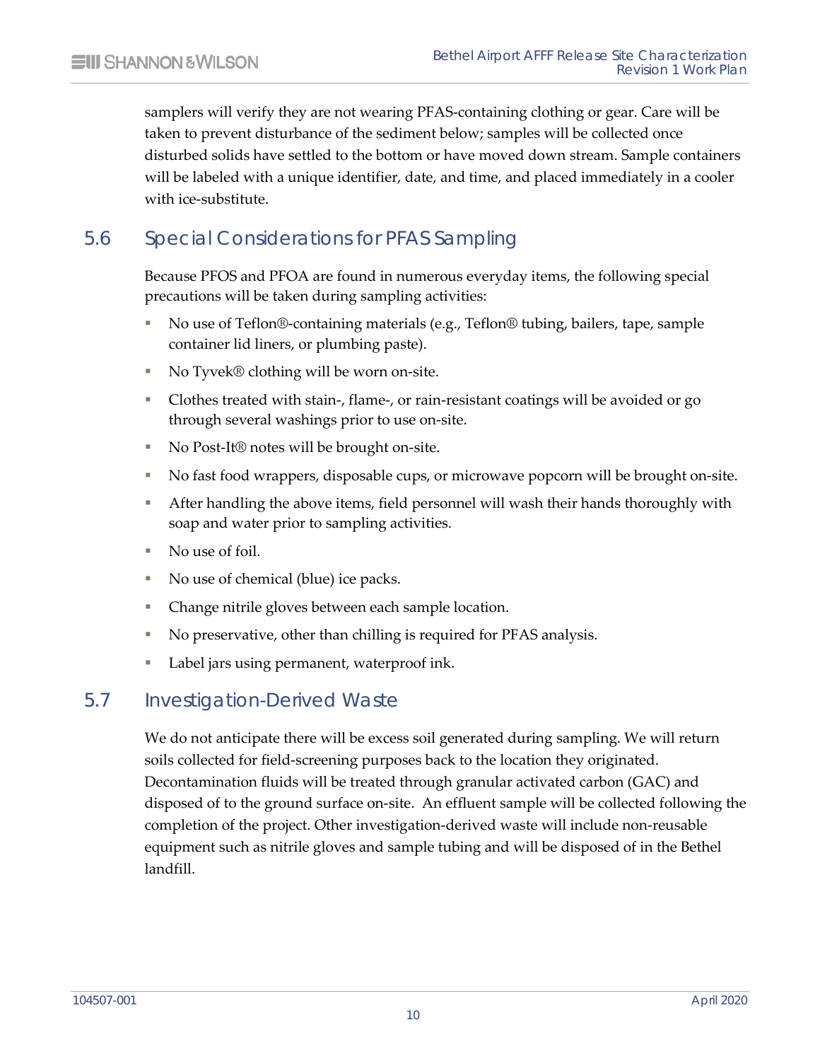samplers will verify they are not wearing PFAS-containing clothing or gear. Care will be taken to prevent disturbance of the sediment below; samples will be collected once disturbed solids have settled to the bottom or have moved down stream. Sample containers will be labeled with a unique identifier, date, and time, and placed immediately in a cooler with ice-substitute.

## 5.6 Special Considerations for PFAS Sampling

Because PFOS and PFOA are found in numerous everyday items, the following special precautions will be taken during sampling activities:

- No use of Teflon®-containing materials (e.g., Teflon® tubing, bailers, tape, sample container lid liners, or plumbing paste).
- No Tyvek® clothing will be worn on-site.
- Clothes treated with stain-, flame-, or rain-resistant coatings will be avoided or go through several washings prior to use on-site.
- No Post-It® notes will be brought on-site.
- No fast food wrappers, disposable cups, or microwave popcorn will be brought on-site.
- After handling the above items, field personnel will wash their hands thoroughly with soap and water prior to sampling activities.
- No use of foil.
- No use of chemical (blue) ice packs.
- Change nitrile gloves between each sample location.
- No preservative, other than chilling is required for PFAS analysis.
- Label jars using permanent, waterproof ink.

## 5.7 Investigation-Derived Waste

We do not anticipate there will be excess soil generated during sampling. We will return soils collected for field-screening purposes back to the location they originated. Decontamination fluids will be treated through granular activated carbon (GAC) and disposed of to the ground surface on-site. An effluent sample will be collected following the completion of the project. Other investigation-derived waste will include non-reusable equipment such as nitrile gloves and sample tubing and will be disposed of in the Bethel landfill.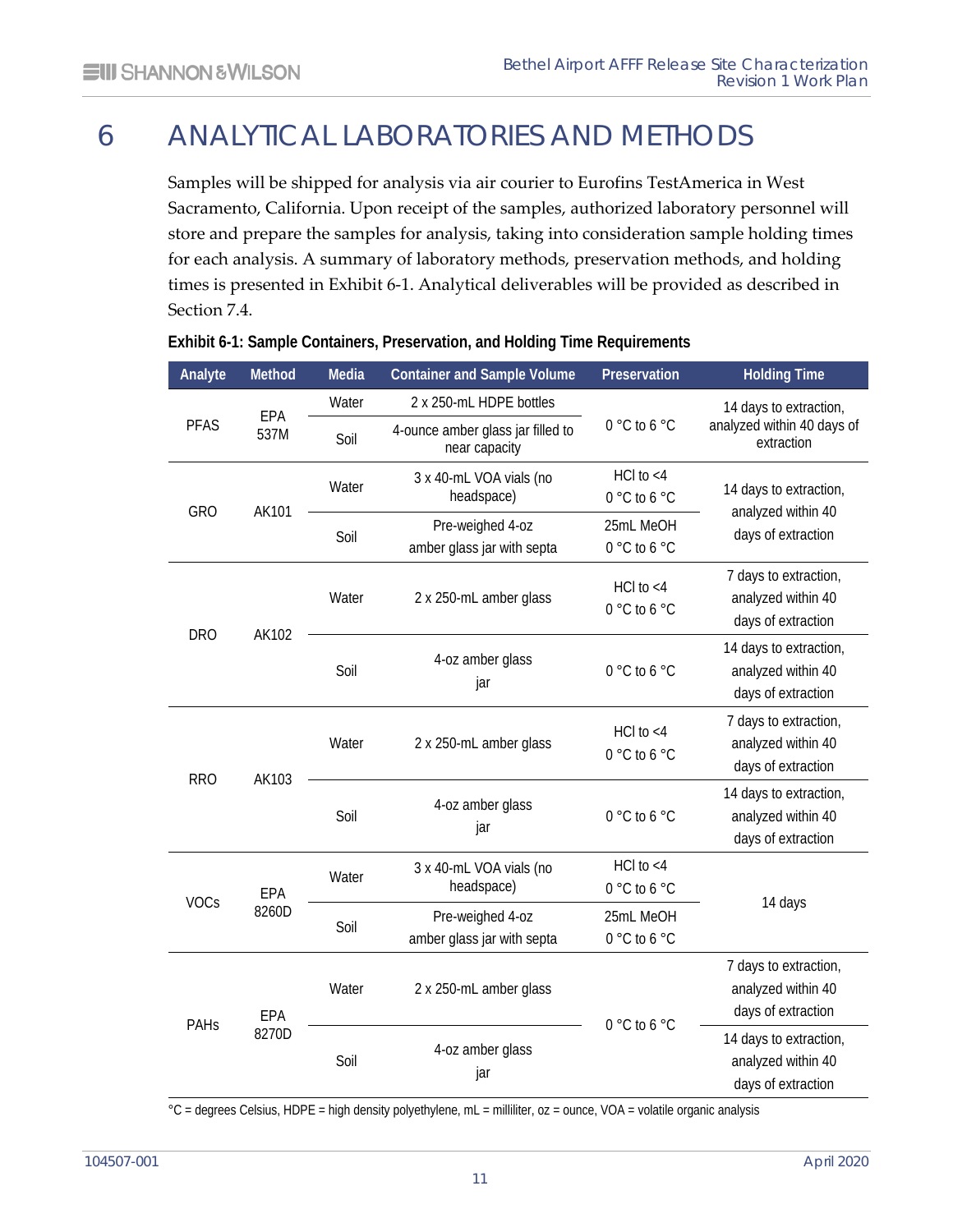# 6 ANALYTICAL LABORATORIES AND METHODS

Samples will be shipped for analysis via air courier to Eurofins TestAmerica in West Sacramento, California. Upon receipt of the samples, authorized laboratory personnel will store and prepare the samples for analysis, taking into consideration sample holding times for each analysis. A summary of laboratory methods, preservation methods, and holding times is presented in Exhibit 6-1. Analytical deliverables will be provided as described in Section 7.4.

**Exhibit 6-1: Sample Containers, Preservation, and Holding Time Requirements**

| Analyte | Method | Media | Container and Sample Volume | Preservation | Holding Time |
|---|---|---|---|---|---|
| PFAS | EPA 537M | Water | 2 x 250-mL HDPE bottles | 0 °C to 6 °C | 14 days to extraction, analyzed within 40 days of extraction |
| | | Soil | 4-ounce amber glass jar filled to near capacity | | |
| GRO | AK101 | Water | 3 x 40-mL VOA vials (no headspace) | HCl to <4<br>0 °C to 6 °C | 14 days to extraction, analyzed within 40 days of extraction |
| | | Soil | Pre-weighed 4-oz amber glass jar with septa | 25mL MeOH<br>0 °C to 6 °C | |
| DRO | AK102 | Water | 2 x 250-mL amber glass | HCl to <4<br>0 °C to 6 °C | 7 days to extraction, analyzed within 40 days of extraction |
| | | Soil | 4-oz amber glass jar | 0 °C to 6 °C | 14 days to extraction, analyzed within 40 days of extraction |
| RRO | AK103 | Water | 2 x 250-mL amber glass | HCl to <4<br>0 °C to 6 °C | 7 days to extraction, analyzed within 40 days of extraction |
| | | Soil | 4-oz amber glass jar | 0 °C to 6 °C | 14 days to extraction, analyzed within 40 days of extraction |
| VOCs | EPA 8260D | Water | 3 x 40-mL VOA vials (no headspace) | HCl to <4<br>0 °C to 6 °C | 14 days |
| | | Soil | Pre-weighed 4-oz amber glass jar with septa | 25mL MeOH<br>0 °C to 6 °C | |
| PAHs | EPA 8270D | Water | 2 x 250-mL amber glass | 0 °C to 6 °C | 7 days to extraction, analyzed within 40 days of extraction |
| | | Soil | 4-oz amber glass jar | | 14 days to extraction, analyzed within 40 days of extraction |

°C = degrees Celsius, HDPE = high density polyethylene, mL = milliliter, oz = ounce, VOA = volatile organic analysis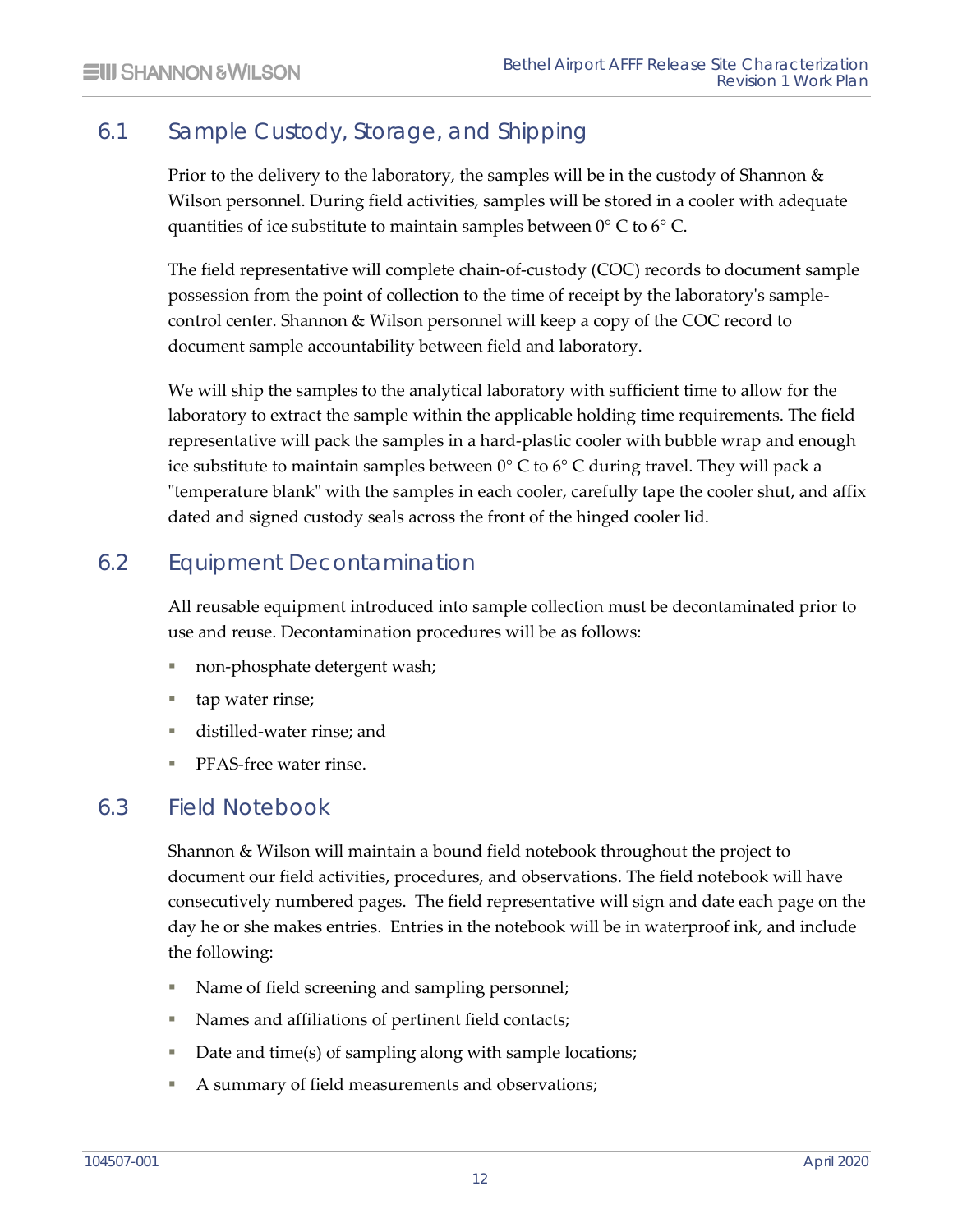## 6.1 Sample Custody, Storage, and Shipping

Prior to the delivery to the laboratory, the samples will be in the custody of Shannon & Wilson personnel. During field activities, samples will be stored in a cooler with adequate quantities of ice substitute to maintain samples between 0° C to 6° C.

The field representative will complete chain-of-custody (COC) records to document sample possession from the point of collection to the time of receipt by the laboratory's sample-control center. Shannon & Wilson personnel will keep a copy of the COC record to document sample accountability between field and laboratory.

We will ship the samples to the analytical laboratory with sufficient time to allow for the laboratory to extract the sample within the applicable holding time requirements. The field representative will pack the samples in a hard-plastic cooler with bubble wrap and enough ice substitute to maintain samples between 0° C to 6° C during travel. They will pack a "temperature blank" with the samples in each cooler, carefully tape the cooler shut, and affix dated and signed custody seals across the front of the hinged cooler lid.

## 6.2 Equipment Decontamination

All reusable equipment introduced into sample collection must be decontaminated prior to use and reuse. Decontamination procedures will be as follows:

- non-phosphate detergent wash;
- tap water rinse;
- distilled-water rinse; and
- PFAS-free water rinse.

## 6.3 Field Notebook

Shannon & Wilson will maintain a bound field notebook throughout the project to document our field activities, procedures, and observations. The field notebook will have consecutively numbered pages. The field representative will sign and date each page on the day he or she makes entries. Entries in the notebook will be in waterproof ink, and include the following:

- Name of field screening and sampling personnel;
- Names and affiliations of pertinent field contacts;
- Date and time(s) of sampling along with sample locations;
- A summary of field measurements and observations;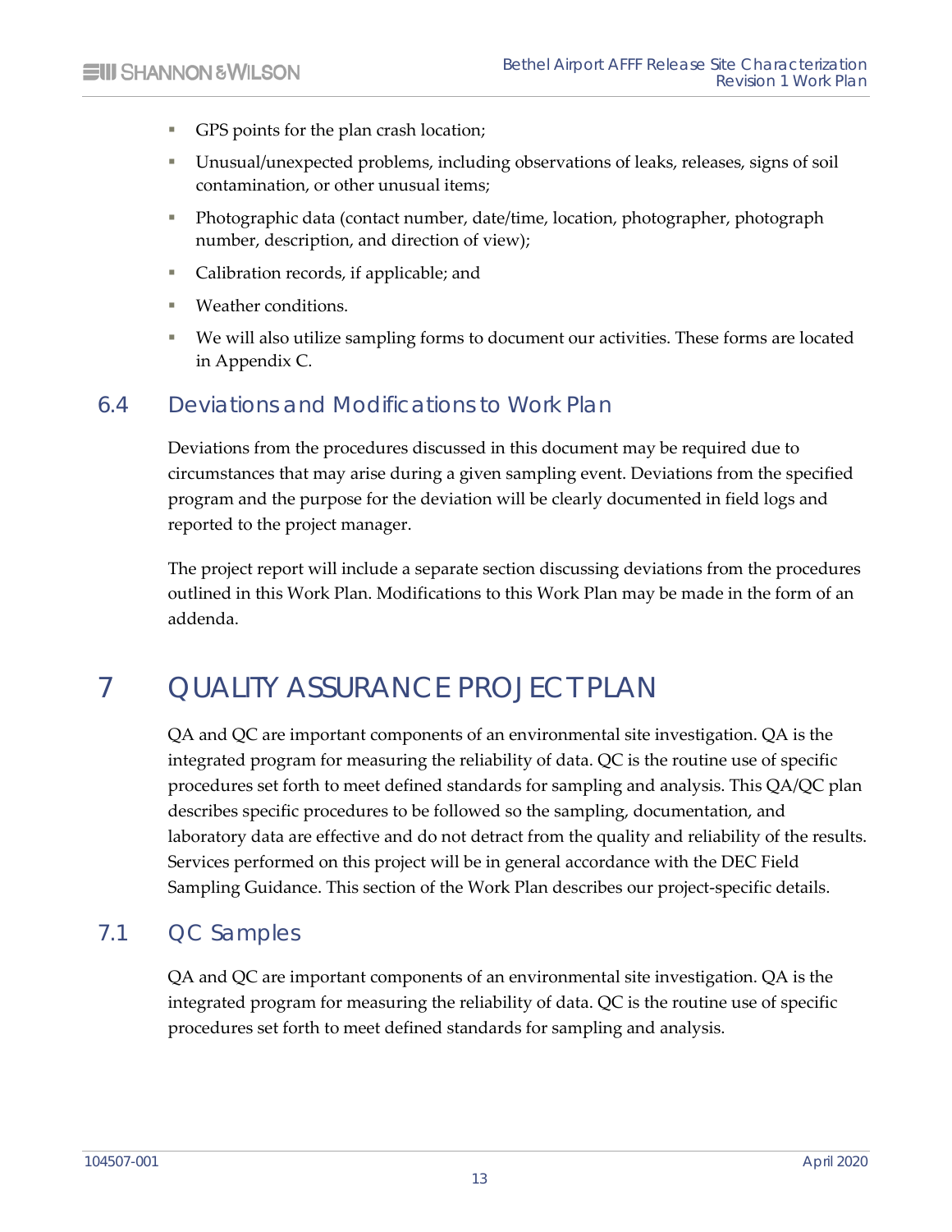- GPS points for the plan crash location;
- Unusual/unexpected problems, including observations of leaks, releases, signs of soil contamination, or other unusual items;
- Photographic data (contact number, date/time, location, photographer, photograph number, description, and direction of view);
- Calibration records, if applicable; and
- Weather conditions.
- We will also utilize sampling forms to document our activities. These forms are located in Appendix C.

## 6.4 Deviations and Modifications to Work Plan

Deviations from the procedures discussed in this document may be required due to circumstances that may arise during a given sampling event. Deviations from the specified program and the purpose for the deviation will be clearly documented in field logs and reported to the project manager.

The project report will include a separate section discussing deviations from the procedures outlined in this Work Plan. Modifications to this Work Plan may be made in the form of an addenda.

# 7 QUALITY ASSURANCE PROJECT PLAN

QA and QC are important components of an environmental site investigation. QA is the integrated program for measuring the reliability of data. QC is the routine use of specific procedures set forth to meet defined standards for sampling and analysis. This QA/QC plan describes specific procedures to be followed so the sampling, documentation, and laboratory data are effective and do not detract from the quality and reliability of the results. Services performed on this project will be in general accordance with the DEC Field Sampling Guidance. This section of the Work Plan describes our project-specific details.

## 7.1 QC Samples

QA and QC are important components of an environmental site investigation. QA is the integrated program for measuring the reliability of data. QC is the routine use of specific procedures set forth to meet defined standards for sampling and analysis.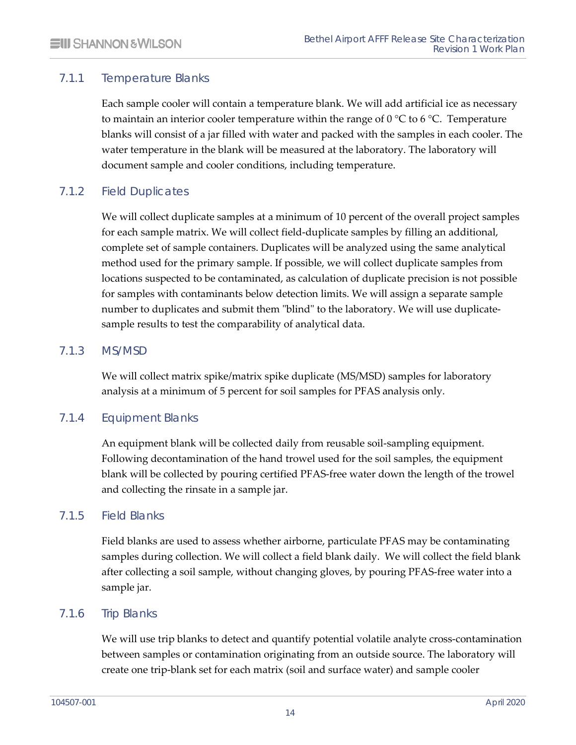### 7.1.1 Temperature Blanks

Each sample cooler will contain a temperature blank. We will add artificial ice as necessary to maintain an interior cooler temperature within the range of 0 °C to 6 °C. Temperature blanks will consist of a jar filled with water and packed with the samples in each cooler. The water temperature in the blank will be measured at the laboratory. The laboratory will document sample and cooler conditions, including temperature.

### 7.1.2 Field Duplicates

We will collect duplicate samples at a minimum of 10 percent of the overall project samples for each sample matrix. We will collect field-duplicate samples by filling an additional, complete set of sample containers. Duplicates will be analyzed using the same analytical method used for the primary sample. If possible, we will collect duplicate samples from locations suspected to be contaminated, as calculation of duplicate precision is not possible for samples with contaminants below detection limits. We will assign a separate sample number to duplicates and submit them "blind" to the laboratory. We will use duplicate-sample results to test the comparability of analytical data.

### 7.1.3 MS/MSD

We will collect matrix spike/matrix spike duplicate (MS/MSD) samples for laboratory analysis at a minimum of 5 percent for soil samples for PFAS analysis only.

### 7.1.4 Equipment Blanks

An equipment blank will be collected daily from reusable soil-sampling equipment. Following decontamination of the hand trowel used for the soil samples, the equipment blank will be collected by pouring certified PFAS-free water down the length of the trowel and collecting the rinsate in a sample jar.

### 7.1.5 Field Blanks

Field blanks are used to assess whether airborne, particulate PFAS may be contaminating samples during collection. We will collect a field blank daily. We will collect the field blank after collecting a soil sample, without changing gloves, by pouring PFAS-free water into a sample jar.

### 7.1.6 Trip Blanks

We will use trip blanks to detect and quantify potential volatile analyte cross-contamination between samples or contamination originating from an outside source. The laboratory will create one trip-blank set for each matrix (soil and surface water) and sample cooler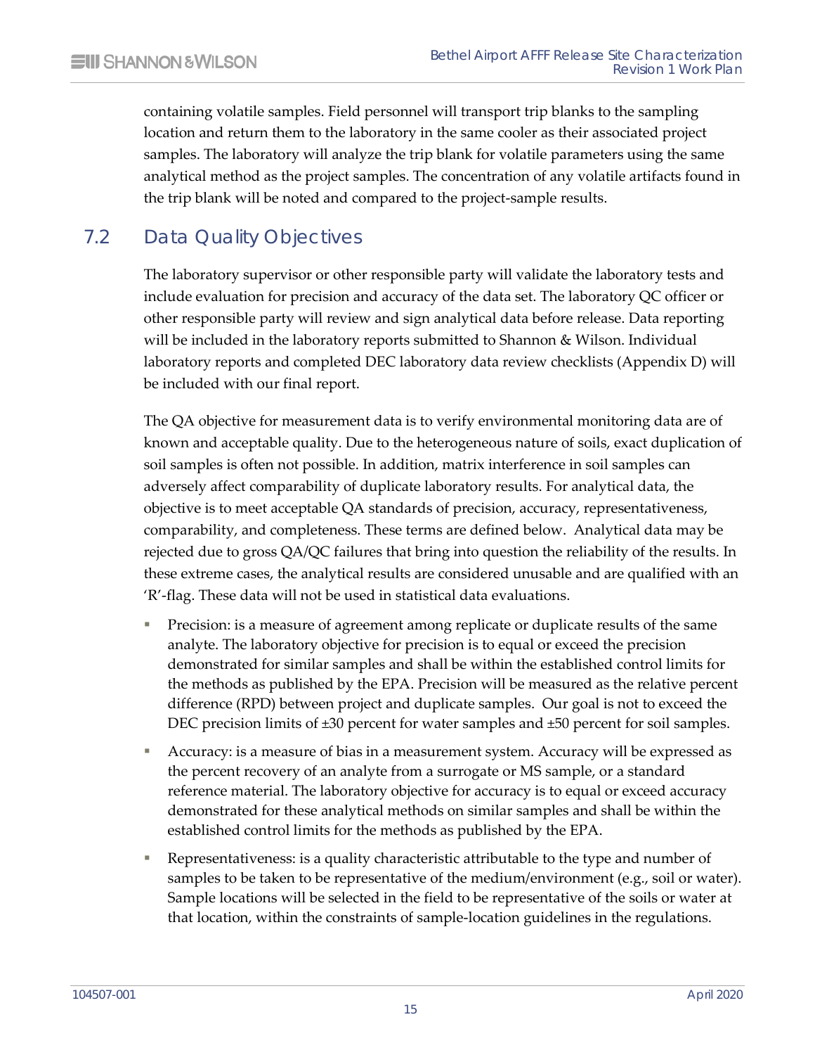containing volatile samples. Field personnel will transport trip blanks to the sampling location and return them to the laboratory in the same cooler as their associated project samples. The laboratory will analyze the trip blank for volatile parameters using the same analytical method as the project samples. The concentration of any volatile artifacts found in the trip blank will be noted and compared to the project-sample results.

## 7.2 Data Quality Objectives

The laboratory supervisor or other responsible party will validate the laboratory tests and include evaluation for precision and accuracy of the data set. The laboratory QC officer or other responsible party will review and sign analytical data before release. Data reporting will be included in the laboratory reports submitted to Shannon & Wilson. Individual laboratory reports and completed DEC laboratory data review checklists (Appendix D) will be included with our final report.

The QA objective for measurement data is to verify environmental monitoring data are of known and acceptable quality. Due to the heterogeneous nature of soils, exact duplication of soil samples is often not possible. In addition, matrix interference in soil samples can adversely affect comparability of duplicate laboratory results. For analytical data, the objective is to meet acceptable QA standards of precision, accuracy, representativeness, comparability, and completeness. These terms are defined below. Analytical data may be rejected due to gross QA/QC failures that bring into question the reliability of the results. In these extreme cases, the analytical results are considered unusable and are qualified with an 'R'-flag. These data will not be used in statistical data evaluations.

- Precision: is a measure of agreement among replicate or duplicate results of the same analyte. The laboratory objective for precision is to equal or exceed the precision demonstrated for similar samples and shall be within the established control limits for the methods as published by the EPA. Precision will be measured as the relative percent difference (RPD) between project and duplicate samples. Our goal is not to exceed the DEC precision limits of ±30 percent for water samples and ±50 percent for soil samples.
- Accuracy: is a measure of bias in a measurement system. Accuracy will be expressed as the percent recovery of an analyte from a surrogate or MS sample, or a standard reference material. The laboratory objective for accuracy is to equal or exceed accuracy demonstrated for these analytical methods on similar samples and shall be within the established control limits for the methods as published by the EPA.
- Representativeness: is a quality characteristic attributable to the type and number of samples to be taken to be representative of the medium/environment (e.g., soil or water). Sample locations will be selected in the field to be representative of the soils or water at that location, within the constraints of sample-location guidelines in the regulations.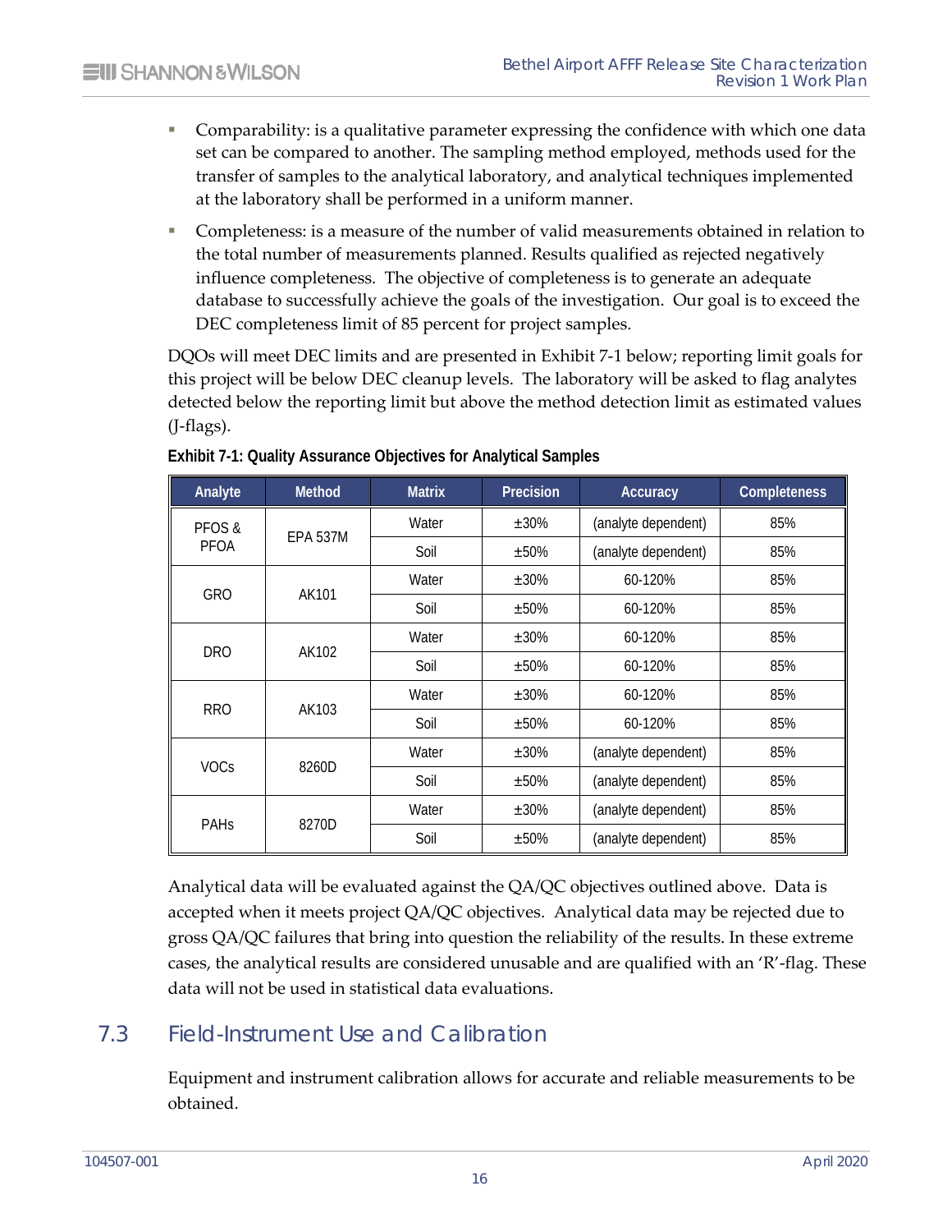- Comparability: is a qualitative parameter expressing the confidence with which one data set can be compared to another. The sampling method employed, methods used for the transfer of samples to the analytical laboratory, and analytical techniques implemented at the laboratory shall be performed in a uniform manner.
- Completeness: is a measure of the number of valid measurements obtained in relation to the total number of measurements planned. Results qualified as rejected negatively influence completeness. The objective of completeness is to generate an adequate database to successfully achieve the goals of the investigation. Our goal is to exceed the DEC completeness limit of 85 percent for project samples.

DQOs will meet DEC limits and are presented in Exhibit 7-1 below; reporting limit goals for this project will be below DEC cleanup levels. The laboratory will be asked to flag analytes detected below the reporting limit but above the method detection limit as estimated values (J-flags).

**Exhibit 7-1: Quality Assurance Objectives for Analytical Samples**

| Analyte | Method | Matrix | Precision | Accuracy | Completeness |
|---|---|---|---|---|---|
| PFOS & PFOA | EPA 537M | Water | ±30% | (analyte dependent) | 85% |
| | | Soil | ±50% | (analyte dependent) | 85% |
| GRO | AK101 | Water | ±30% | 60-120% | 85% |
| | | Soil | ±50% | 60-120% | 85% |
| DRO | AK102 | Water | ±30% | 60-120% | 85% |
| | | Soil | ±50% | 60-120% | 85% |
| RRO | AK103 | Water | ±30% | 60-120% | 85% |
| | | Soil | ±50% | 60-120% | 85% |
| VOCs | 8260D | Water | ±30% | (analyte dependent) | 85% |
| | | Soil | ±50% | (analyte dependent) | 85% |
| PAHs | 8270D | Water | ±30% | (analyte dependent) | 85% |
| | | Soil | ±50% | (analyte dependent) | 85% |

Analytical data will be evaluated against the QA/QC objectives outlined above. Data is accepted when it meets project QA/QC objectives. Analytical data may be rejected due to gross QA/QC failures that bring into question the reliability of the results. In these extreme cases, the analytical results are considered unusable and are qualified with an 'R'-flag. These data will not be used in statistical data evaluations.

## 7.3 Field-Instrument Use and Calibration

Equipment and instrument calibration allows for accurate and reliable measurements to be obtained.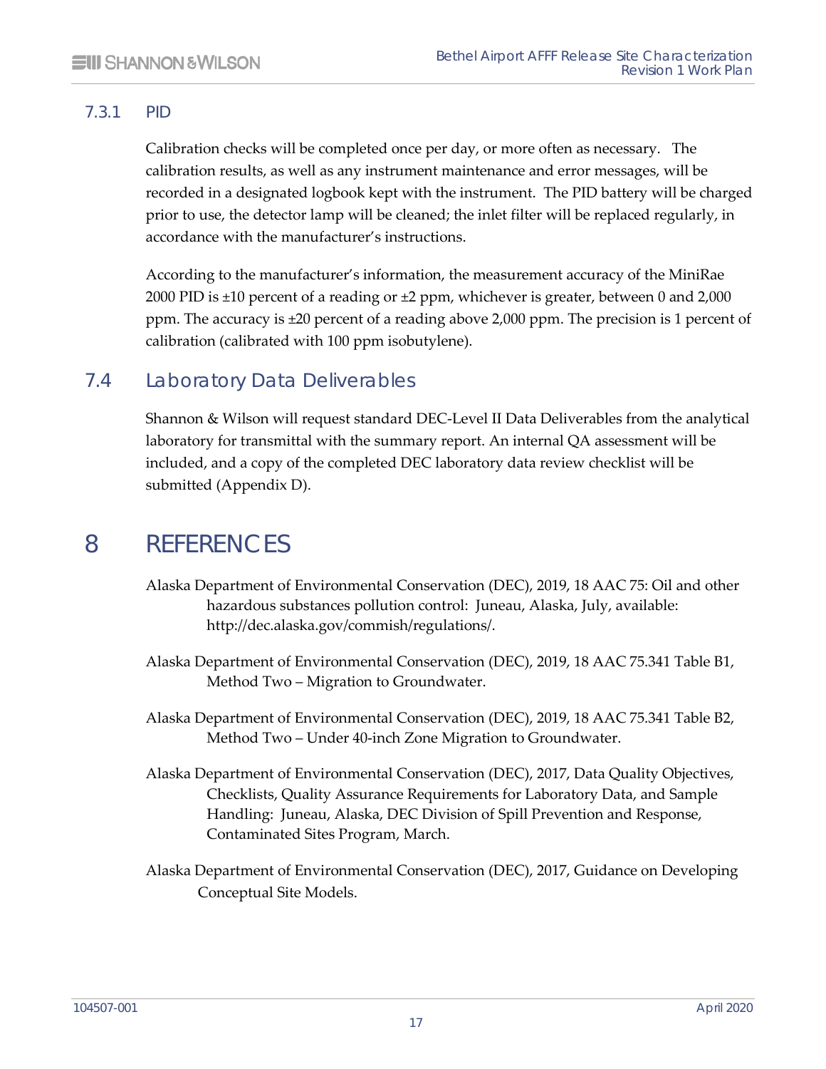### 7.3.1 PID

Calibration checks will be completed once per day, or more often as necessary. The calibration results, as well as any instrument maintenance and error messages, will be recorded in a designated logbook kept with the instrument. The PID battery will be charged prior to use, the detector lamp will be cleaned; the inlet filter will be replaced regularly, in accordance with the manufacturer's instructions.

According to the manufacturer's information, the measurement accuracy of the MiniRae 2000 PID is ±10 percent of a reading or ±2 ppm, whichever is greater, between 0 and 2,000 ppm. The accuracy is ±20 percent of a reading above 2,000 ppm. The precision is 1 percent of calibration (calibrated with 100 ppm isobutylene).

## 7.4 Laboratory Data Deliverables

Shannon & Wilson will request standard DEC-Level II Data Deliverables from the analytical laboratory for transmittal with the summary report. An internal QA assessment will be included, and a copy of the completed DEC laboratory data review checklist will be submitted (Appendix D).

# 8 REFERENCES

Alaska Department of Environmental Conservation (DEC), 2019, 18 AAC 75: Oil and other hazardous substances pollution control: Juneau, Alaska, July, available: http://dec.alaska.gov/commish/regulations/.

Alaska Department of Environmental Conservation (DEC), 2019, 18 AAC 75.341 Table B1, Method Two – Migration to Groundwater.

Alaska Department of Environmental Conservation (DEC), 2019, 18 AAC 75.341 Table B2, Method Two – Under 40-inch Zone Migration to Groundwater.

Alaska Department of Environmental Conservation (DEC), 2017, Data Quality Objectives, Checklists, Quality Assurance Requirements for Laboratory Data, and Sample Handling: Juneau, Alaska, DEC Division of Spill Prevention and Response, Contaminated Sites Program, March.

Alaska Department of Environmental Conservation (DEC), 2017, Guidance on Developing Conceptual Site Models.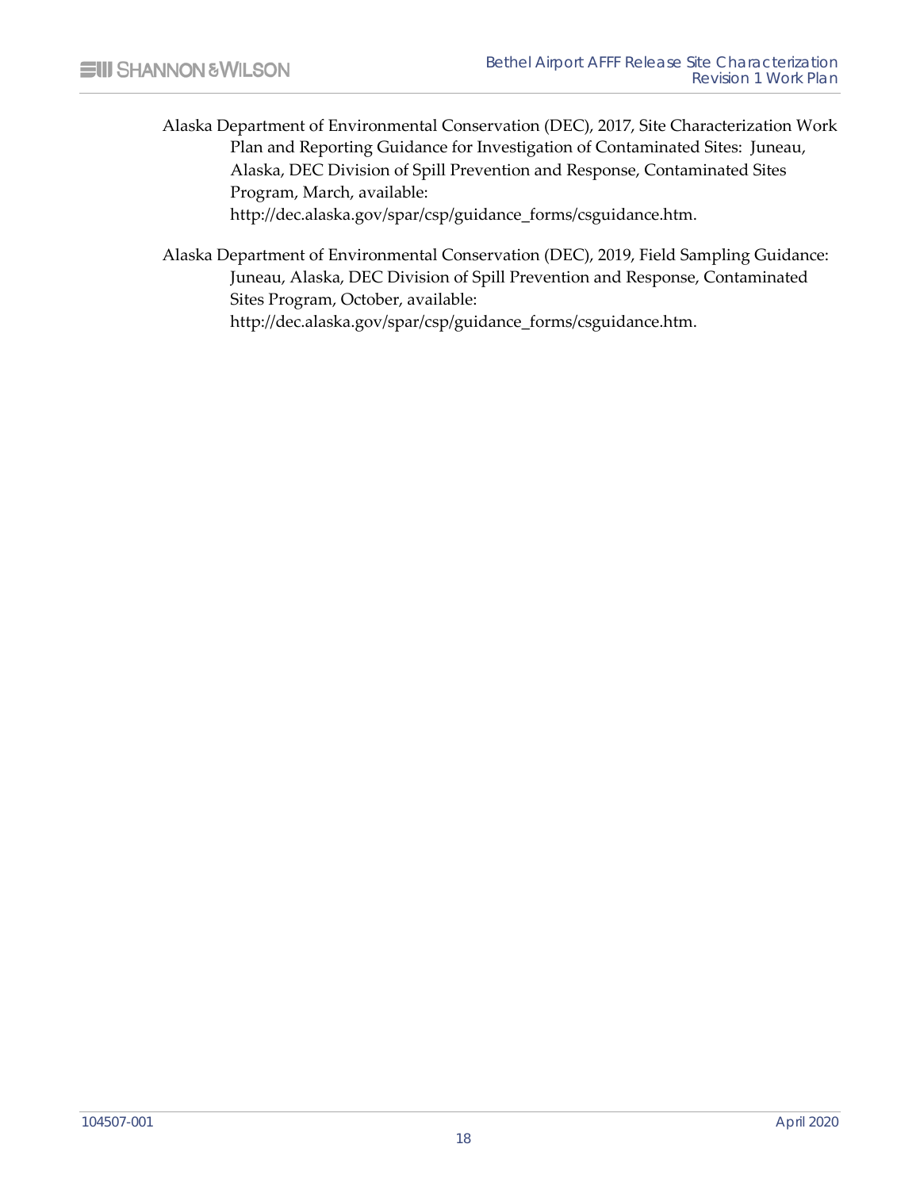Alaska Department of Environmental Conservation (DEC), 2017, Site Characterization Work Plan and Reporting Guidance for Investigation of Contaminated Sites: Juneau, Alaska, DEC Division of Spill Prevention and Response, Contaminated Sites Program, March, available: http://dec.alaska.gov/spar/csp/guidance_forms/csguidance.htm.

Alaska Department of Environmental Conservation (DEC), 2019, Field Sampling Guidance: Juneau, Alaska, DEC Division of Spill Prevention and Response, Contaminated Sites Program, October, available: http://dec.alaska.gov/spar/csp/guidance_forms/csguidance.htm.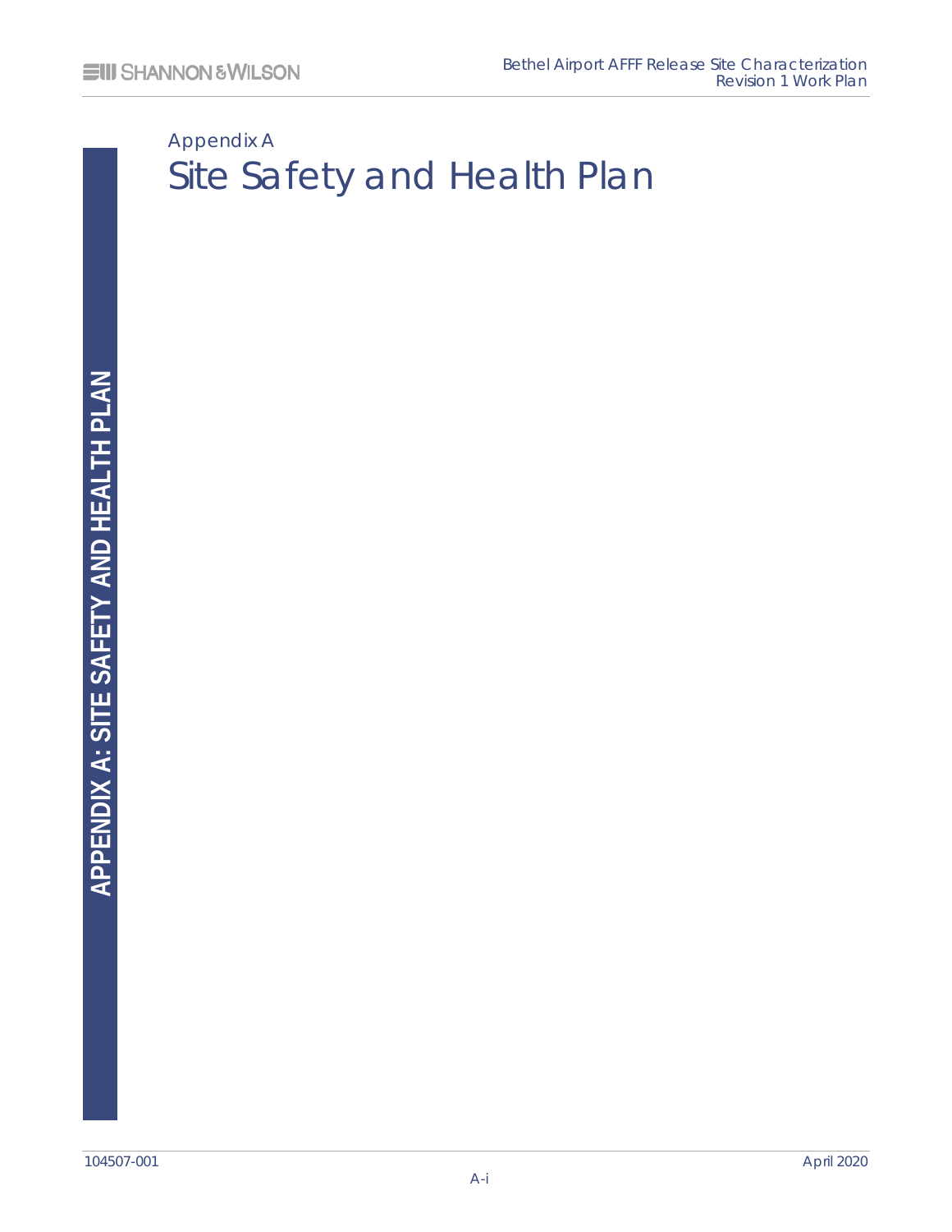# Appendix A
# Site Safety and Health Plan

APPENDIX A: SITE SAFETY AND HEALTH PLAN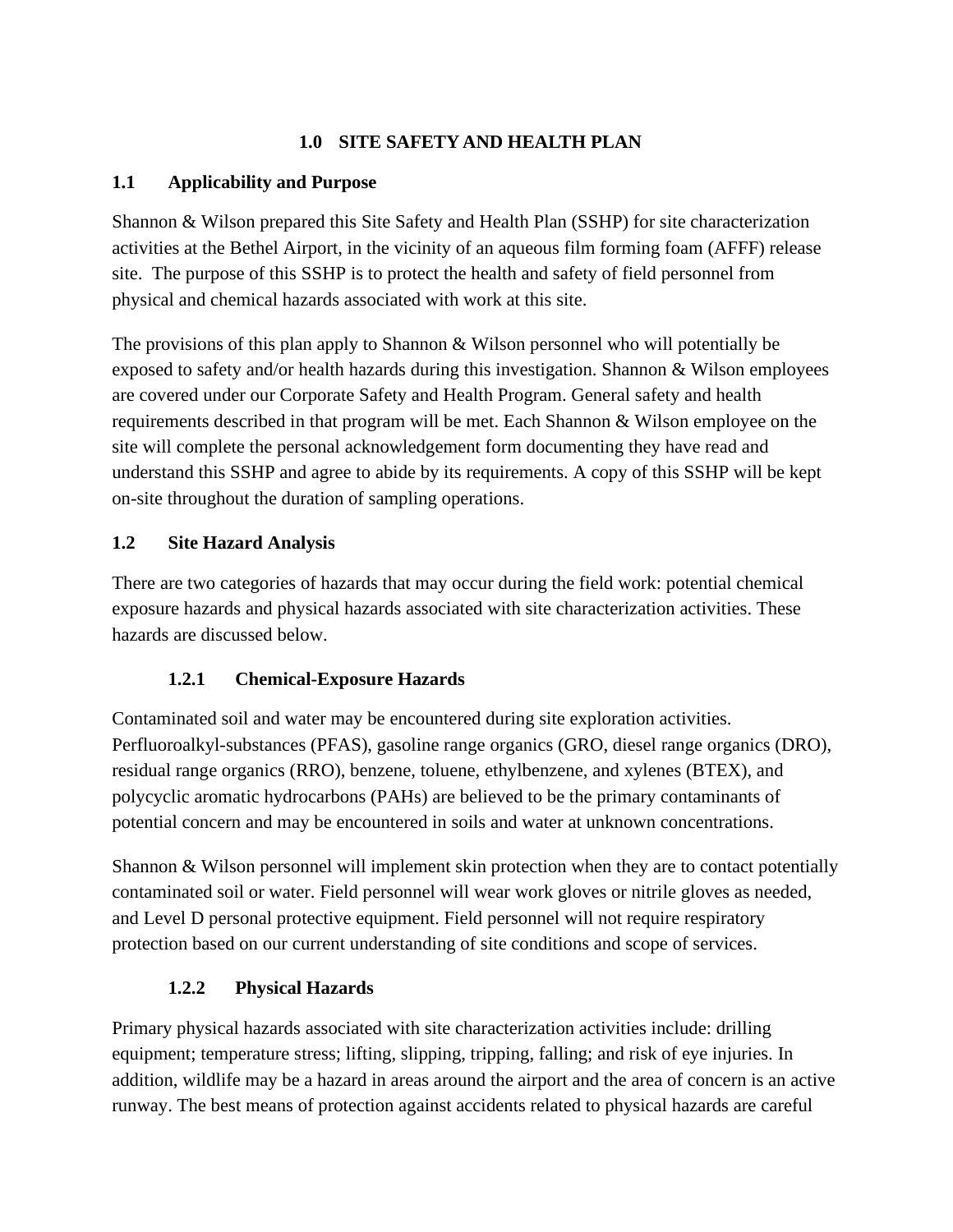# 1.0 SITE SAFETY AND HEALTH PLAN

## 1.1 Applicability and Purpose

Shannon & Wilson prepared this Site Safety and Health Plan (SSHP) for site characterization activities at the Bethel Airport, in the vicinity of an aqueous film forming foam (AFFF) release site. The purpose of this SSHP is to protect the health and safety of field personnel from physical and chemical hazards associated with work at this site.

The provisions of this plan apply to Shannon & Wilson personnel who will potentially be exposed to safety and/or health hazards during this investigation. Shannon & Wilson employees are covered under our Corporate Safety and Health Program. General safety and health requirements described in that program will be met. Each Shannon & Wilson employee on the site will complete the personal acknowledgement form documenting they have read and understand this SSHP and agree to abide by its requirements. A copy of this SSHP will be kept on-site throughout the duration of sampling operations.

## 1.2 Site Hazard Analysis

There are two categories of hazards that may occur during the field work: potential chemical exposure hazards and physical hazards associated with site characterization activities. These hazards are discussed below.

### 1.2.1 Chemical-Exposure Hazards

Contaminated soil and water may be encountered during site exploration activities. Perfluoroalkyl-substances (PFAS), gasoline range organics (GRO, diesel range organics (DRO), residual range organics (RRO), benzene, toluene, ethylbenzene, and xylenes (BTEX), and polycyclic aromatic hydrocarbons (PAHs) are believed to be the primary contaminants of potential concern and may be encountered in soils and water at unknown concentrations.

Shannon & Wilson personnel will implement skin protection when they are to contact potentially contaminated soil or water. Field personnel will wear work gloves or nitrile gloves as needed, and Level D personal protective equipment. Field personnel will not require respiratory protection based on our current understanding of site conditions and scope of services.

### 1.2.2 Physical Hazards

Primary physical hazards associated with site characterization activities include: drilling equipment; temperature stress; lifting, slipping, tripping, falling; and risk of eye injuries. In addition, wildlife may be a hazard in areas around the airport and the area of concern is an active runway. The best means of protection against accidents related to physical hazards are careful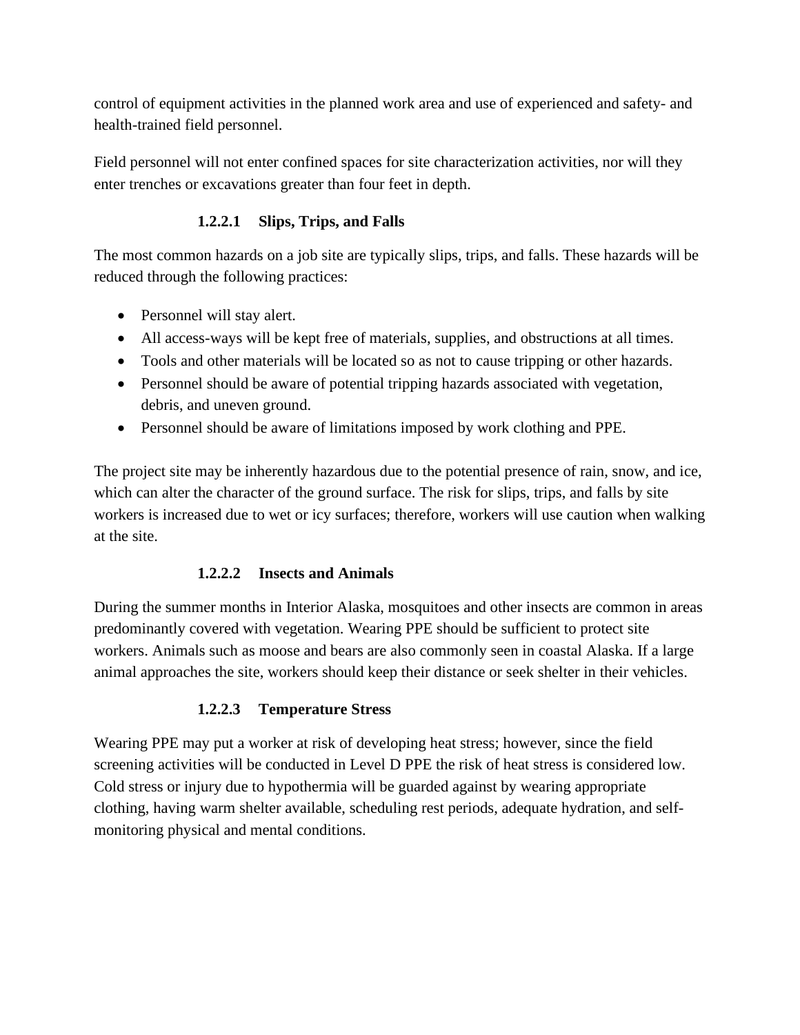control of equipment activities in the planned work area and use of experienced and safety- and health-trained field personnel.

Field personnel will not enter confined spaces for site characterization activities, nor will they enter trenches or excavations greater than four feet in depth.

#### 1.2.2.1 Slips, Trips, and Falls

The most common hazards on a job site are typically slips, trips, and falls. These hazards will be reduced through the following practices:

- Personnel will stay alert.
- All access-ways will be kept free of materials, supplies, and obstructions at all times.
- Tools and other materials will be located so as not to cause tripping or other hazards.
- Personnel should be aware of potential tripping hazards associated with vegetation, debris, and uneven ground.
- Personnel should be aware of limitations imposed by work clothing and PPE.

The project site may be inherently hazardous due to the potential presence of rain, snow, and ice, which can alter the character of the ground surface. The risk for slips, trips, and falls by site workers is increased due to wet or icy surfaces; therefore, workers will use caution when walking at the site.

#### 1.2.2.2 Insects and Animals

During the summer months in Interior Alaska, mosquitoes and other insects are common in areas predominantly covered with vegetation. Wearing PPE should be sufficient to protect site workers. Animals such as moose and bears are also commonly seen in coastal Alaska. If a large animal approaches the site, workers should keep their distance or seek shelter in their vehicles.

#### 1.2.2.3 Temperature Stress

Wearing PPE may put a worker at risk of developing heat stress; however, since the field screening activities will be conducted in Level D PPE the risk of heat stress is considered low. Cold stress or injury due to hypothermia will be guarded against by wearing appropriate clothing, having warm shelter available, scheduling rest periods, adequate hydration, and self-monitoring physical and mental conditions.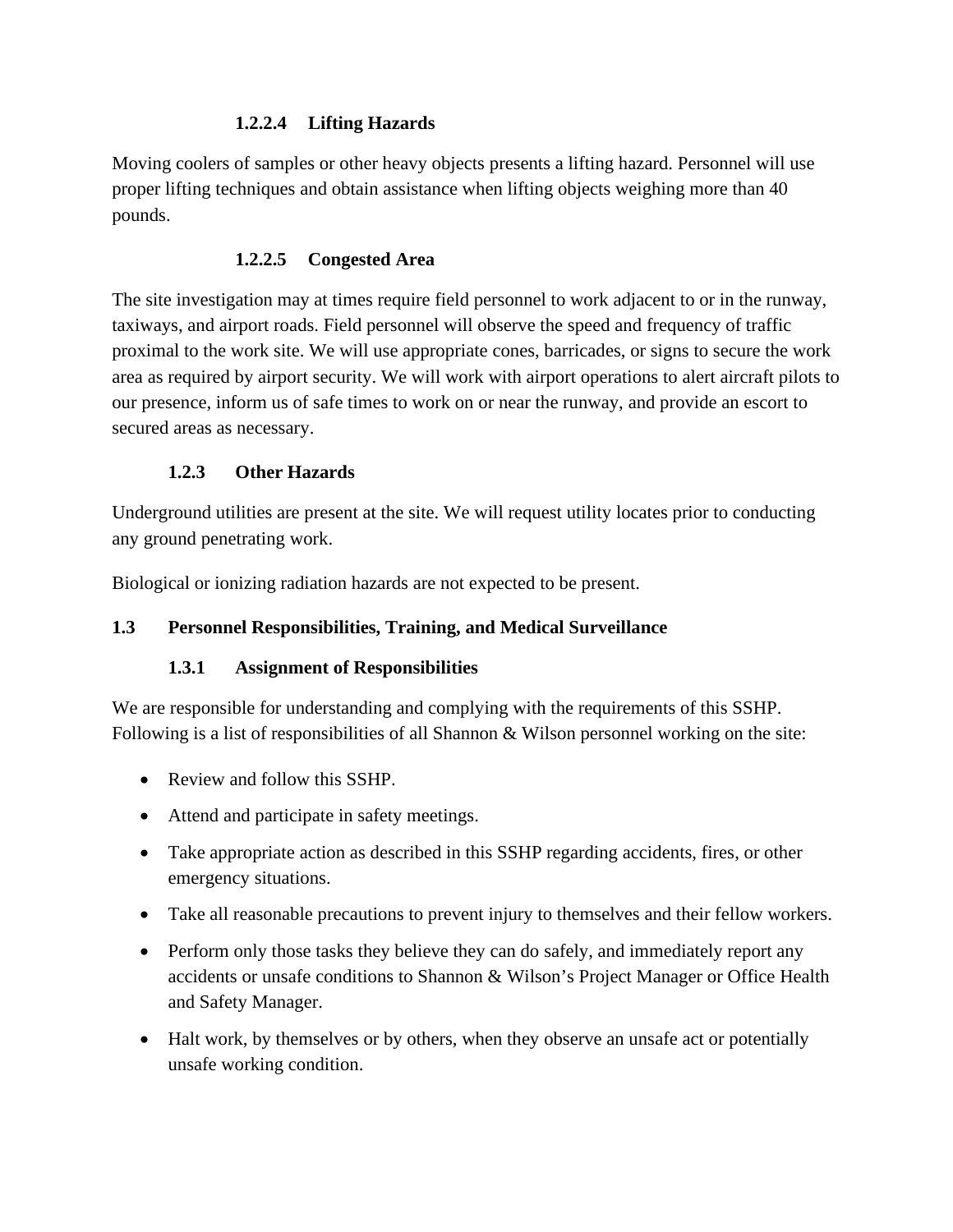#### 1.2.2.4 Lifting Hazards

Moving coolers of samples or other heavy objects presents a lifting hazard. Personnel will use proper lifting techniques and obtain assistance when lifting objects weighing more than 40 pounds.

#### 1.2.2.5 Congested Area

The site investigation may at times require field personnel to work adjacent to or in the runway, taxiways, and airport roads. Field personnel will observe the speed and frequency of traffic proximal to the work site. We will use appropriate cones, barricades, or signs to secure the work area as required by airport security. We will work with airport operations to alert aircraft pilots to our presence, inform us of safe times to work on or near the runway, and provide an escort to secured areas as necessary.

### 1.2.3 Other Hazards

Underground utilities are present at the site. We will request utility locates prior to conducting any ground penetrating work.

Biological or ionizing radiation hazards are not expected to be present.

## 1.3 Personnel Responsibilities, Training, and Medical Surveillance

### 1.3.1 Assignment of Responsibilities

We are responsible for understanding and complying with the requirements of this SSHP. Following is a list of responsibilities of all Shannon & Wilson personnel working on the site:

- Review and follow this SSHP.
- Attend and participate in safety meetings.
- Take appropriate action as described in this SSHP regarding accidents, fires, or other emergency situations.
- Take all reasonable precautions to prevent injury to themselves and their fellow workers.
- Perform only those tasks they believe they can do safely, and immediately report any accidents or unsafe conditions to Shannon & Wilson's Project Manager or Office Health and Safety Manager.
- Halt work, by themselves or by others, when they observe an unsafe act or potentially unsafe working condition.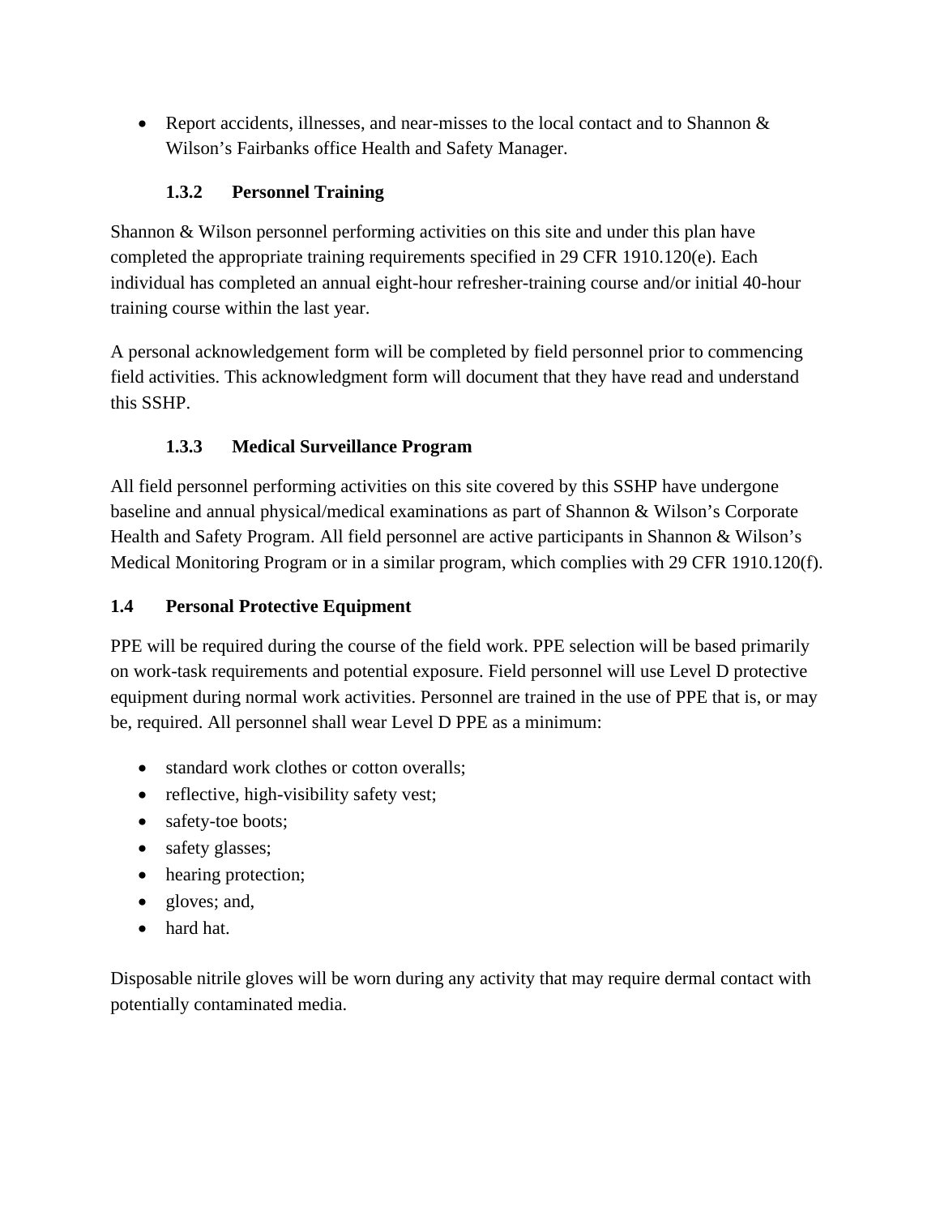- Report accidents, illnesses, and near-misses to the local contact and to Shannon & Wilson's Fairbanks office Health and Safety Manager.

#### 1.3.2 Personnel Training

Shannon & Wilson personnel performing activities on this site and under this plan have completed the appropriate training requirements specified in 29 CFR 1910.120(e). Each individual has completed an annual eight-hour refresher-training course and/or initial 40-hour training course within the last year.

A personal acknowledgement form will be completed by field personnel prior to commencing field activities. This acknowledgment form will document that they have read and understand this SSHP.

#### 1.3.3 Medical Surveillance Program

All field personnel performing activities on this site covered by this SSHP have undergone baseline and annual physical/medical examinations as part of Shannon & Wilson's Corporate Health and Safety Program. All field personnel are active participants in Shannon & Wilson's Medical Monitoring Program or in a similar program, which complies with 29 CFR 1910.120(f).

### 1.4 Personal Protective Equipment

PPE will be required during the course of the field work. PPE selection will be based primarily on work-task requirements and potential exposure. Field personnel will use Level D protective equipment during normal work activities. Personnel are trained in the use of PPE that is, or may be, required. All personnel shall wear Level D PPE as a minimum:

- standard work clothes or cotton overalls;
- reflective, high-visibility safety vest;
- safety-toe boots;
- safety glasses;
- hearing protection;
- gloves; and,
- hard hat.

Disposable nitrile gloves will be worn during any activity that may require dermal contact with potentially contaminated media.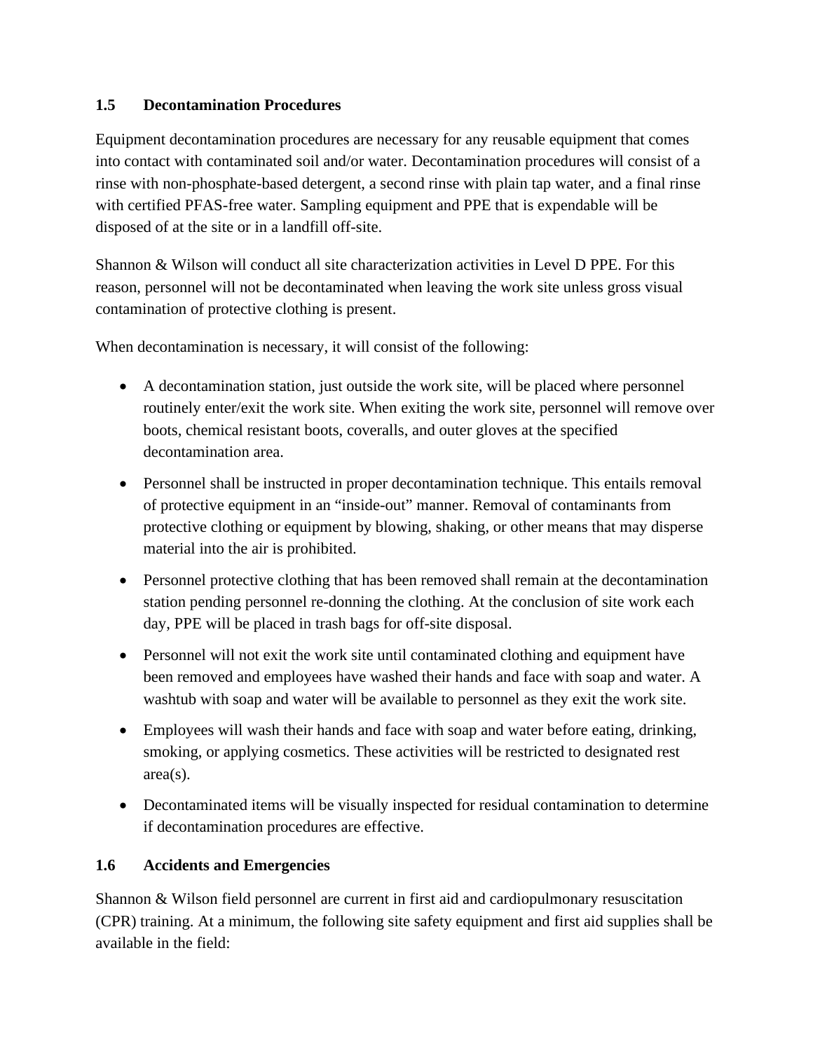### 1.5 Decontamination Procedures

Equipment decontamination procedures are necessary for any reusable equipment that comes into contact with contaminated soil and/or water. Decontamination procedures will consist of a rinse with non-phosphate-based detergent, a second rinse with plain tap water, and a final rinse with certified PFAS-free water. Sampling equipment and PPE that is expendable will be disposed of at the site or in a landfill off-site.

Shannon & Wilson will conduct all site characterization activities in Level D PPE. For this reason, personnel will not be decontaminated when leaving the work site unless gross visual contamination of protective clothing is present.

When decontamination is necessary, it will consist of the following:

- A decontamination station, just outside the work site, will be placed where personnel routinely enter/exit the work site. When exiting the work site, personnel will remove over boots, chemical resistant boots, coveralls, and outer gloves at the specified decontamination area.
- Personnel shall be instructed in proper decontamination technique. This entails removal of protective equipment in an "inside-out" manner. Removal of contaminants from protective clothing or equipment by blowing, shaking, or other means that may disperse material into the air is prohibited.
- Personnel protective clothing that has been removed shall remain at the decontamination station pending personnel re-donning the clothing. At the conclusion of site work each day, PPE will be placed in trash bags for off-site disposal.
- Personnel will not exit the work site until contaminated clothing and equipment have been removed and employees have washed their hands and face with soap and water. A washtub with soap and water will be available to personnel as they exit the work site.
- Employees will wash their hands and face with soap and water before eating, drinking, smoking, or applying cosmetics. These activities will be restricted to designated rest area(s).
- Decontaminated items will be visually inspected for residual contamination to determine if decontamination procedures are effective.

### 1.6 Accidents and Emergencies

Shannon & Wilson field personnel are current in first aid and cardiopulmonary resuscitation (CPR) training. At a minimum, the following site safety equipment and first aid supplies shall be available in the field: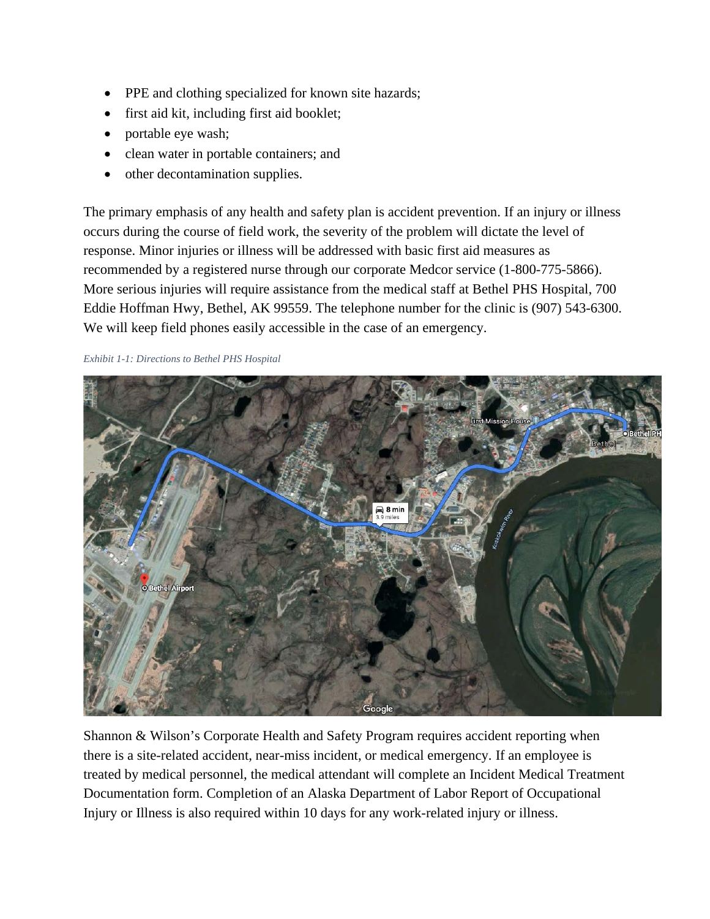- PPE and clothing specialized for known site hazards;
- first aid kit, including first aid booklet;
- portable eye wash;
- clean water in portable containers; and
- other decontamination supplies.

The primary emphasis of any health and safety plan is accident prevention. If an injury or illness occurs during the course of field work, the severity of the problem will dictate the level of response. Minor injuries or illness will be addressed with basic first aid measures as recommended by a registered nurse through our corporate Medcor service (1-800-775-5866). More serious injuries will require assistance from the medical staff at Bethel PHS Hospital, 700 Eddie Hoffman Hwy, Bethel, AK 99559. The telephone number for the clinic is (907) 543-6300. We will keep field phones easily accessible in the case of an emergency.

*Exhibit 1-1: Directions to Bethel PHS Hospital*

Shannon & Wilson's Corporate Health and Safety Program requires accident reporting when there is a site-related accident, near-miss incident, or medical emergency. If an employee is treated by medical personnel, the medical attendant will complete an Incident Medical Treatment Documentation form. Completion of an Alaska Department of Labor Report of Occupational Injury or Illness is also required within 10 days for any work-related injury or illness.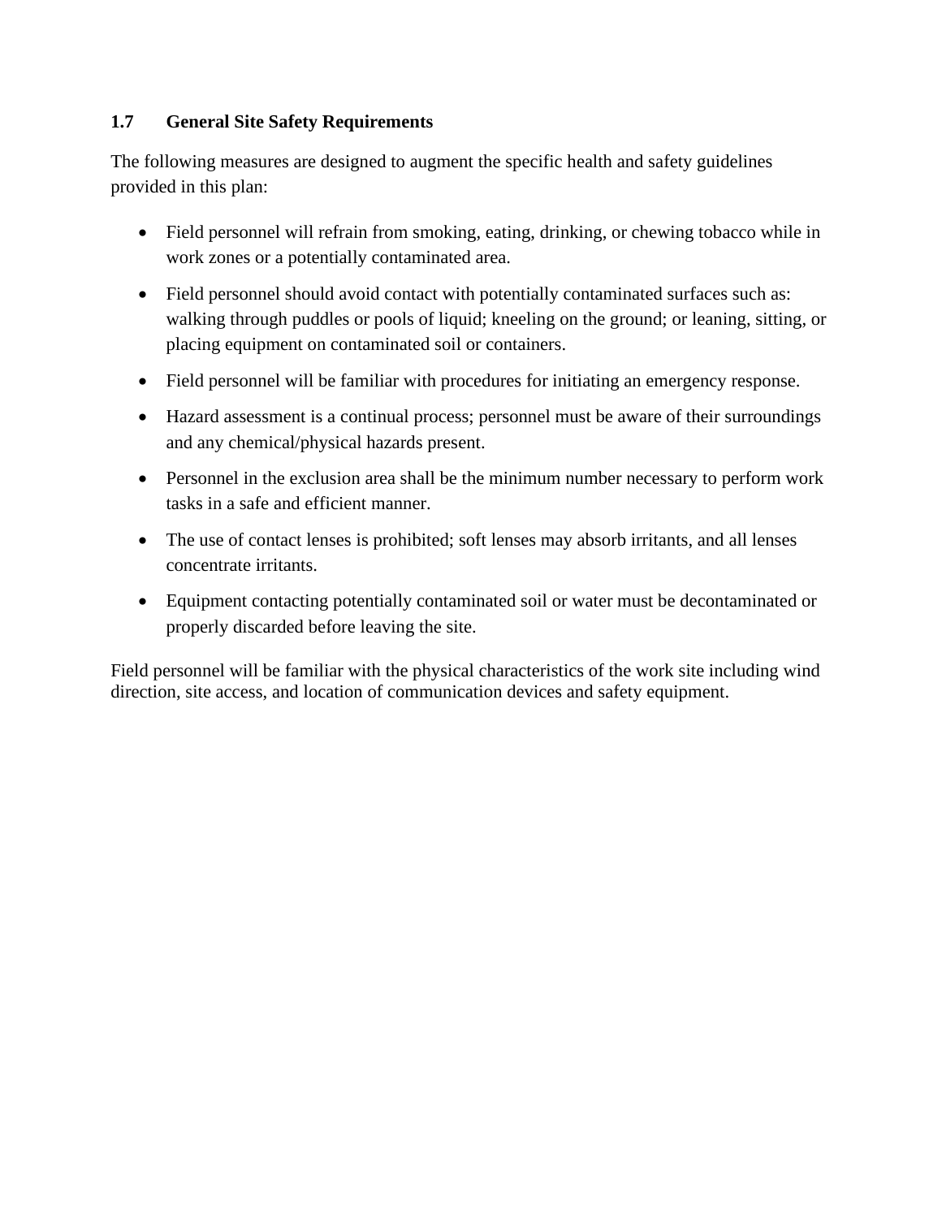### 1.7 General Site Safety Requirements

The following measures are designed to augment the specific health and safety guidelines provided in this plan:

- Field personnel will refrain from smoking, eating, drinking, or chewing tobacco while in work zones or a potentially contaminated area.
- Field personnel should avoid contact with potentially contaminated surfaces such as: walking through puddles or pools of liquid; kneeling on the ground; or leaning, sitting, or placing equipment on contaminated soil or containers.
- Field personnel will be familiar with procedures for initiating an emergency response.
- Hazard assessment is a continual process; personnel must be aware of their surroundings and any chemical/physical hazards present.
- Personnel in the exclusion area shall be the minimum number necessary to perform work tasks in a safe and efficient manner.
- The use of contact lenses is prohibited; soft lenses may absorb irritants, and all lenses concentrate irritants.
- Equipment contacting potentially contaminated soil or water must be decontaminated or properly discarded before leaving the site.

Field personnel will be familiar with the physical characteristics of the work site including wind direction, site access, and location of communication devices and safety equipment.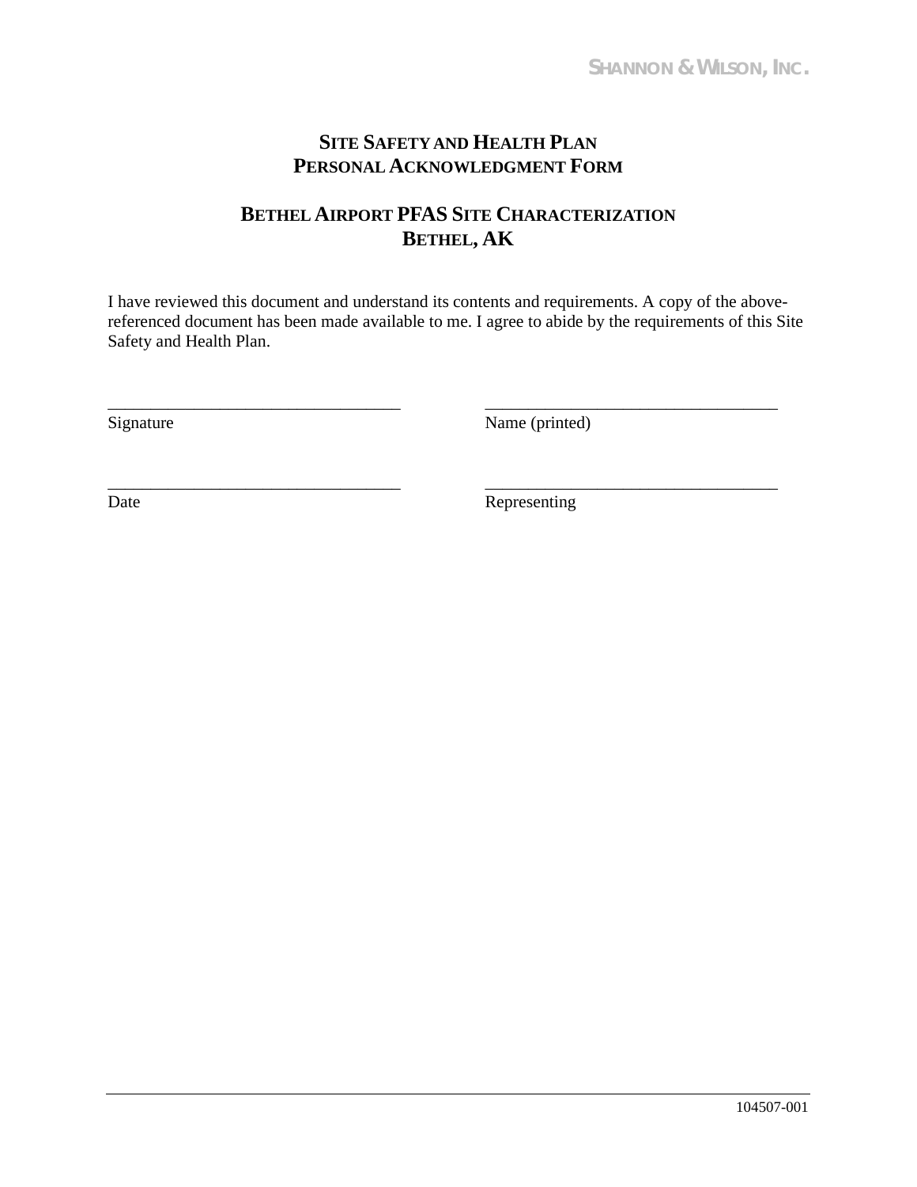# SITE SAFETY AND HEALTH PLAN
# PERSONAL ACKNOWLEDGMENT FORM

## BETHEL AIRPORT PFAS SITE CHARACTERIZATION
## BETHEL, AK

I have reviewed this document and understand its contents and requirements. A copy of the above-referenced document has been made available to me. I agree to abide by the requirements of this Site Safety and Health Plan.

| | |
|---|---|
| ___________________________________ | ___________________________________ |
| Signature | Name (printed) |
| ___________________________________ | ___________________________________ |
| Date | Representing |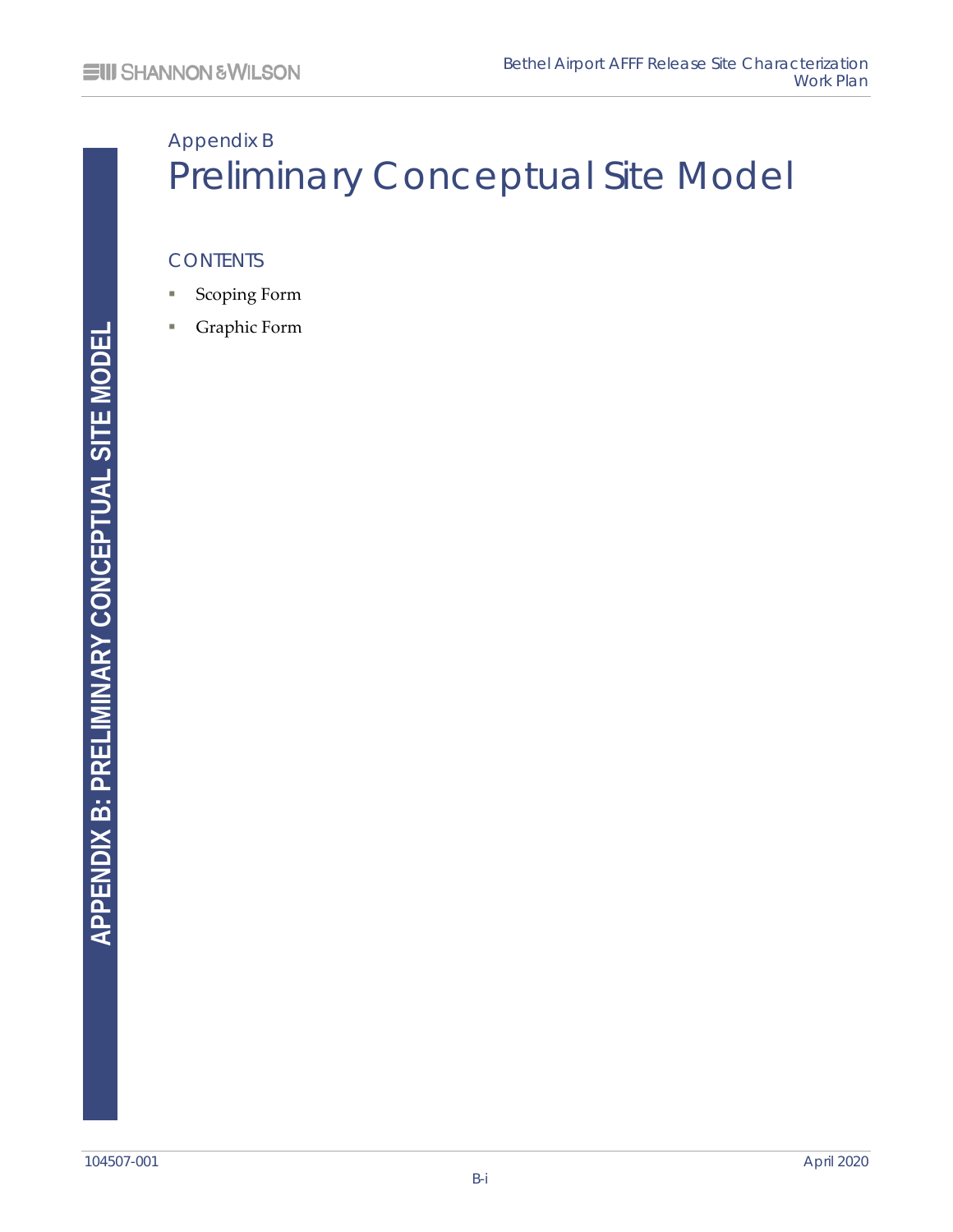# Appendix B
# Preliminary Conceptual Site Model

## CONTENTS

- Scoping Form
- Graphic Form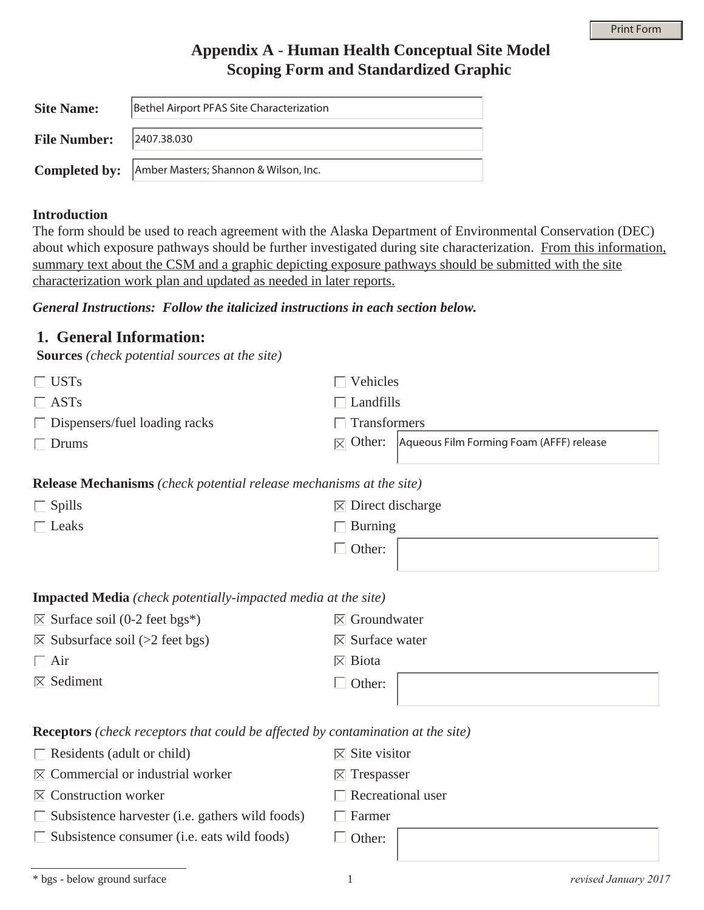# Appendix A - Human Health Conceptual Site Model Scoping Form and Standardized Graphic

**Site Name:** Bethel Airport PFAS Site Characterization

**File Number:** 2407.38.030

**Completed by:** Amber Masters; Shannon & Wilson, Inc.

**Introduction**

The form should be used to reach agreement with the Alaska Department of Environmental Conservation (DEC) about which exposure pathways should be further investigated during site characterization. From this information, summary text about the CSM and a graphic depicting exposure pathways should be submitted with the site characterization work plan and updated as needed in later reports.

***General Instructions: Follow the italicized instructions in each section below.***

## 1. General Information:

**Sources** *(check potential sources at the site)*

- ☐ USTs
- ☐ ASTs
- ☐ Dispensers/fuel loading racks
- ☐ Drums
- ☐ Vehicles
- ☐ Landfills
- ☐ Transformers
- ☒ Other: Aqueous Film Forming Foam (AFFF) release

**Release Mechanisms** *(check potential release mechanisms at the site)*

- ☐ Spills
- ☐ Leaks
- ☒ Direct discharge
- ☐ Burning
- ☐ Other:

**Impacted Media** *(check potentially-impacted media at the site)*

- ☒ Surface soil (0-2 feet bgs*)
- ☒ Subsurface soil (>2 feet bgs)
- ☐ Air
- ☒ Sediment
- ☒ Groundwater
- ☒ Surface water
- ☒ Biota
- ☐ Other:

**Receptors** *(check receptors that could be affected by contamination at the site)*

- ☐ Residents (adult or child)
- ☒ Commercial or industrial worker
- ☒ Construction worker
- ☐ Subsistence harvester (i.e. gathers wild foods)
- ☐ Subsistence consumer (i.e. eats wild foods)
- ☒ Site visitor
- ☒ Trespasser
- ☐ Recreational user
- ☐ Farmer
- ☐ Other:

\* bgs - below ground surface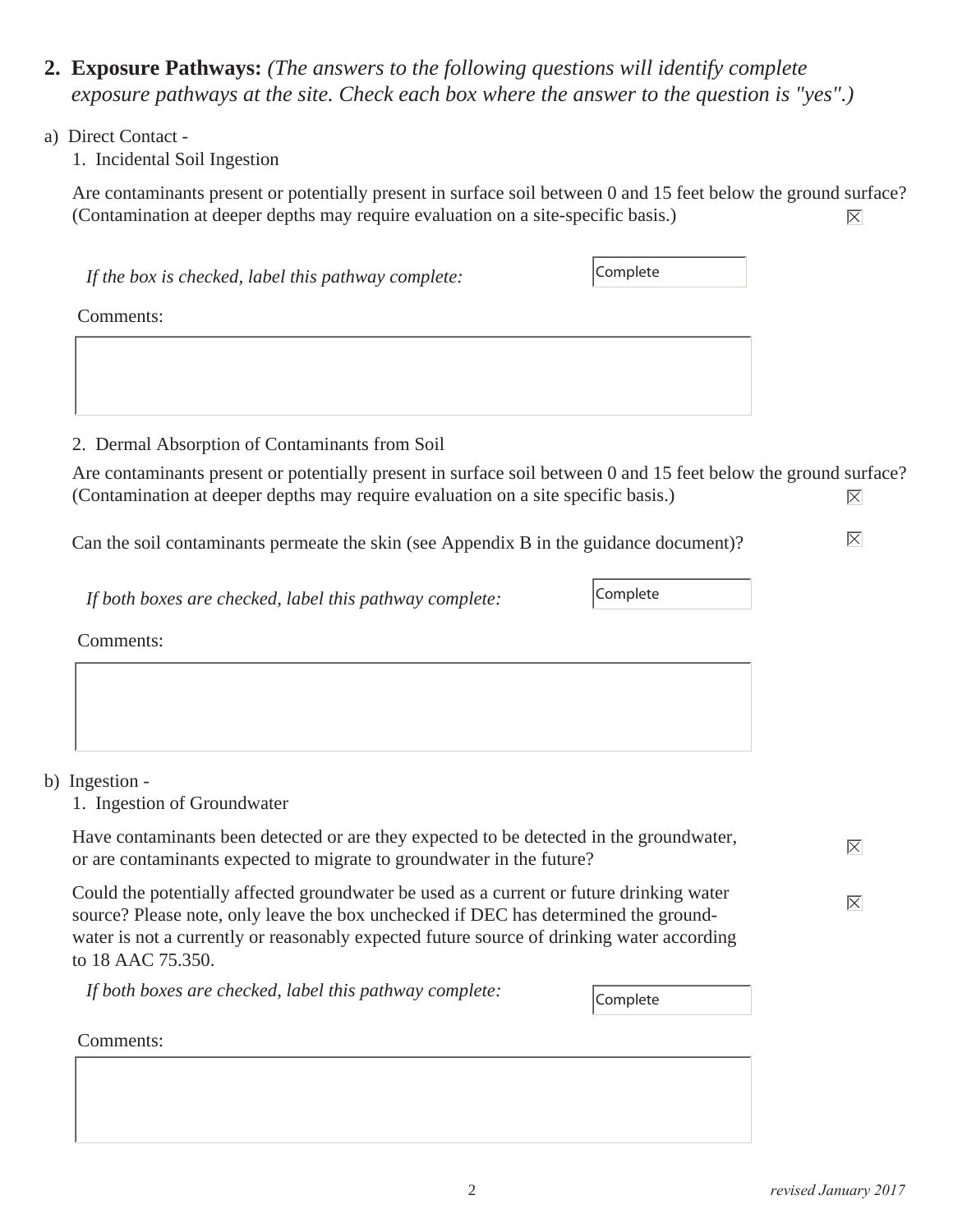**2. Exposure Pathways:** *(The answers to the following questions will identify complete exposure pathways at the site. Check each box where the answer to the question is "yes".)*

a) Direct Contact -

1. Incidental Soil Ingestion

Are contaminants present or potentially present in surface soil between 0 and 15 feet below the ground surface? (Contamination at deeper depths may require evaluation on a site-specific basis.) ☒

*If the box is checked, label this pathway complete:* Complete

Comments:

2. Dermal Absorption of Contaminants from Soil

Are contaminants present or potentially present in surface soil between 0 and 15 feet below the ground surface? (Contamination at deeper depths may require evaluation on a site specific basis.) ☒

Can the soil contaminants permeate the skin (see Appendix B in the guidance document)? ☒

*If both boxes are checked, label this pathway complete:* Complete

Comments:

b) Ingestion -

1. Ingestion of Groundwater

Have contaminants been detected or are they expected to be detected in the groundwater, or are contaminants expected to migrate to groundwater in the future? ☒

Could the potentially affected groundwater be used as a current or future drinking water source? Please note, only leave the box unchecked if DEC has determined the groundwater is not a currently or reasonably expected future source of drinking water according to 18 AAC 75.350. ☒

*If both boxes are checked, label this pathway complete:* Complete

Comments:

*revised January 2017*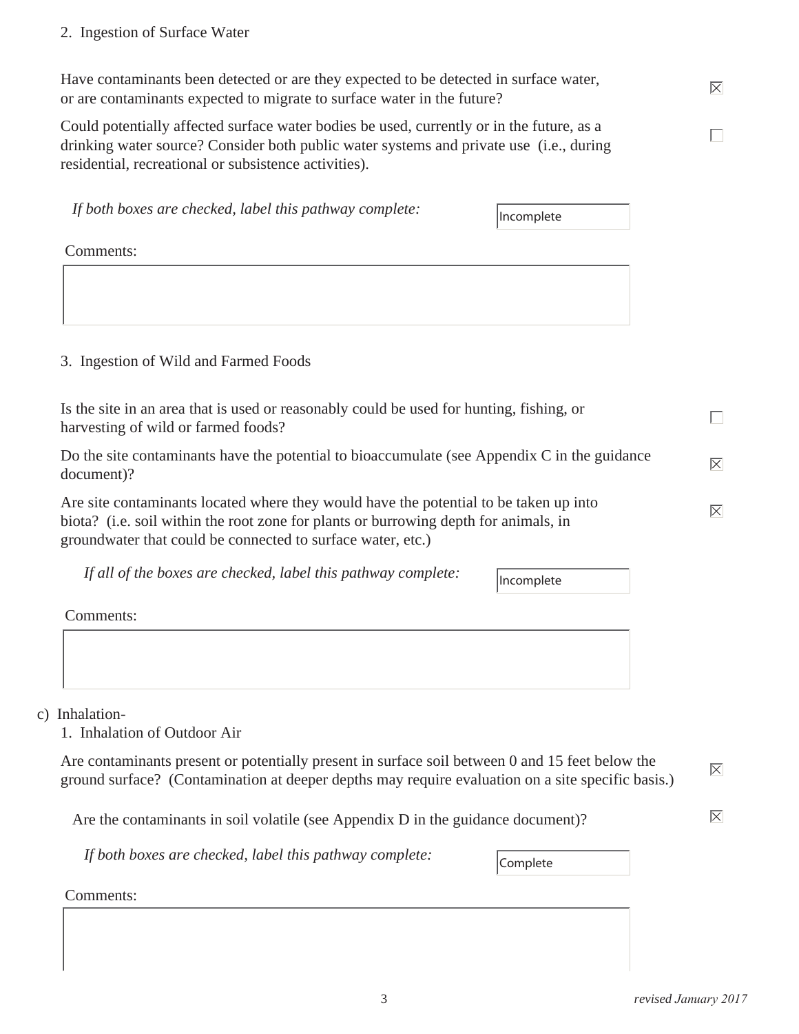2. Ingestion of Surface Water

Have contaminants been detected or are they expected to be detected in surface water, or are contaminants expected to migrate to surface water in the future? ☒

Could potentially affected surface water bodies be used, currently or in the future, as a drinking water source? Consider both public water systems and private use (i.e., during residential, recreational or subsistence activities). ☐

*If both boxes are checked, label this pathway complete:* Incomplete

Comments:

3. Ingestion of Wild and Farmed Foods

Is the site in an area that is used or reasonably could be used for hunting, fishing, or harvesting of wild or farmed foods? ☐

Do the site contaminants have the potential to bioaccumulate (see Appendix C in the guidance document)? ☒

Are site contaminants located where they would have the potential to be taken up into biota? (i.e. soil within the root zone for plants or burrowing depth for animals, in groundwater that could be connected to surface water, etc.) ☒

*If all of the boxes are checked, label this pathway complete:* Incomplete

Comments:

c) Inhalation-

1. Inhalation of Outdoor Air

Are contaminants present or potentially present in surface soil between 0 and 15 feet below the ground surface? (Contamination at deeper depths may require evaluation on a site specific basis.) ☒

Are the contaminants in soil volatile (see Appendix D in the guidance document)? ☒

*If both boxes are checked, label this pathway complete:* Complete

Comments:

*revised January 2017*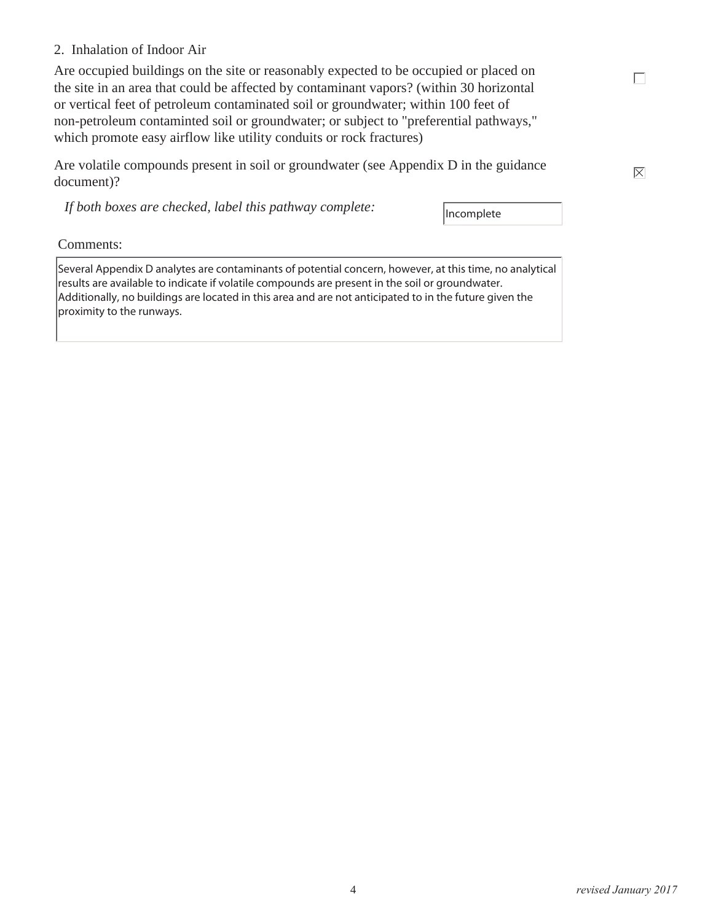2. Inhalation of Indoor Air

Are occupied buildings on the site or reasonably expected to be occupied or placed on the site in an area that could be affected by contaminant vapors? (within 30 horizontal or vertical feet of petroleum contaminated soil or groundwater; within 100 feet of non-petroleum contaminted soil or groundwater; or subject to "preferential pathways," which promote easy airflow like utility conduits or rock fractures) ☐

Are volatile compounds present in soil or groundwater (see Appendix D in the guidance document)? ☒

*If both boxes are checked, label this pathway complete:* Incomplete

Comments:

Several Appendix D analytes are contaminants of potential concern, however, at this time, no analytical results are available to indicate if volatile compounds are present in the soil or groundwater. Additionally, no buildings are located in this area and are not anticipated to in the future given the proximity to the runways.

*revised January 2017*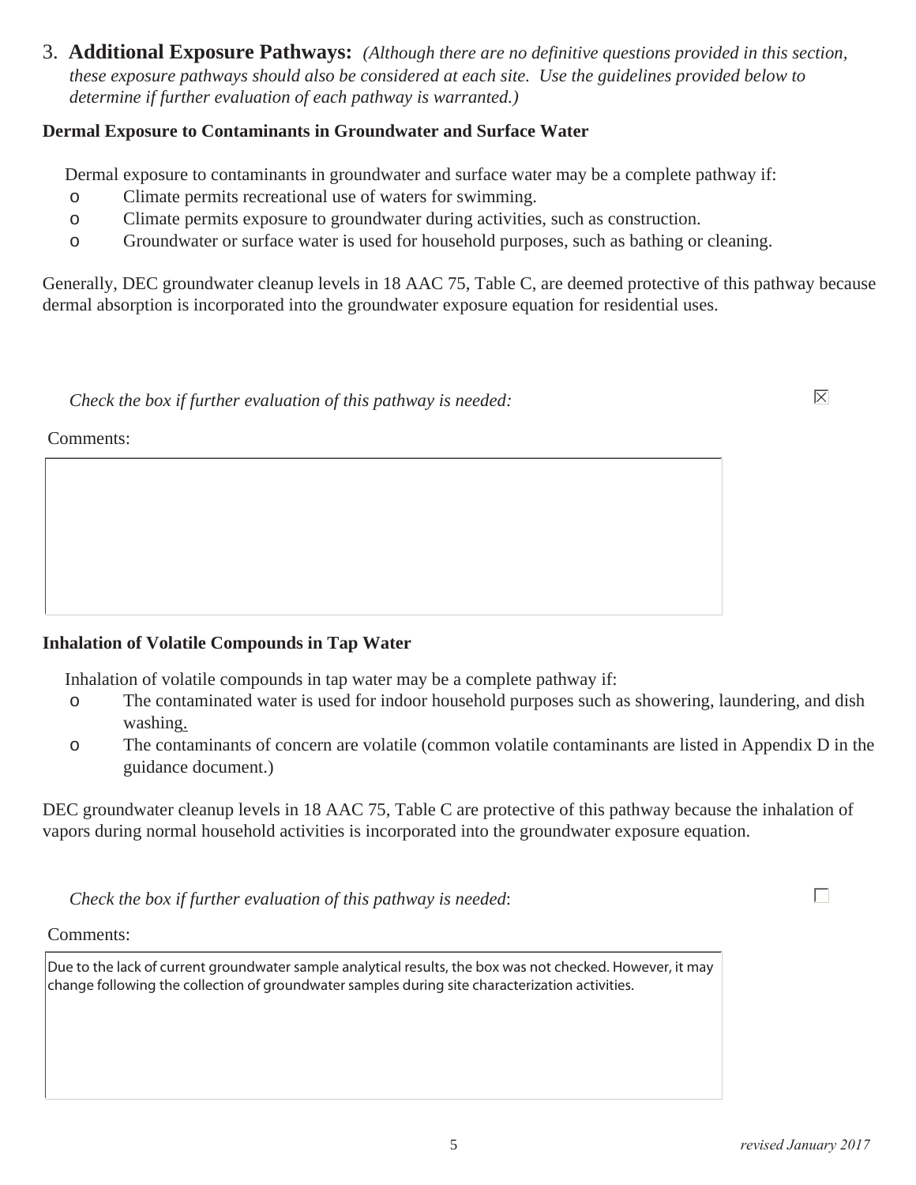3. **Additional Exposure Pathways:** *(Although there are no definitive questions provided in this section, these exposure pathways should also be considered at each site. Use the guidelines provided below to determine if further evaluation of each pathway is warranted.)*

**Dermal Exposure to Contaminants in Groundwater and Surface Water**

Dermal exposure to contaminants in groundwater and surface water may be a complete pathway if:

- Climate permits recreational use of waters for swimming.
- Climate permits exposure to groundwater during activities, such as construction.
- Groundwater or surface water is used for household purposes, such as bathing or cleaning.

Generally, DEC groundwater cleanup levels in 18 AAC 75, Table C, are deemed protective of this pathway because dermal absorption is incorporated into the groundwater exposure equation for residential uses.

*Check the box if further evaluation of this pathway is needed:* ☒

Comments:

**Inhalation of Volatile Compounds in Tap Water**

Inhalation of volatile compounds in tap water may be a complete pathway if:

- The contaminated water is used for indoor household purposes such as showering, laundering, and dish washing.
- The contaminants of concern are volatile (common volatile contaminants are listed in Appendix D in the guidance document.)

DEC groundwater cleanup levels in 18 AAC 75, Table C are protective of this pathway because the inhalation of vapors during normal household activities is incorporated into the groundwater exposure equation.

*Check the box if further evaluation of this pathway is needed*: ☐

Comments:

Due to the lack of current groundwater sample analytical results, the box was not checked. However, it may change following the collection of groundwater samples during site characterization activities.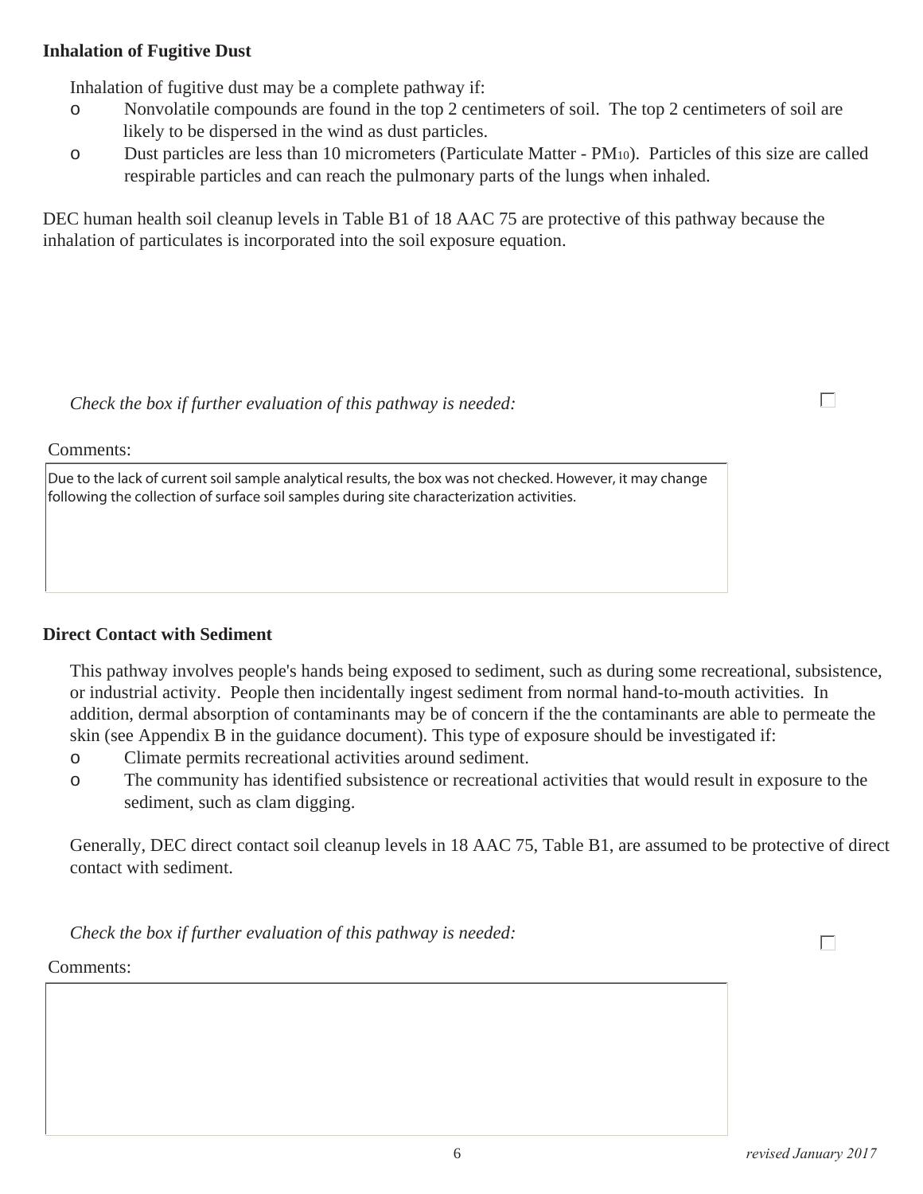**Inhalation of Fugitive Dust**

Inhalation of fugitive dust may be a complete pathway if:

- Nonvolatile compounds are found in the top 2 centimeters of soil. The top 2 centimeters of soil are likely to be dispersed in the wind as dust particles.
- Dust particles are less than 10 micrometers (Particulate Matter - $PM_{10}$). Particles of this size are called respirable particles and can reach the pulmonary parts of the lungs when inhaled.

DEC human health soil cleanup levels in Table B1 of 18 AAC 75 are protective of this pathway because the inhalation of particulates is incorporated into the soil exposure equation.

*Check the box if further evaluation of this pathway is needed:* ☐

Comments:

Due to the lack of current soil sample analytical results, the box was not checked. However, it may change following the collection of surface soil samples during site characterization activities.

**Direct Contact with Sediment**

This pathway involves people's hands being exposed to sediment, such as during some recreational, subsistence, or industrial activity. People then incidentally ingest sediment from normal hand-to-mouth activities. In addition, dermal absorption of contaminants may be of concern if the the contaminants are able to permeate the skin (see Appendix B in the guidance document). This type of exposure should be investigated if:

- Climate permits recreational activities around sediment.
- The community has identified subsistence or recreational activities that would result in exposure to the sediment, such as clam digging.

Generally, DEC direct contact soil cleanup levels in 18 AAC 75, Table B1, are assumed to be protective of direct contact with sediment.

*Check the box if further evaluation of this pathway is needed:* ☐

Comments: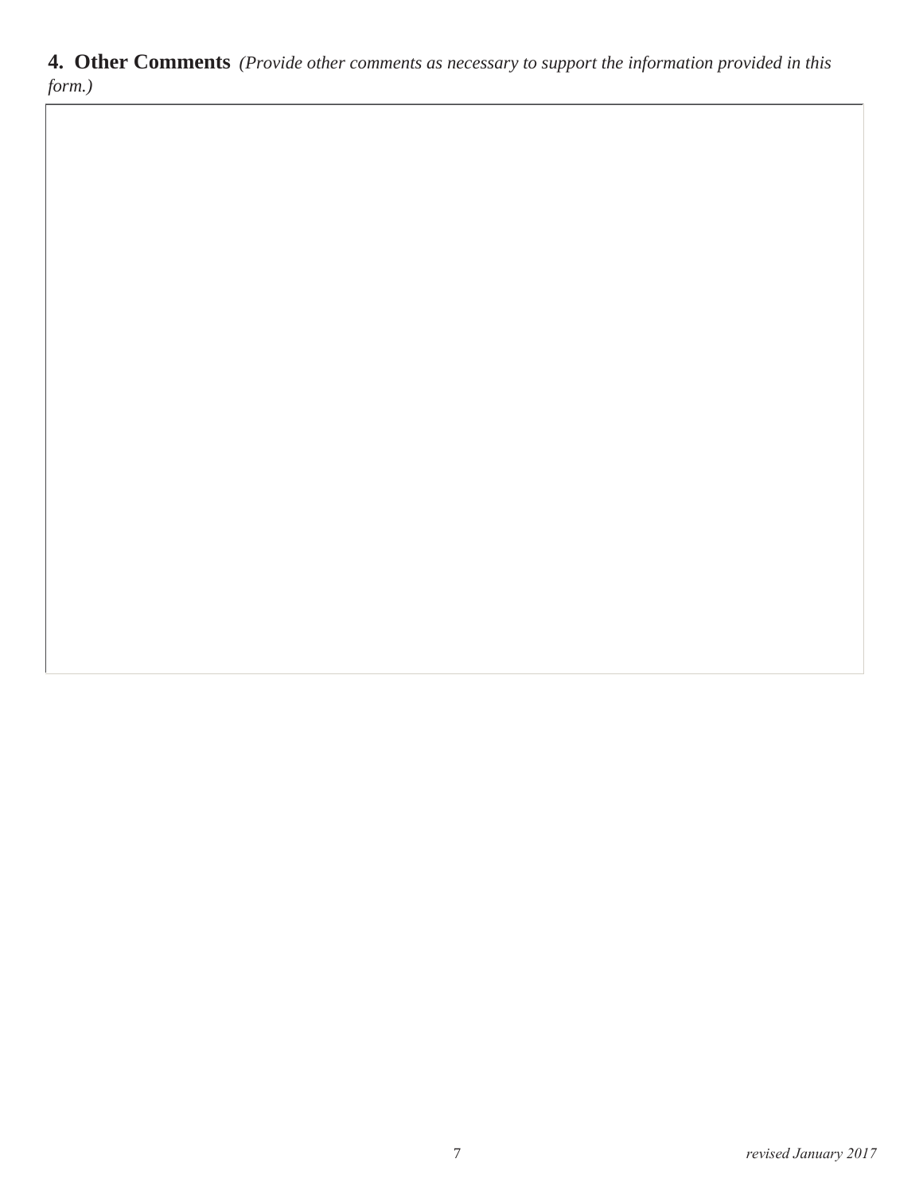**4. Other Comments** *(Provide other comments as necessary to support the information provided in this form.)*

revised January 2017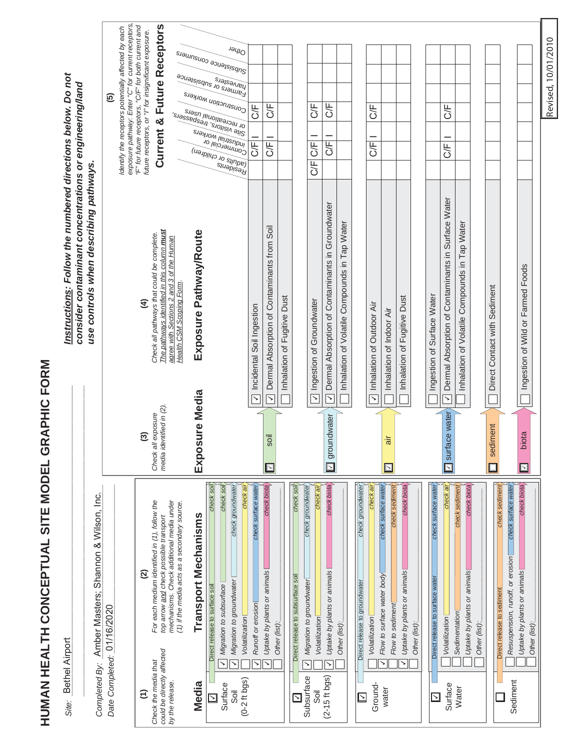# HUMAN HEALTH CONCEPTUAL SITE MODEL GRAPHIC FORM

**Site:** Bethel Airport

**Completed By:** Amber Masters; Shannon & Wilson, Inc.

**Date Completed:** 01/16/2020

***Instructions:** Follow the numbered directions below. Do not consider contaminant concentrations or engineering/land use controls when describing pathways.*

**(1)** *Check the media that could be directly affected by the release.*

**(2)** *For each medium identified in (1), follow the top arrow and check possible transport mechanisms. Check additional media under (1) if the media acts as a secondary source.*

**(3)** *Check all exposure media identified in (2).*

**(4)** *Check all pathways that could be complete. The pathways identified in this column must agree with Sections 2 and 3 of the Human Health CSM Scoping Form.*

**(5)** *Identify the receptors potentially affected by each exposure pathway: Enter "C" for current receptors, "F" for future receptors, "C/F" for both current and future receptors, or "I" for insignificant exposure.*

## Media and Transport Mechanisms

| Media | Transport Mechanisms | Check |
|---|---|---|
| ☑ Surface Soil (0-2 ft bgs) | Direct release to surface soil | check soil |
| | ☑ Migration to subsurface | check soil |
| | ☑ Migration to groundwater | check groundwater |
| | ☐ Volatilization | check air |
| | ☑ Runoff or erosion | check surface water |
| | ☑ Uptake by plants or animals | check biota |
| | ☐ Other (list): | |
| ☑ Subsurface Soil (2-15 ft bgs) | Direct release to subsurface soil | check soil |
| | ☑ Migration to groundwater | check groundwater |
| | ☐ Volatilization | check air |
| | ☑ Uptake by plants or animals | check biota |
| | ☐ Other (list): | |
| ☑ Ground-water | Direct release to groundwater | check groundwater |
| | ☐ Volatilization | check air |
| | ☑ Flow to surface water body | check surface water |
| | ☐ Flow to sediment | check sediment |
| | ☑ Uptake by plants or animals | check biota |
| | ☐ Other (list): | |
| ☑ Surface Water | Direct release to surface water | check surface water |
| | ☐ Volatilization | check air |
| | ☐ Sedimentation | check sediment |
| | ☐ Uptake by plants or animals | check biota |
| | ☐ Other (list): | |
| ☐ Sediment | Direct release to sediment | check sediment |
| | ☐ Resuspension, runoff, or erosion | check surface water |
| | ☐ Uptake by plants or animals | check biota |
| | ☐ Other (list): | |

## Exposure Media, Exposure Pathway/Route, and Current & Future Receptors

| Exposure Media | Exposure Pathway/Route | Residents (adults or children) | Commercial or industrial workers | Site visitors, trespassers, or recreational users | Construction workers | Farmers or subsistence harvesters | Subsistence consumers | Other |
|---|---|---|---|---|---|---|---|---|
| ☑ soil | ☑ Incidental Soil Ingestion | | C/F | I | C/F | | | |
| | ☑ Dermal Absorption of Contaminants from Soil | | C/F | I | C/F | | | |
| | ☐ Inhalation of Fugitive Dust | | | | | | | |
| ☑ groundwater | ☑ Ingestion of Groundwater | C/F | C/F | I | C/F | | | |
| | ☑ Dermal Absorption of Contaminants in Groundwater | | C/F | I | C/F | | | |
| | ☐ Inhalation of Volatile Compounds in Tap Water | | | | | | | |
| ☑ air | ☑ Inhalation of Outdoor Air | | C/F | I | C/F | | | |
| | ☐ Inhalation of Indoor Air | | | | | | | |
| | ☐ Inhalation of Fugitive Dust | | | | | | | |
| ☑ surface water | ☐ Ingestion of Surface Water | | | | | | | |
| | ☑ Dermal Absorption of Contaminants in Surface Water | | C/F | I | C/F | | | |
| | ☐ Inhalation of Volatile Compounds in Tap Water | | | | | | | |
| ☐ sediment | ☐ Direct Contact with Sediment | | | | | | | |
| ☑ biota | ☐ Ingestion of Wild or Farmed Foods | | | | | | | |

Revised, 10/01/2010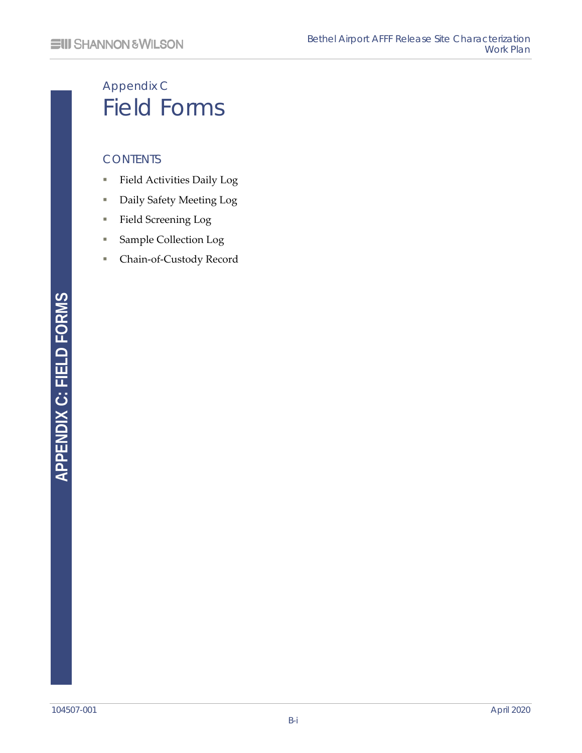# Appendix C
# Field Forms

## CONTENTS

- Field Activities Daily Log
- Daily Safety Meeting Log
- Field Screening Log
- Sample Collection Log
- Chain-of-Custody Record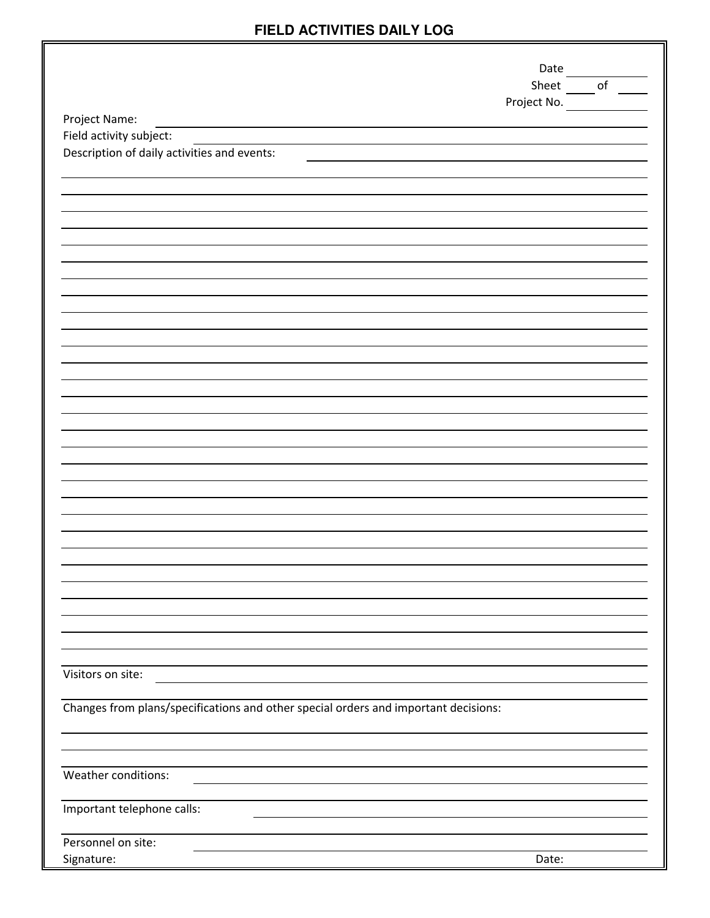# FIELD ACTIVITIES DAILY LOG

Date \_\_\_\_\_\_\_\_\_\_

Sheet \_\_\_\_ of \_\_\_\_

Project No. \_\_\_\_\_\_\_\_\_\_

Project Name: \_\_\_\_\_\_\_\_\_\_\_\_\_\_\_\_\_\_\_\_\_\_\_\_\_\_\_\_\_\_\_\_\_\_\_\_\_\_\_\_

Field activity subject: \_\_\_\_\_\_\_\_\_\_\_\_\_\_\_\_\_\_\_\_\_\_\_\_\_\_\_\_\_\_\_\_\_\_\_\_\_\_\_\_

Description of daily activities and events: \_\_\_\_\_\_\_\_\_\_\_\_\_\_\_\_\_\_\_\_\_\_\_\_\_\_\_\_\_\_\_\_\_\_\_\_\_\_\_\_

\_\_\_\_\_\_\_\_\_\_\_\_\_\_\_\_\_\_\_\_\_\_\_\_\_\_\_\_\_\_\_\_\_\_\_\_\_\_\_\_\_\_\_\_\_\_\_\_\_\_\_\_\_\_\_\_\_\_\_\_\_\_\_\_\_\_\_\_\_\_\_\_\_\_\_\_\_\_

\_\_\_\_\_\_\_\_\_\_\_\_\_\_\_\_\_\_\_\_\_\_\_\_\_\_\_\_\_\_\_\_\_\_\_\_\_\_\_\_\_\_\_\_\_\_\_\_\_\_\_\_\_\_\_\_\_\_\_\_\_\_\_\_\_\_\_\_\_\_\_\_\_\_\_\_\_\_

\_\_\_\_\_\_\_\_\_\_\_\_\_\_\_\_\_\_\_\_\_\_\_\_\_\_\_\_\_\_\_\_\_\_\_\_\_\_\_\_\_\_\_\_\_\_\_\_\_\_\_\_\_\_\_\_\_\_\_\_\_\_\_\_\_\_\_\_\_\_\_\_\_\_\_\_\_\_

Visitors on site: \_\_\_\_\_\_\_\_\_\_\_\_\_\_\_\_\_\_\_\_\_\_\_\_\_\_\_\_\_\_\_\_\_\_\_\_\_\_\_\_

Changes from plans/specifications and other special orders and important decisions:

\_\_\_\_\_\_\_\_\_\_\_\_\_\_\_\_\_\_\_\_\_\_\_\_\_\_\_\_\_\_\_\_\_\_\_\_\_\_\_\_\_\_\_\_\_\_\_\_\_\_\_\_\_\_\_\_\_\_\_\_\_\_\_\_\_\_\_\_\_\_\_\_\_\_\_\_\_\_

\_\_\_\_\_\_\_\_\_\_\_\_\_\_\_\_\_\_\_\_\_\_\_\_\_\_\_\_\_\_\_\_\_\_\_\_\_\_\_\_\_\_\_\_\_\_\_\_\_\_\_\_\_\_\_\_\_\_\_\_\_\_\_\_\_\_\_\_\_\_\_\_\_\_\_\_\_\_

Weather conditions: \_\_\_\_\_\_\_\_\_\_\_\_\_\_\_\_\_\_\_\_\_\_\_\_\_\_\_\_\_\_\_\_\_\_\_\_\_\_\_\_

Important telephone calls: \_\_\_\_\_\_\_\_\_\_\_\_\_\_\_\_\_\_\_\_\_\_\_\_\_\_\_\_\_\_\_\_\_\_\_\_\_\_\_\_

Personnel on site: \_\_\_\_\_\_\_\_\_\_\_\_\_\_\_\_\_\_\_\_\_\_\_\_\_\_\_\_\_\_\_\_\_\_\_\_\_\_\_\_

Signature: \_\_\_\_\_\_\_\_\_\_\_\_\_\_\_\_\_\_\_\_\_\_\_\_ Date: \_\_\_\_\_\_\_\_\_\_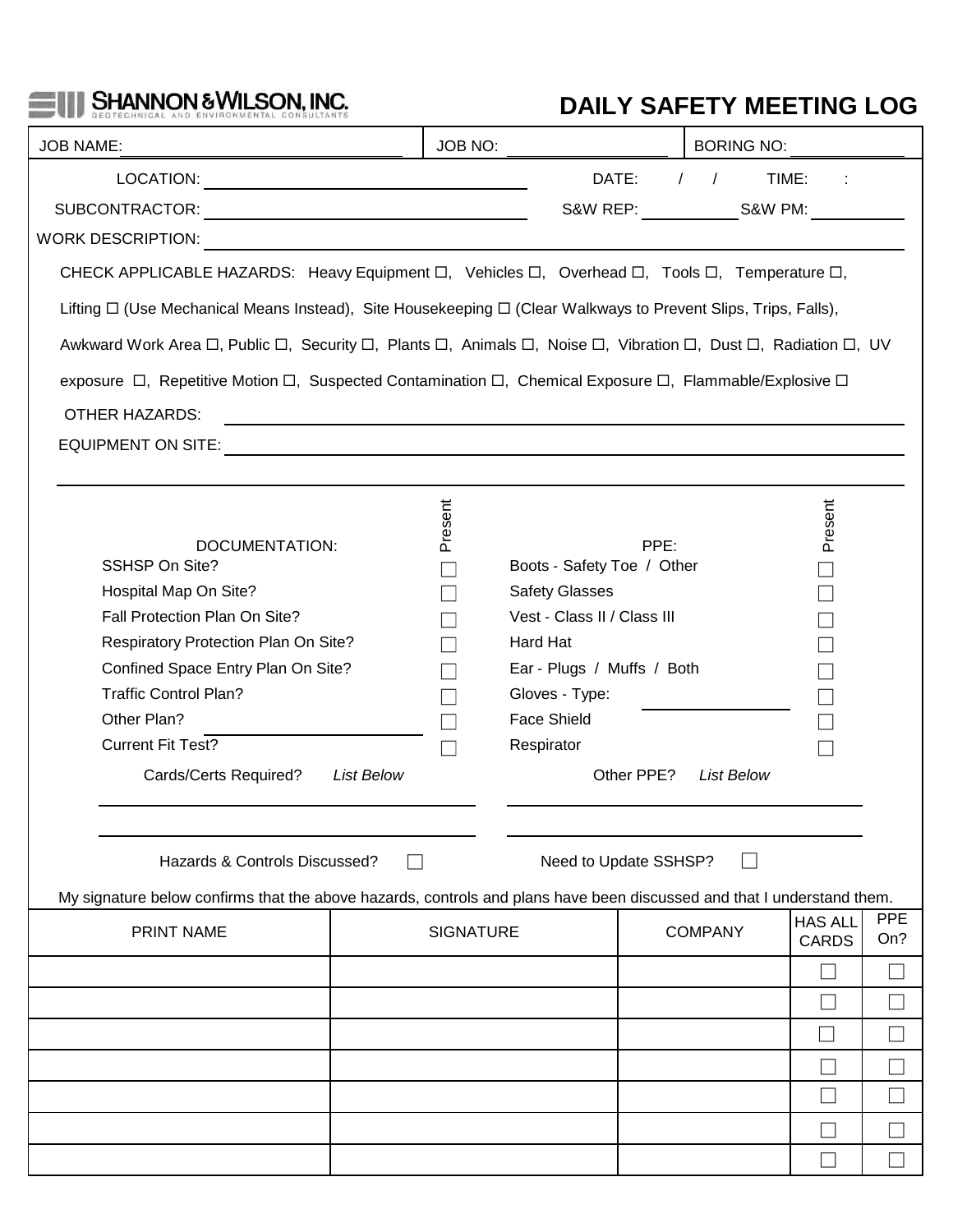SHANNON & WILSON, INC.
GEOTECHNICAL AND ENVIRONMENTAL CONSULTANTS

# DAILY SAFETY MEETING LOG

JOB NAME: ____________________ JOB NO: ____________ BORING NO: ____________

LOCATION: ____________________ DATE: / / TIME: :

SUBCONTRACTOR: ____________________ S&W REP: ____________ S&W PM: ____________

WORK DESCRIPTION: ________________________________________

CHECK APPLICABLE HAZARDS: Heavy Equipment ☐, Vehicles ☐, Overhead ☐, Tools ☐, Temperature ☐, Lifting ☐ (Use Mechanical Means Instead), Site Housekeeping ☐ (Clear Walkways to Prevent Slips, Trips, Falls), Awkward Work Area ☐, Public ☐, Security ☐, Plants ☐, Animals ☐, Noise ☐, Vibration ☐, Dust ☐, Radiation ☐, UV exposure ☐, Repetitive Motion ☐, Suspected Contamination ☐, Chemical Exposure ☐, Flammable/Explosive ☐

OTHER HAZARDS: ________________________________________

EQUIPMENT ON SITE: ________________________________________

________________________________________

| DOCUMENTATION: | Present | PPE: | Present |
|---|---|---|---|
| SSHSP On Site? | ☐ | Boots - Safety Toe / Other | ☐ |
| Hospital Map On Site? | ☐ | Safety Glasses | ☐ |
| Fall Protection Plan On Site? | ☐ | Vest - Class II / Class III | ☐ |
| Respiratory Protection Plan On Site? | ☐ | Hard Hat | ☐ |
| Confined Space Entry Plan On Site? | ☐ | Ear - Plugs / Muffs / Both | ☐ |
| Traffic Control Plan? | ☐ | Gloves - Type: ____________ | ☐ |
| Other Plan? ____________ | ☐ | Face Shield | ☐ |
| Current Fit Test? | ☐ | Respirator | ☐ |

Cards/Certs Required? *List Below*

________________________________________

________________________________________

Other PPE? *List Below*

________________________________________

________________________________________

Hazards & Controls Discussed? ☐

Need to Update SSHSP? ☐

My signature below confirms that the above hazards, controls and plans have been discussed and that I understand them.

| PRINT NAME | SIGNATURE | COMPANY | HAS ALL CARDS | PPE On? |
|---|---|---|---|---|
| | | | ☐ | ☐ |
| | | | ☐ | ☐ |
| | | | ☐ | ☐ |
| | | | ☐ | ☐ |
| | | | ☐ | ☐ |
| | | | ☐ | ☐ |
| | | | ☐ | ☐ |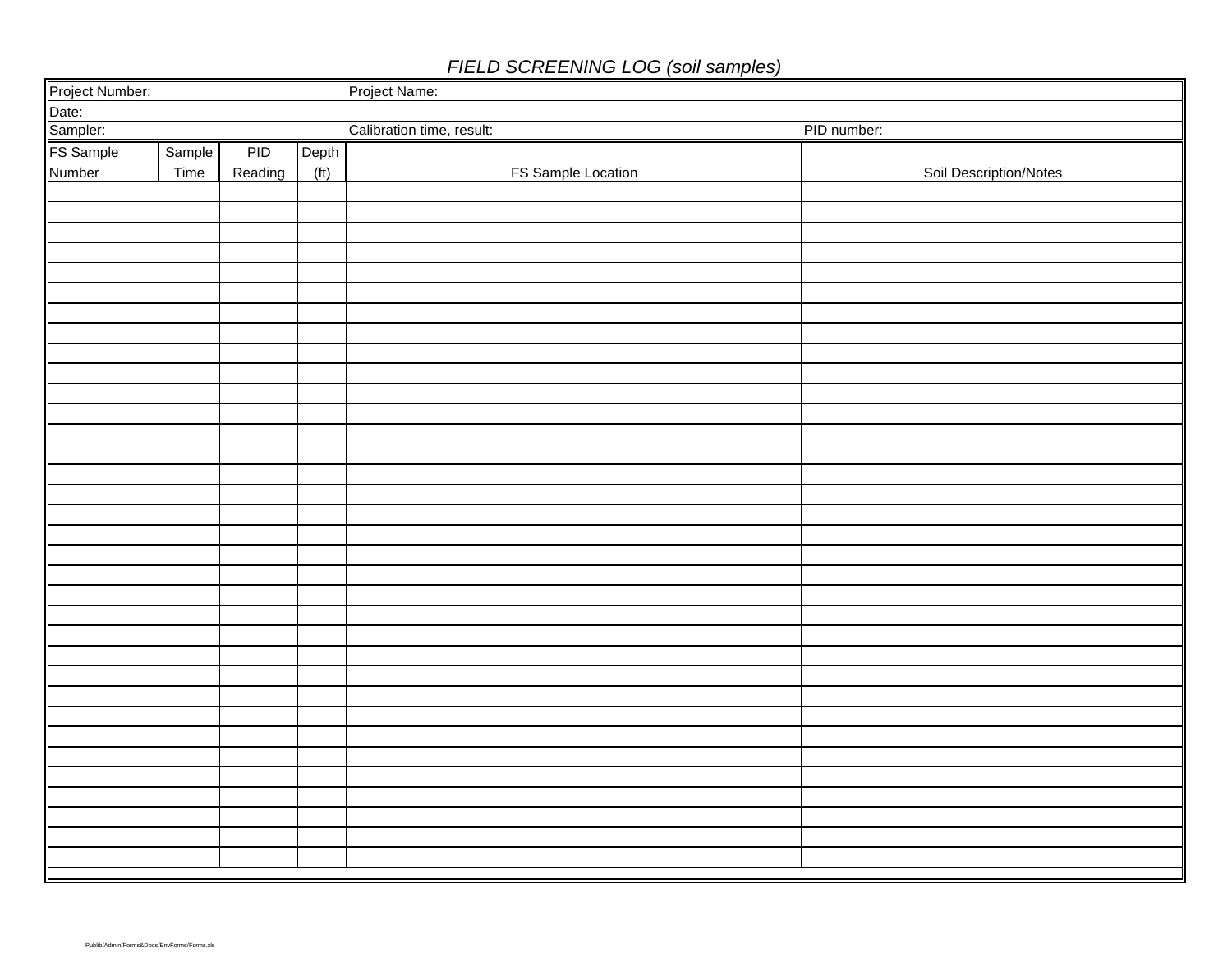# *FIELD SCREENING LOG (soil samples)*

Project Number: Project Name:

Date:

Sampler: Calibration time, result: PID number:

| FS Sample Number | Sample Time | PID Reading | Depth (ft) | FS Sample Location | Soil Description/Notes |
|---|---|---|---|---|---|
| | | | | | |
| | | | | | |
| | | | | | |
| | | | | | |
| | | | | | |
| | | | | | |
| | | | | | |
| | | | | | |
| | | | | | |
| | | | | | |
| | | | | | |
| | | | | | |
| | | | | | |
| | | | | | |
| | | | | | |
| | | | | | |
| | | | | | |
| | | | | | |
| | | | | | |
| | | | | | |
| | | | | | |
| | | | | | |
| | | | | | |
| | | | | | |
| | | | | | |
| | | | | | |
| | | | | | |
| | | | | | |
| | | | | | |
| | | | | | |
| | | | | | |
| | | | | | |
| | | | | | |
| | | | | | |

Publib/Admin/Forms&Docs/EnvForms/Forms.xls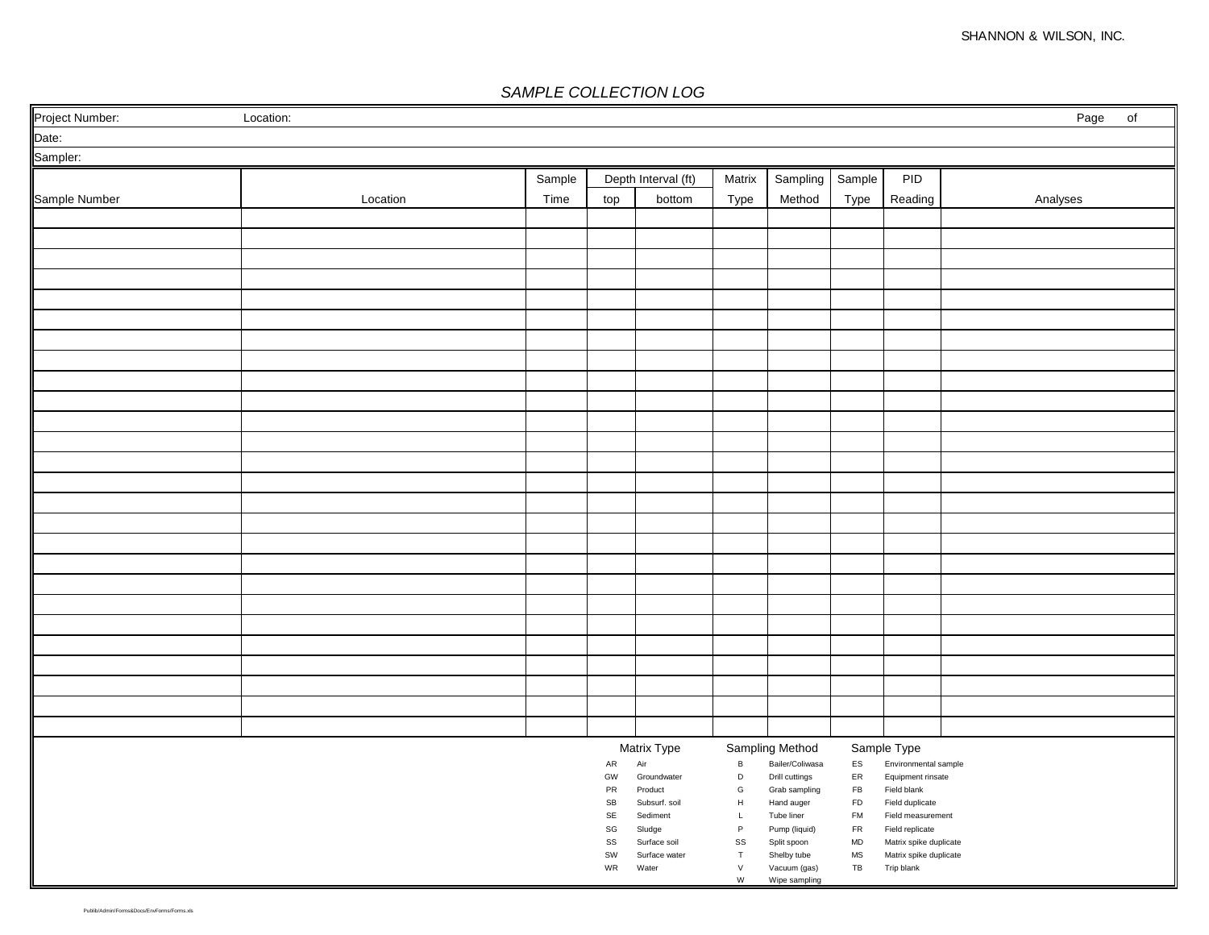SHANNON & WILSON, INC.

*SAMPLE COLLECTION LOG*

Project Number: Location: Page of

Date:

Sampler:

| Sample Number | Location | Sample Time | Depth Interval (ft) top | Depth Interval (ft) bottom | Matrix Type | Sampling Method | Sample Type | PID Reading | Analyses |
|---|---|---|---|---|---|---|---|---|---|
| | | | | | | | | | |
| | | | | | | | | | |
| | | | | | | | | | |
| | | | | | | | | | |
| | | | | | | | | | |
| | | | | | | | | | |
| | | | | | | | | | |
| | | | | | | | | | |
| | | | | | | | | | |
| | | | | | | | | | |
| | | | | | | | | | |
| | | | | | | | | | |
| | | | | | | | | | |
| | | | | | | | | | |
| | | | | | | | | | |
| | | | | | | | | | |
| | | | | | | | | | |
| | | | | | | | | | |
| | | | | | | | | | |
| | | | | | | | | | |
| | | | | | | | | | |
| | | | | | | | | | |
| | | | | | | | | | |
| | | | | | | | | | |
| | | | | | | | | | |
| | | | | | | | | | |

| Matrix Type | | Sampling Method | | Sample Type | |
|---|---|---|---|---|---|
| AR | Air | B | Bailer/Coliwasa | ES | Environmental sample |
| GW | Groundwater | D | Drill cuttings | ER | Equipment rinsate |
| PR | Product | G | Grab sampling | FB | Field blank |
| SB | Subsurf. soil | H | Hand auger | FD | Field duplicate |
| SE | Sediment | L | Tube liner | FM | Field measurement |
| SG | Sludge | P | Pump (liquid) | FR | Field replicate |
| SS | Surface soil | SS | Split spoon | MD | Matrix spike duplicate |
| SW | Surface water | T | Shelby tube | MS | Matrix spike duplicate |
| WR | Water | V | Vacuum (gas) | TB | Trip blank |
| | | W | Wipe sampling | | |

Publib/Admin/Forms&Docs/EnvForms/Forms.xls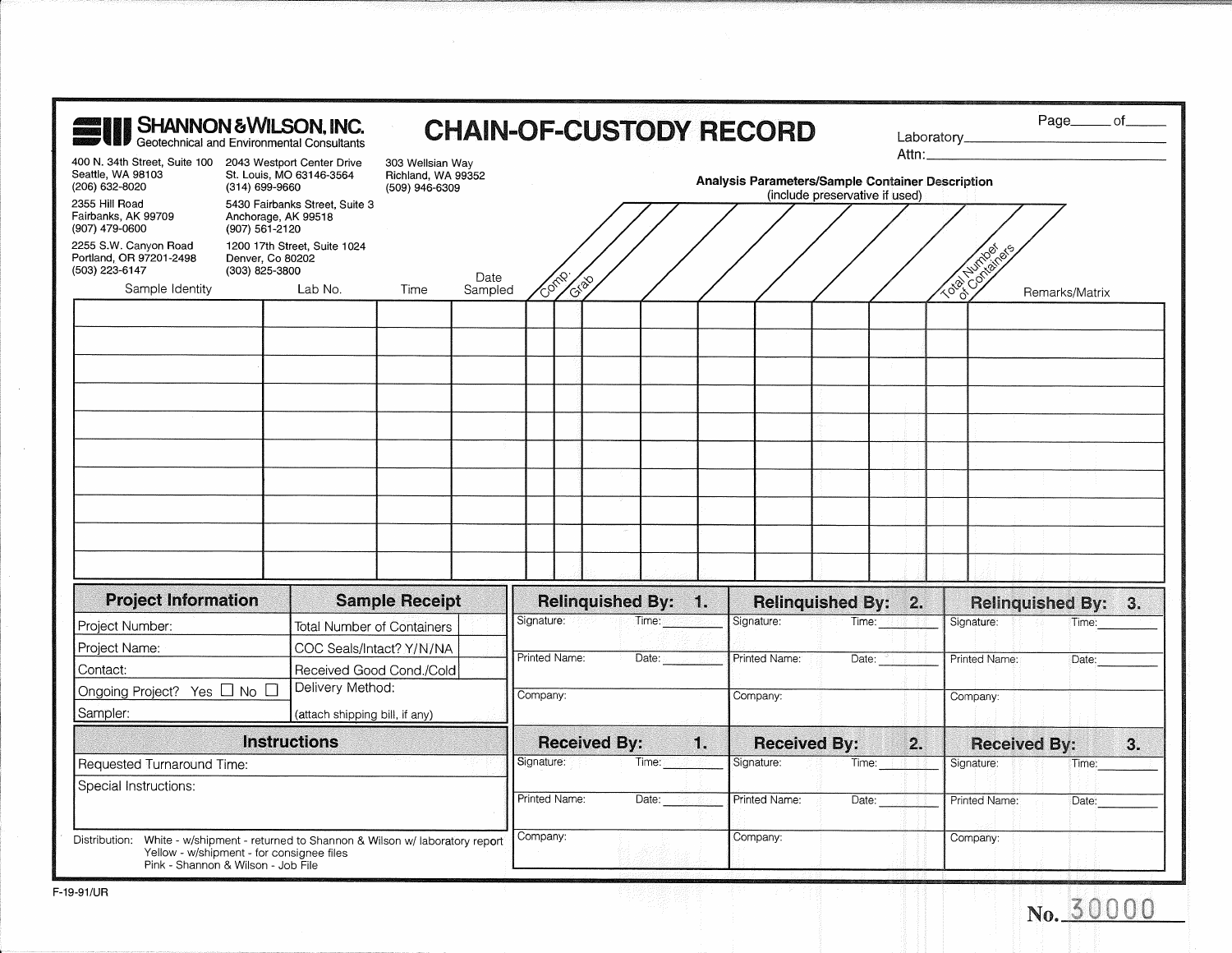**SHANNON & WILSON, INC.**
Geotechnical and Environmental Consultants

# CHAIN-OF-CUSTODY RECORD

Page_____ of_____

Laboratory______________________

Attn:______________________

400 N. 34th Street, Suite 100
Seattle, WA 98103
(206) 632-8020

2043 Westport Center Drive
St. Louis, MO 63146-3564
(314) 699-9660

303 Wellsian Way
Richland, WA 99352
(509) 946-6309

2355 Hill Road
Fairbanks, AK 99709
(907) 479-0600

5430 Fairbanks Street, Suite 3
Anchorage, AK 99518
(907) 561-2120

2255 S.W. Canyon Road
Portland, OR 97201-2498
(503) 223-6147

1200 17th Street, Suite 1024
Denver, Co 80202
(303) 825-3800

**Analysis Parameters/Sample Container Description**
(include preservative if used)

| Sample Identity | Lab No. | Time | Date Sampled | Comp. | Grab | | | | | | | Total Number of Containers | Remarks/Matrix |
|---|---|---|---|---|---|---|---|---|---|---|---|---|---|
| | | | | | | | | | | | | | |
| | | | | | | | | | | | | | |
| | | | | | | | | | | | | | |
| | | | | | | | | | | | | | |
| | | | | | | | | | | | | | |
| | | | | | | | | | | | | | |
| | | | | | | | | | | | | | |
| | | | | | | | | | | | | | |
| | | | | | | | | | | | | | |
| | | | | | | | | | | | | | |

| Project Information | Sample Receipt | |
|---|---|---|
| Project Number: | Total Number of Containers | |
| Project Name: | COC Seals/Intact? Y/N/NA | |
| Contact: | Received Good Cond./Cold | |
| Ongoing Project? Yes ☐ No ☐ | Delivery Method: | |
| Sampler: | (attach shipping bill, if any) | |

| Instructions |
|---|
| Requested Turnaround Time: |
| Special Instructions: |

| Relinquished By: 1. | Relinquished By: 2. | Relinquished By: 3. |
|---|---|---|
| Signature: Time:_______ | Signature: Time:_______ | Signature: Time:_______ |
| Printed Name: Date:_______ | Printed Name: Date:_______ | Printed Name: Date:_______ |
| Company: | Company: | Company: |

| Received By: 1. | Received By: 2. | Received By: 3. |
|---|---|---|
| Signature: Time:_______ | Signature: Time:_______ | Signature: Time:_______ |
| Printed Name: Date:_______ | Printed Name: Date:_______ | Printed Name: Date:_______ |
| Company: | Company: | Company: |

Distribution: White - w/shipment - returned to Shannon & Wilson w/ laboratory report
Yellow - w/shipment - for consignee files
Pink - Shannon & Wilson - Job File

F-19-91/UR

**No.** 30000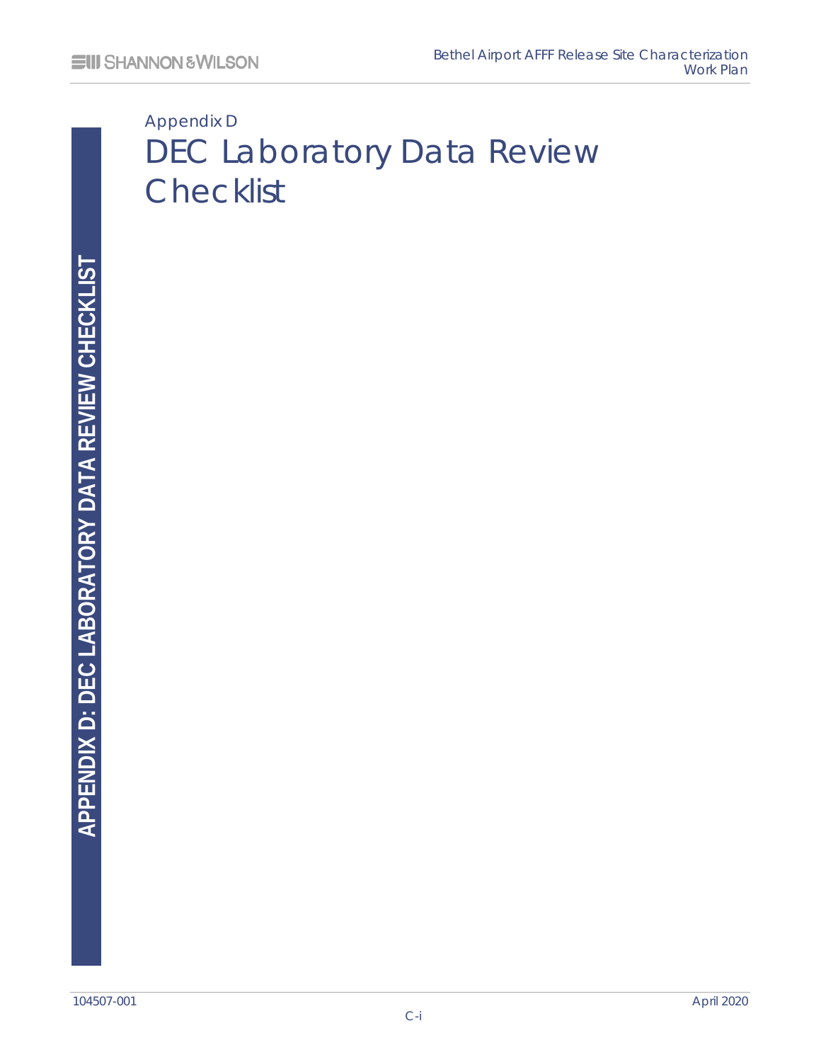Appendix D

# DEC Laboratory Data Review Checklist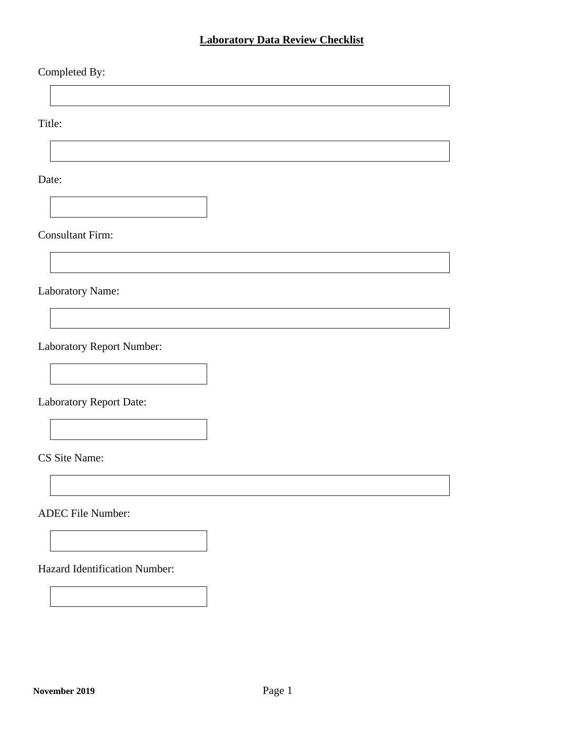# Laboratory Data Review Checklist

Completed By:

Title:

Date:

Consultant Firm:

Laboratory Name:

Laboratory Report Number:

Laboratory Report Date:

CS Site Name:

ADEC File Number:

Hazard Identification Number: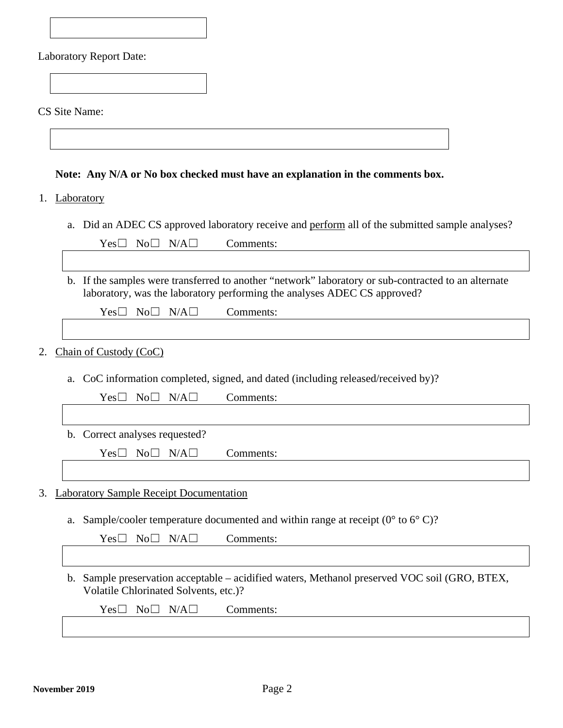Laboratory Report Date:

CS Site Name:

**Note: Any N/A or No box checked must have an explanation in the comments box.**

1. Laboratory

   a. Did an ADEC CS approved laboratory receive and perform all of the submitted sample analyses?

      Yes☐ No☐ N/A☐ Comments:

   b. If the samples were transferred to another "network" laboratory or sub-contracted to an alternate laboratory, was the laboratory performing the analyses ADEC CS approved?

      Yes☐ No☐ N/A☐ Comments:

2. Chain of Custody (CoC)

   a. CoC information completed, signed, and dated (including released/received by)?

      Yes☐ No☐ N/A☐ Comments:

   b. Correct analyses requested?

      Yes☐ No☐ N/A☐ Comments:

3. Laboratory Sample Receipt Documentation

   a. Sample/cooler temperature documented and within range at receipt (0° to 6° C)?

      Yes☐ No☐ N/A☐ Comments:

   b. Sample preservation acceptable – acidified waters, Methanol preserved VOC soil (GRO, BTEX, Volatile Chlorinated Solvents, etc.)?

      Yes☐ No☐ N/A☐ Comments:

**November 2019**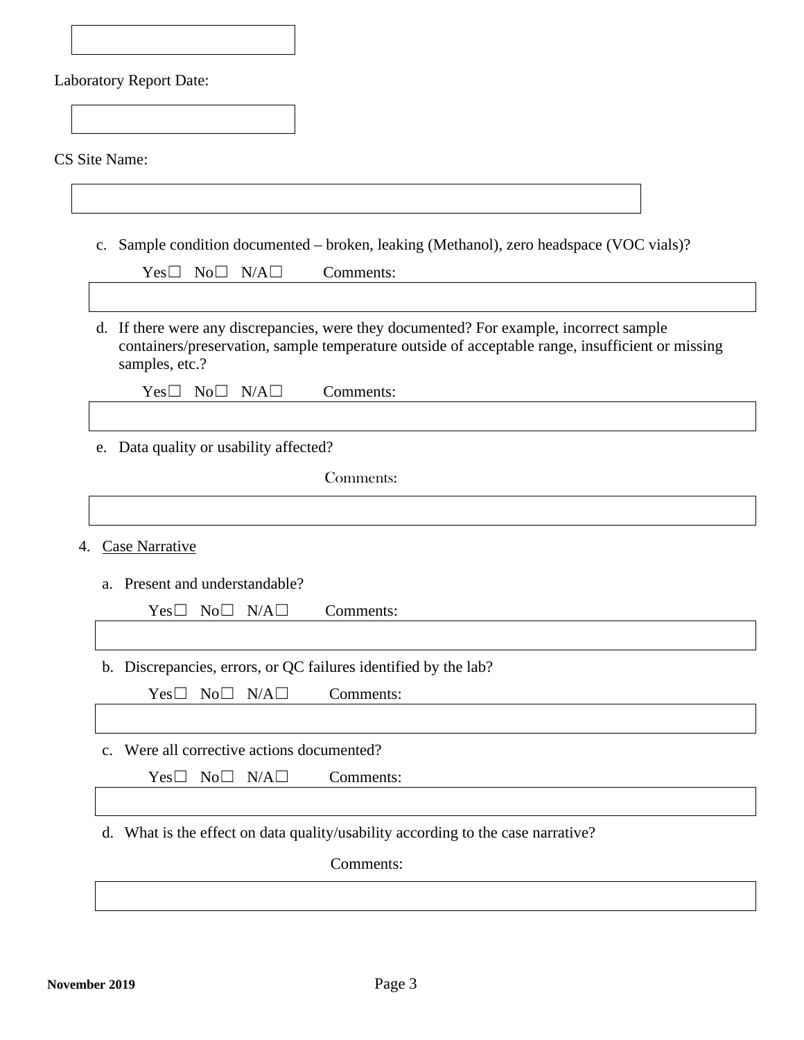Laboratory Report Date:

CS Site Name:

c. Sample condition documented – broken, leaking (Methanol), zero headspace (VOC vials)?

Yes☐ No☐ N/A☐ Comments:

d. If there were any discrepancies, were they documented? For example, incorrect sample containers/preservation, sample temperature outside of acceptable range, insufficient or missing samples, etc.?

Yes☐ No☐ N/A☐ Comments:

e. Data quality or usability affected?

Comments:

4. Case Narrative

a. Present and understandable?

Yes☐ No☐ N/A☐ Comments:

b. Discrepancies, errors, or QC failures identified by the lab?

Yes☐ No☐ N/A☐ Comments:

c. Were all corrective actions documented?

Yes☐ No☐ N/A☐ Comments:

d. What is the effect on data quality/usability according to the case narrative?

Comments: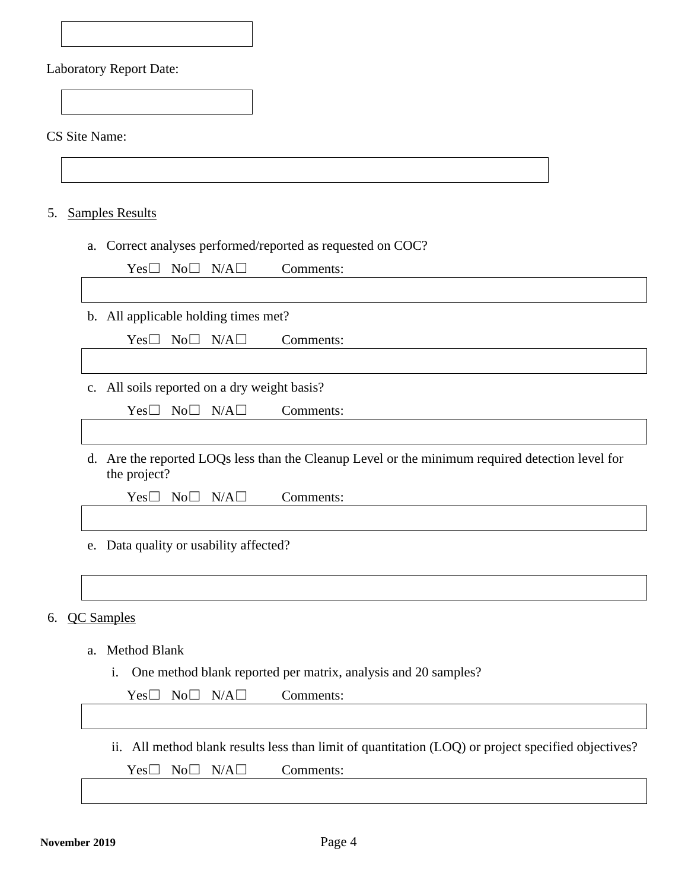Laboratory Report Date:

CS Site Name:

5. Samples Results

   a. Correct analyses performed/reported as requested on COC?

      Yes☐ No☐ N/A☐ Comments:

   b. All applicable holding times met?

      Yes☐ No☐ N/A☐ Comments:

   c. All soils reported on a dry weight basis?

      Yes☐ No☐ N/A☐ Comments:

   d. Are the reported LOQs less than the Cleanup Level or the minimum required detection level for the project?

      Yes☐ No☐ N/A☐ Comments:

   e. Data quality or usability affected?

6. QC Samples

   a. Method Blank

      i. One method blank reported per matrix, analysis and 20 samples?

      Yes☐ No☐ N/A☐ Comments:

      ii. All method blank results less than limit of quantitation (LOQ) or project specified objectives?

      Yes☐ No☐ N/A☐ Comments: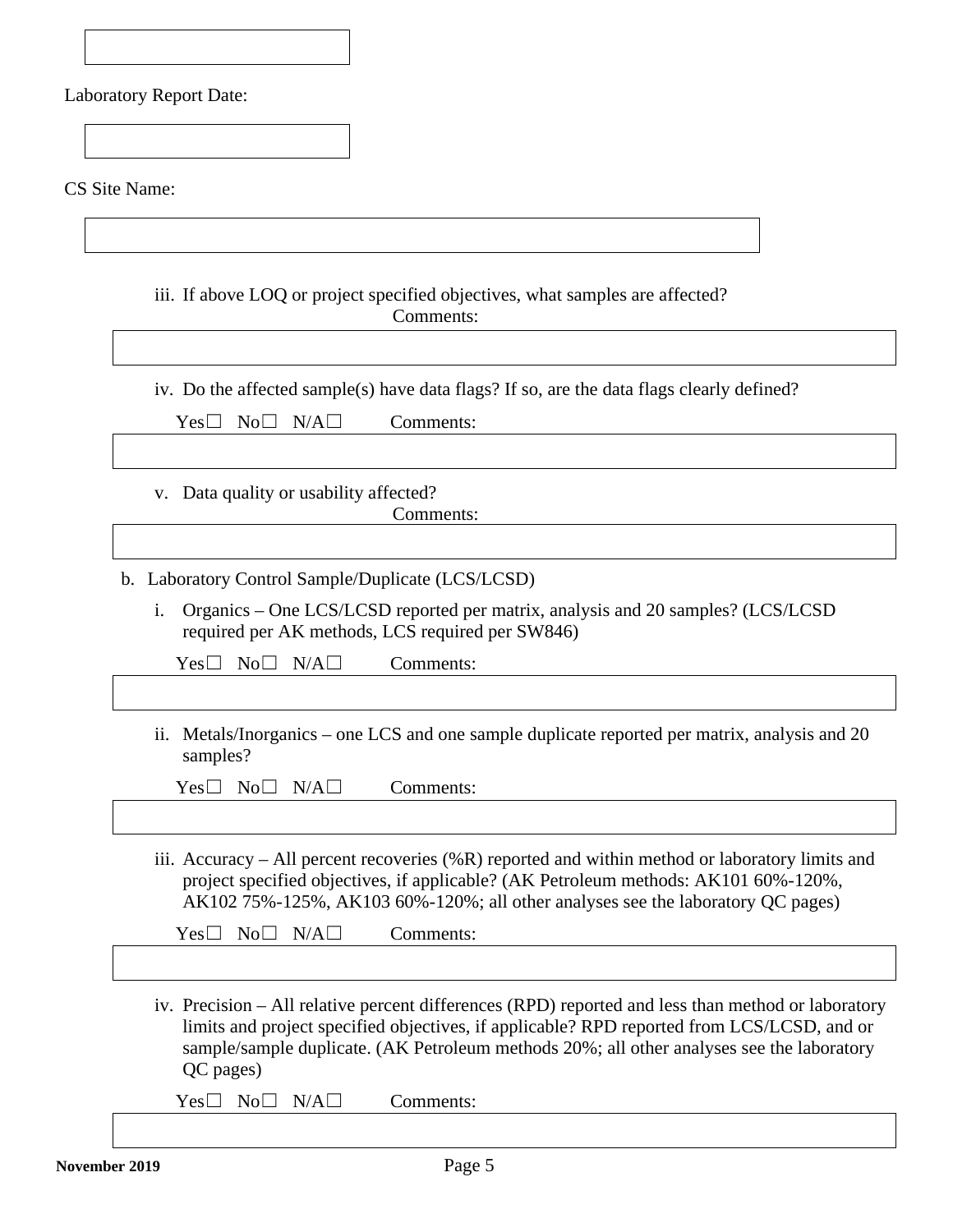Laboratory Report Date:

CS Site Name:

iii. If above LOQ or project specified objectives, what samples are affected?

Comments:

iv. Do the affected sample(s) have data flags? If so, are the data flags clearly defined?

Yes☐ No☐ N/A☐ Comments:

v. Data quality or usability affected?

Comments:

b. Laboratory Control Sample/Duplicate (LCS/LCSD)

i. Organics – One LCS/LCSD reported per matrix, analysis and 20 samples? (LCS/LCSD required per AK methods, LCS required per SW846)

Yes☐ No☐ N/A☐ Comments:

ii. Metals/Inorganics – one LCS and one sample duplicate reported per matrix, analysis and 20 samples?

Yes☐ No☐ N/A☐ Comments:

iii. Accuracy – All percent recoveries (%R) reported and within method or laboratory limits and project specified objectives, if applicable? (AK Petroleum methods: AK101 60%-120%, AK102 75%-125%, AK103 60%-120%; all other analyses see the laboratory QC pages)

Yes☐ No☐ N/A☐ Comments:

iv. Precision – All relative percent differences (RPD) reported and less than method or laboratory limits and project specified objectives, if applicable? RPD reported from LCS/LCSD, and or sample/sample duplicate. (AK Petroleum methods 20%; all other analyses see the laboratory QC pages)

Yes☐ No☐ N/A☐ Comments: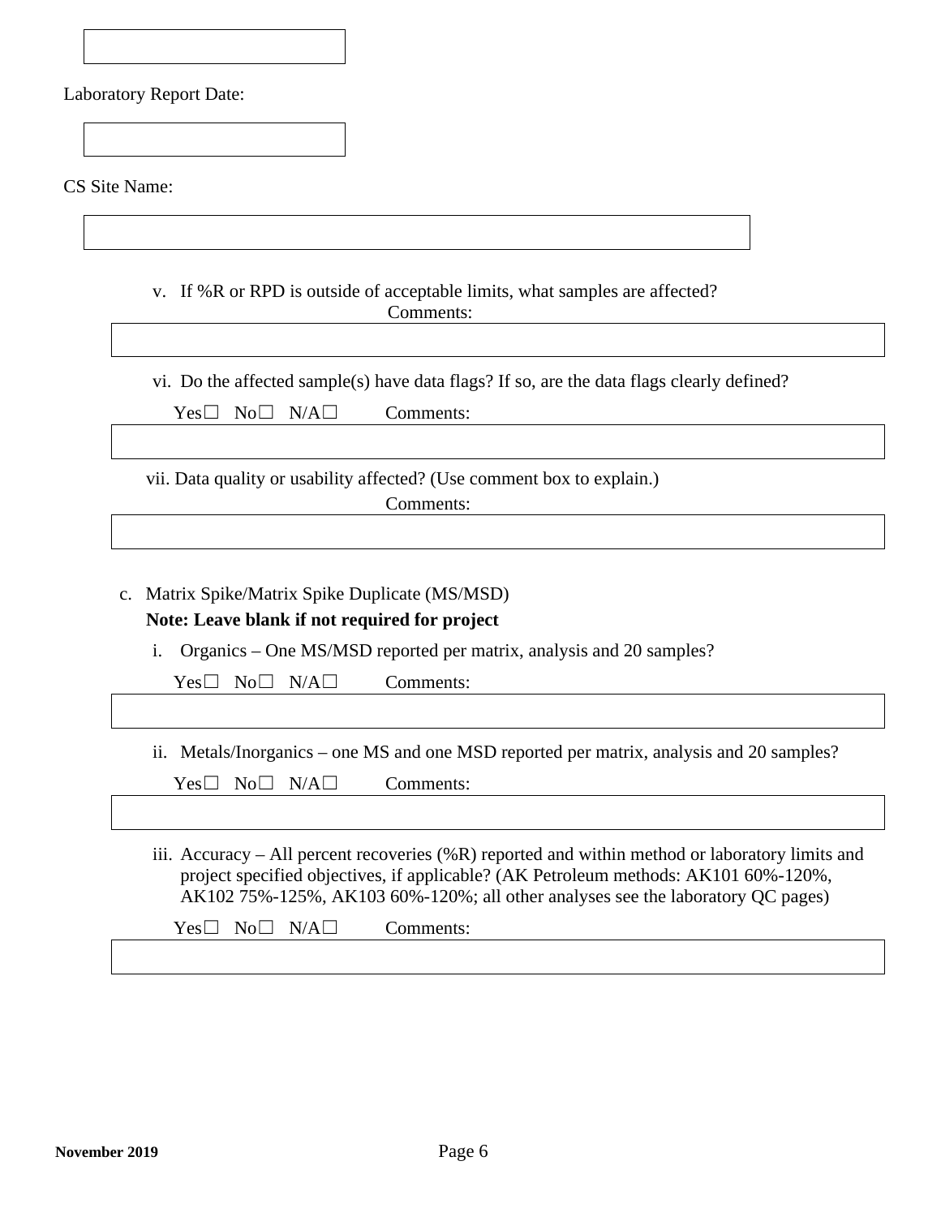Laboratory Report Date:

CS Site Name:

v. If %R or RPD is outside of acceptable limits, what samples are affected?

Comments:

vi. Do the affected sample(s) have data flags? If so, are the data flags clearly defined?

Yes☐ No☐ N/A☐ Comments:

vii. Data quality or usability affected? (Use comment box to explain.)

Comments:

c. Matrix Spike/Matrix Spike Duplicate (MS/MSD)

**Note: Leave blank if not required for project**

i. Organics – One MS/MSD reported per matrix, analysis and 20 samples?

Yes☐ No☐ N/A☐ Comments:

ii. Metals/Inorganics – one MS and one MSD reported per matrix, analysis and 20 samples?

Yes☐ No☐ N/A☐ Comments:

iii. Accuracy – All percent recoveries (%R) reported and within method or laboratory limits and project specified objectives, if applicable? (AK Petroleum methods: AK101 60%-120%, AK102 75%-125%, AK103 60%-120%; all other analyses see the laboratory QC pages)

Yes☐ No☐ N/A☐ Comments: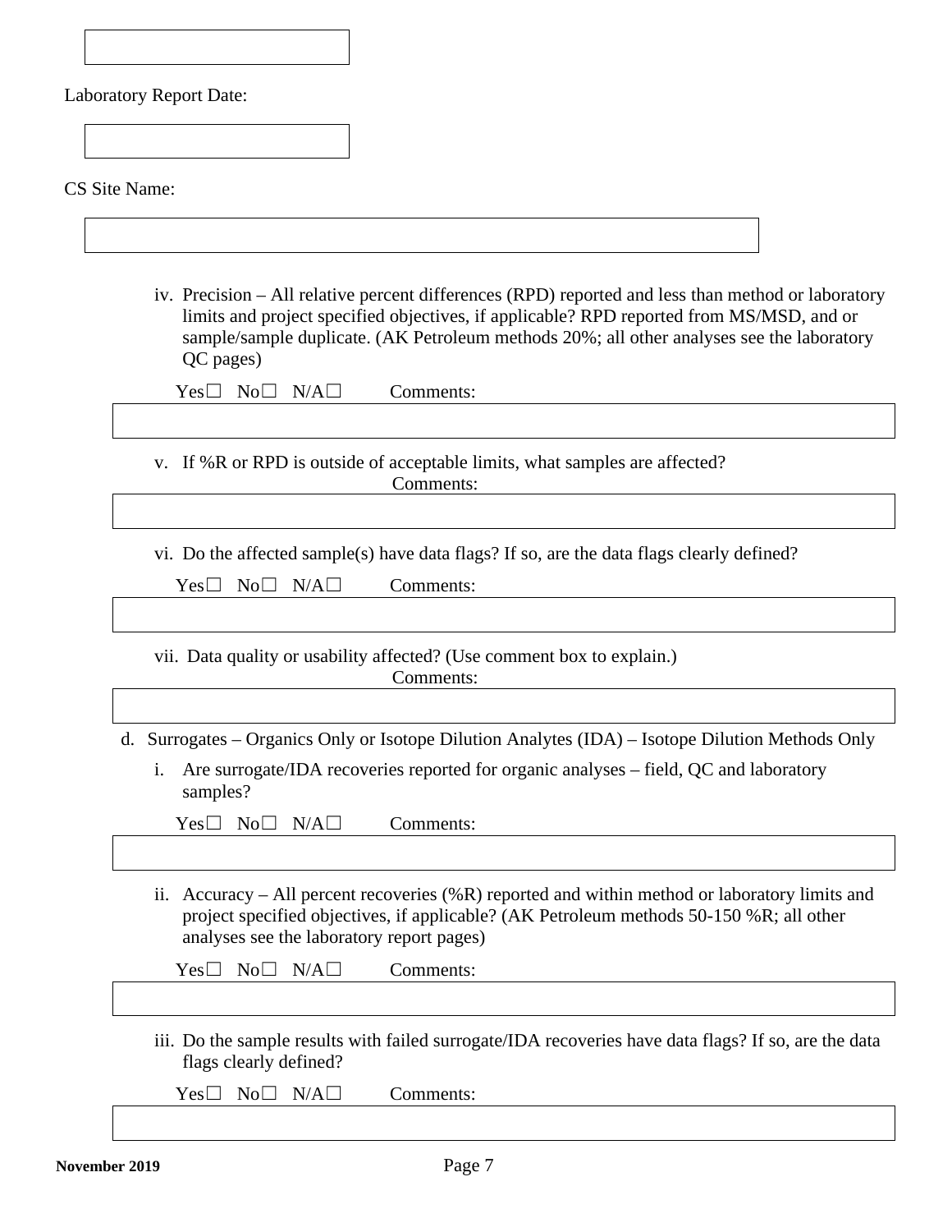Laboratory Report Date:

CS Site Name:

iv. Precision – All relative percent differences (RPD) reported and less than method or laboratory limits and project specified objectives, if applicable? RPD reported from MS/MSD, and or sample/sample duplicate. (AK Petroleum methods 20%; all other analyses see the laboratory QC pages)

Yes☐ No☐ N/A☐ Comments:

v. If %R or RPD is outside of acceptable limits, what samples are affected?

Comments:

vi. Do the affected sample(s) have data flags? If so, are the data flags clearly defined?

Yes☐ No☐ N/A☐ Comments:

vii. Data quality or usability affected? (Use comment box to explain.)

Comments:

d. Surrogates – Organics Only or Isotope Dilution Analytes (IDA) – Isotope Dilution Methods Only

i. Are surrogate/IDA recoveries reported for organic analyses – field, QC and laboratory samples?

Yes☐ No☐ N/A☐ Comments:

ii. Accuracy – All percent recoveries (%R) reported and within method or laboratory limits and project specified objectives, if applicable? (AK Petroleum methods 50-150 %R; all other analyses see the laboratory report pages)

Yes☐ No☐ N/A☐ Comments:

iii. Do the sample results with failed surrogate/IDA recoveries have data flags? If so, are the data flags clearly defined?

Yes☐ No☐ N/A☐ Comments:

November 2019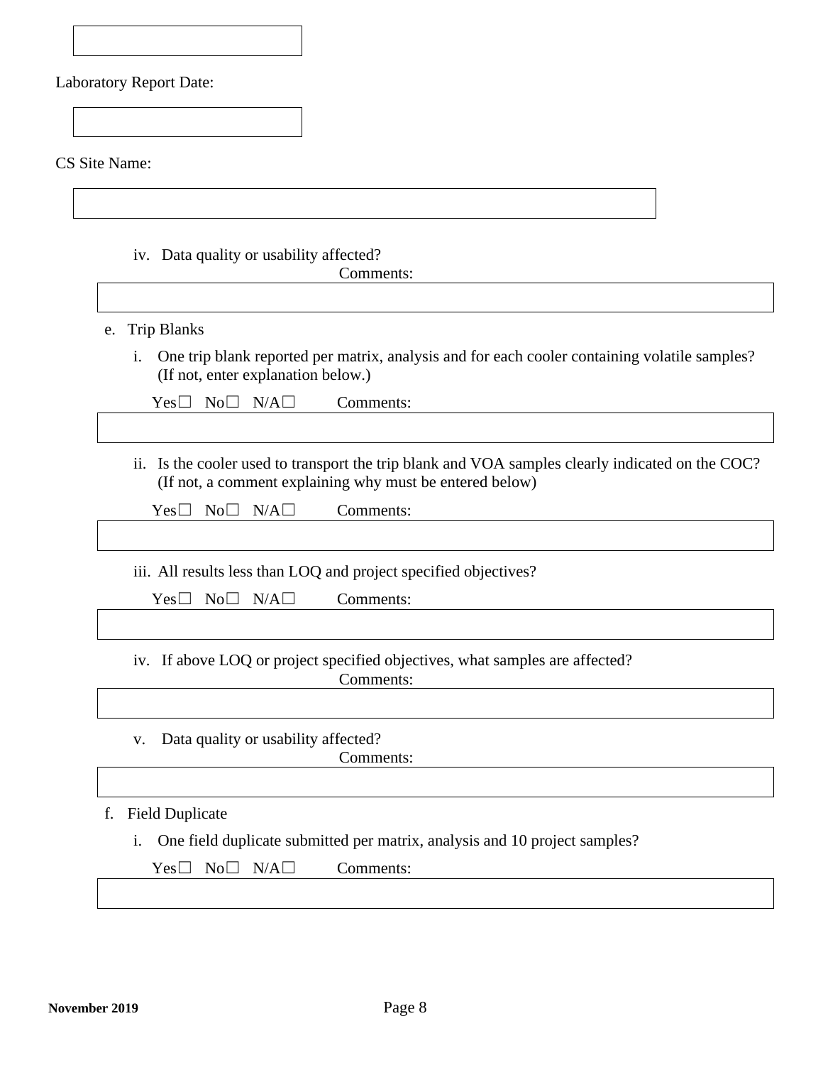Laboratory Report Date:

CS Site Name:

iv. Data quality or usability affected?

Comments:

e. Trip Blanks

i. One trip blank reported per matrix, analysis and for each cooler containing volatile samples? (If not, enter explanation below.)

Yes☐ No☐ N/A☐ Comments:

ii. Is the cooler used to transport the trip blank and VOA samples clearly indicated on the COC? (If not, a comment explaining why must be entered below)

Yes☐ No☐ N/A☐ Comments:

iii. All results less than LOQ and project specified objectives?

Yes☐ No☐ N/A☐ Comments:

iv. If above LOQ or project specified objectives, what samples are affected?

Comments:

v. Data quality or usability affected?

Comments:

f. Field Duplicate

i. One field duplicate submitted per matrix, analysis and 10 project samples?

Yes☐ No☐ N/A☐ Comments:

**November 2019**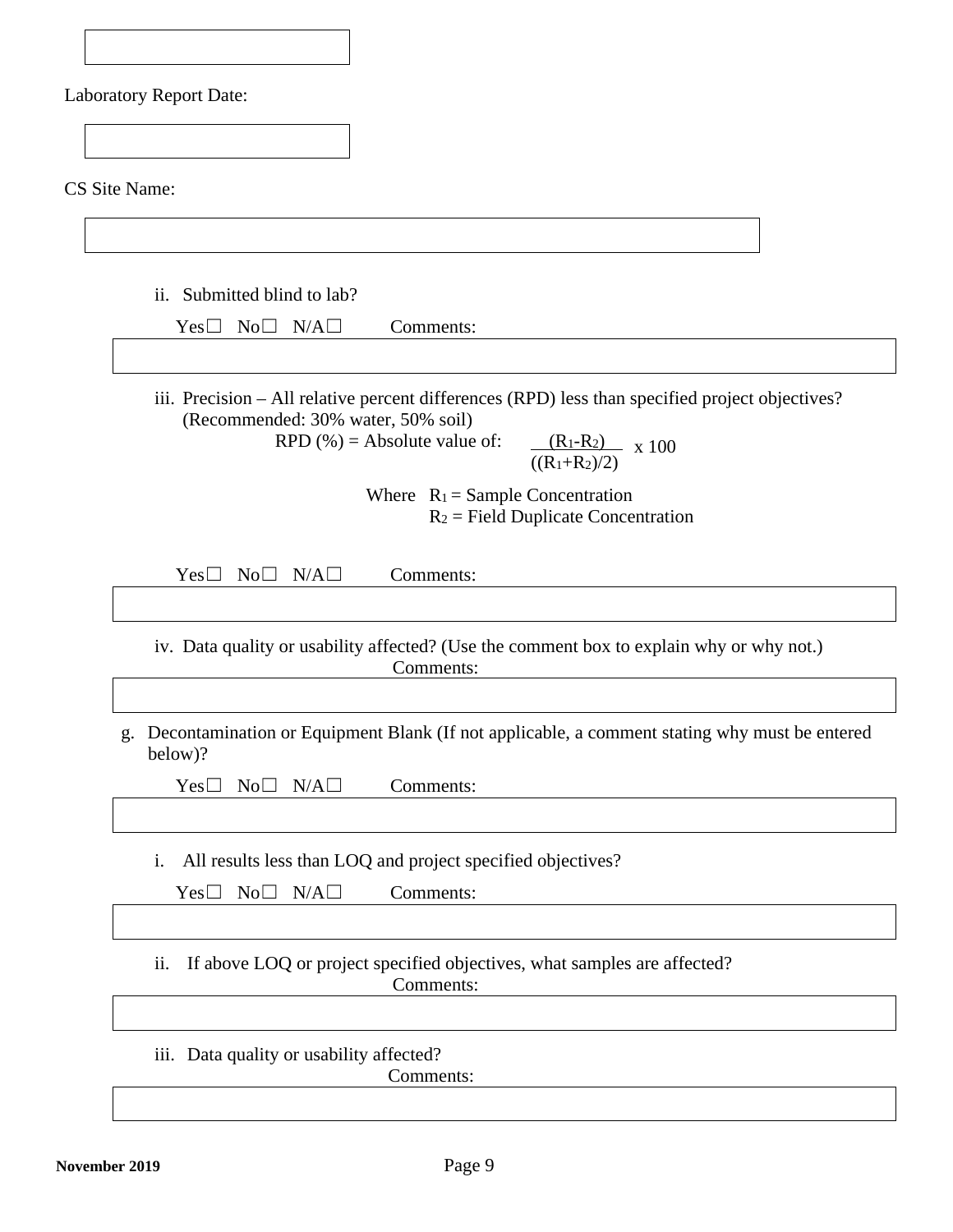Laboratory Report Date:

CS Site Name:

ii. Submitted blind to lab?

Yes☐ No☐ N/A☐ Comments:

iii. Precision – All relative percent differences (RPD) less than specified project objectives? (Recommended: 30% water, 50% soil)

$$RPD (\%) = \text{Absolute value of: } \frac{(R_1 - R_2)}{((R_1 + R_2)/2)} \times 100$$

Where $R_1$ = Sample Concentration
$R_2$ = Field Duplicate Concentration

Yes☐ No☐ N/A☐ Comments:

iv. Data quality or usability affected? (Use the comment box to explain why or why not.)

Comments:

g. Decontamination or Equipment Blank (If not applicable, a comment stating why must be entered below)?

Yes☐ No☐ N/A☐ Comments:

i. All results less than LOQ and project specified objectives?

Yes☐ No☐ N/A☐ Comments:

ii. If above LOQ or project specified objectives, what samples are affected?

Comments:

iii. Data quality or usability affected?

Comments: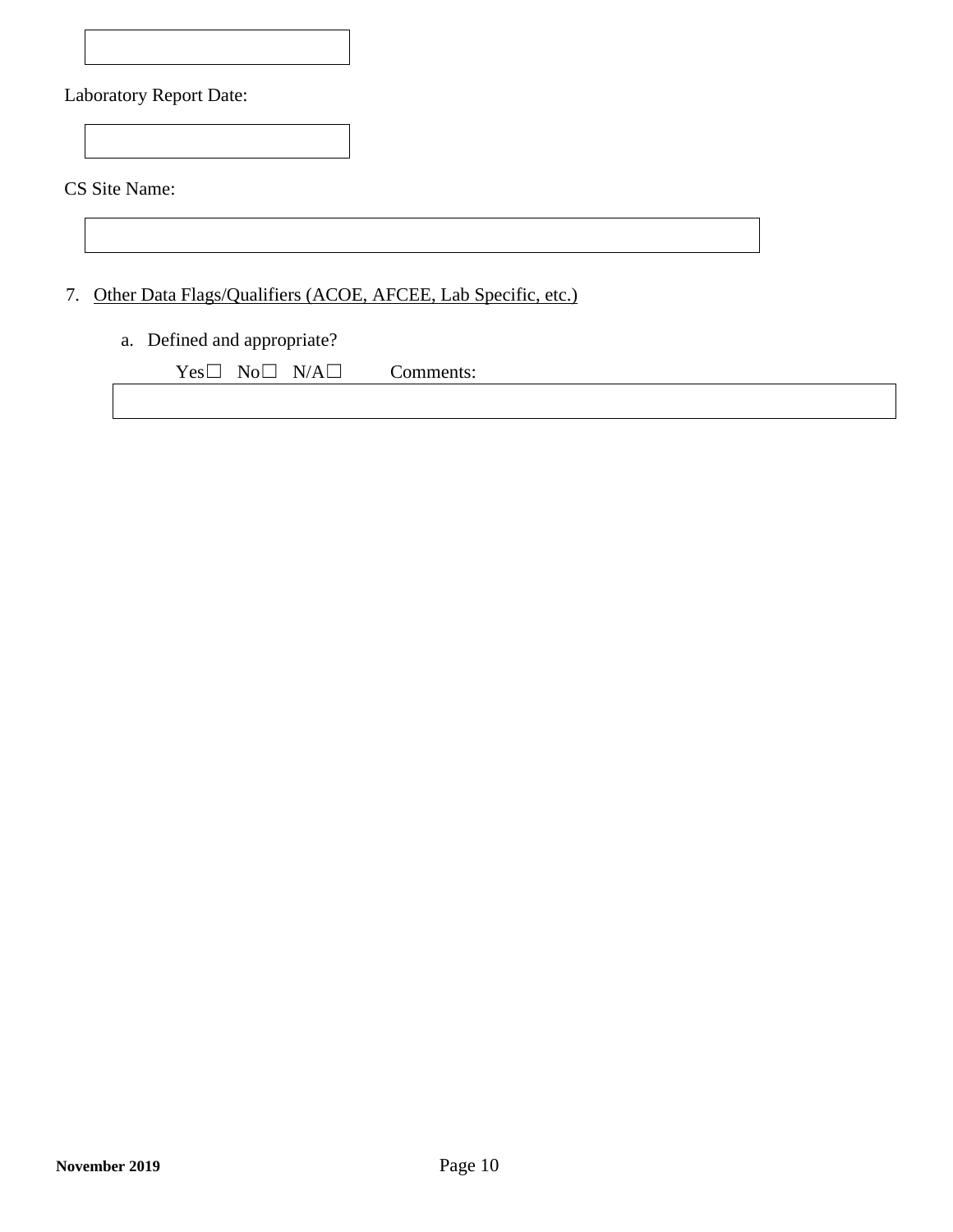Laboratory Report Date:

CS Site Name:

7. Other Data Flags/Qualifiers (ACOE, AFCEE, Lab Specific, etc.)

   a. Defined and appropriate?

      Yes☐ No☐ N/A☐ Comments: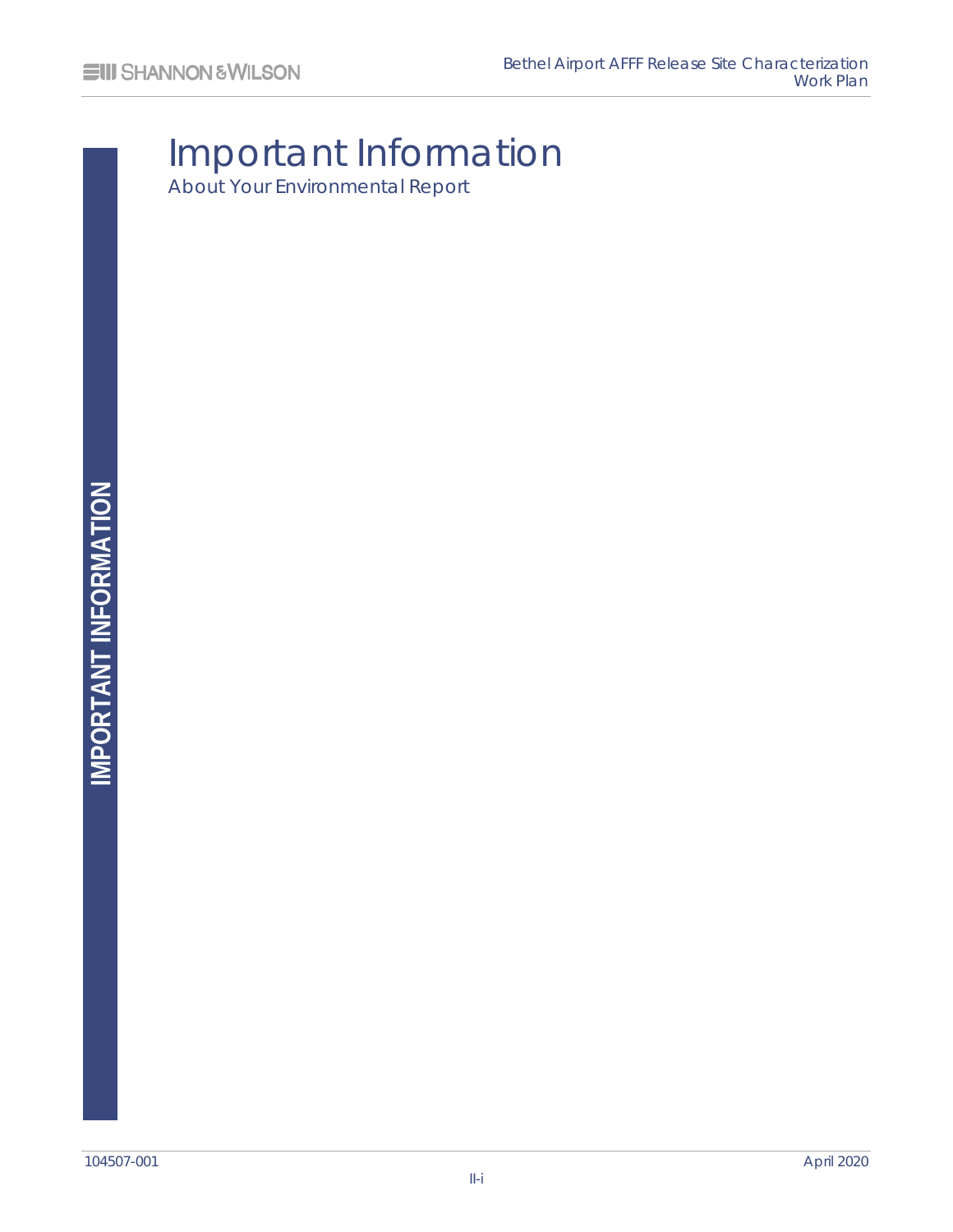# Important Information

About Your Environmental Report

IMPORTANT INFORMATION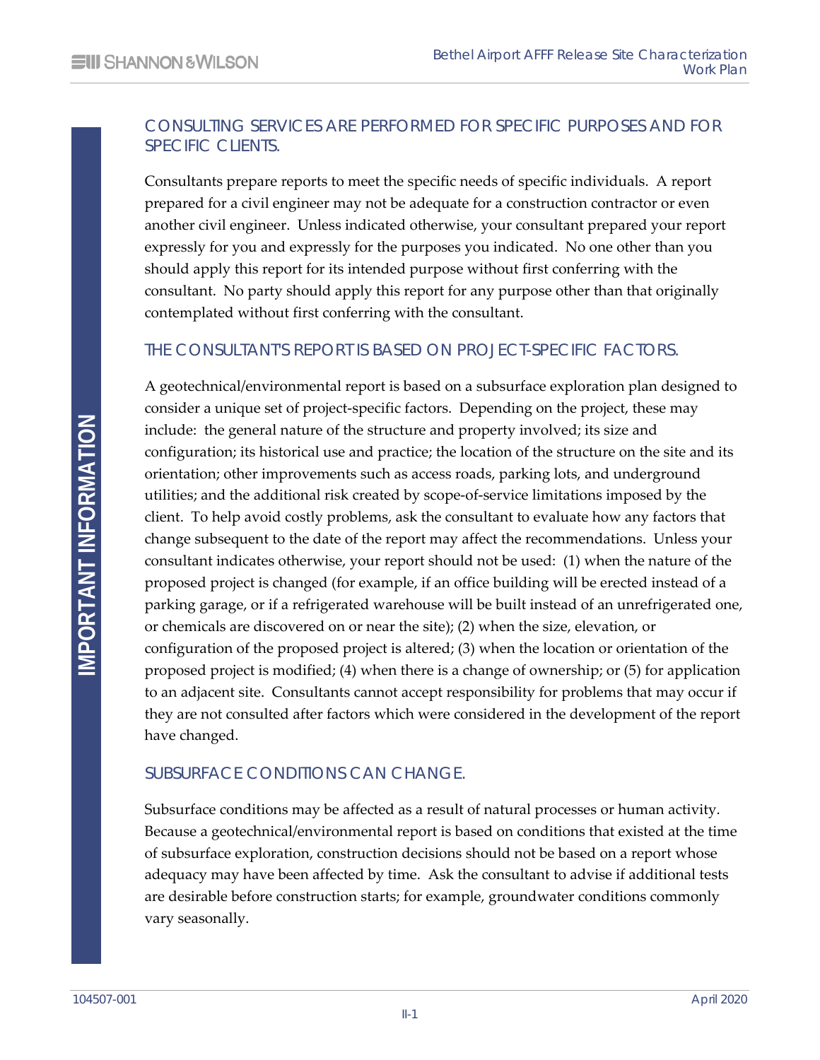# IMPORTANT INFORMATION

## CONSULTING SERVICES ARE PERFORMED FOR SPECIFIC PURPOSES AND FOR SPECIFIC CLIENTS.

Consultants prepare reports to meet the specific needs of specific individuals. A report prepared for a civil engineer may not be adequate for a construction contractor or even another civil engineer. Unless indicated otherwise, your consultant prepared your report expressly for you and expressly for the purposes you indicated. No one other than you should apply this report for its intended purpose without first conferring with the consultant. No party should apply this report for any purpose other than that originally contemplated without first conferring with the consultant.

## THE CONSULTANT'S REPORT IS BASED ON PROJECT-SPECIFIC FACTORS.

A geotechnical/environmental report is based on a subsurface exploration plan designed to consider a unique set of project-specific factors. Depending on the project, these may include: the general nature of the structure and property involved; its size and configuration; its historical use and practice; the location of the structure on the site and its orientation; other improvements such as access roads, parking lots, and underground utilities; and the additional risk created by scope-of-service limitations imposed by the client. To help avoid costly problems, ask the consultant to evaluate how any factors that change subsequent to the date of the report may affect the recommendations. Unless your consultant indicates otherwise, your report should not be used: (1) when the nature of the proposed project is changed (for example, if an office building will be erected instead of a parking garage, or if a refrigerated warehouse will be built instead of an unrefrigerated one, or chemicals are discovered on or near the site); (2) when the size, elevation, or configuration of the proposed project is altered; (3) when the location or orientation of the proposed project is modified; (4) when there is a change of ownership; or (5) for application to an adjacent site. Consultants cannot accept responsibility for problems that may occur if they are not consulted after factors which were considered in the development of the report have changed.

## SUBSURFACE CONDITIONS CAN CHANGE.

Subsurface conditions may be affected as a result of natural processes or human activity. Because a geotechnical/environmental report is based on conditions that existed at the time of subsurface exploration, construction decisions should not be based on a report whose adequacy may have been affected by time. Ask the consultant to advise if additional tests are desirable before construction starts; for example, groundwater conditions commonly vary seasonally.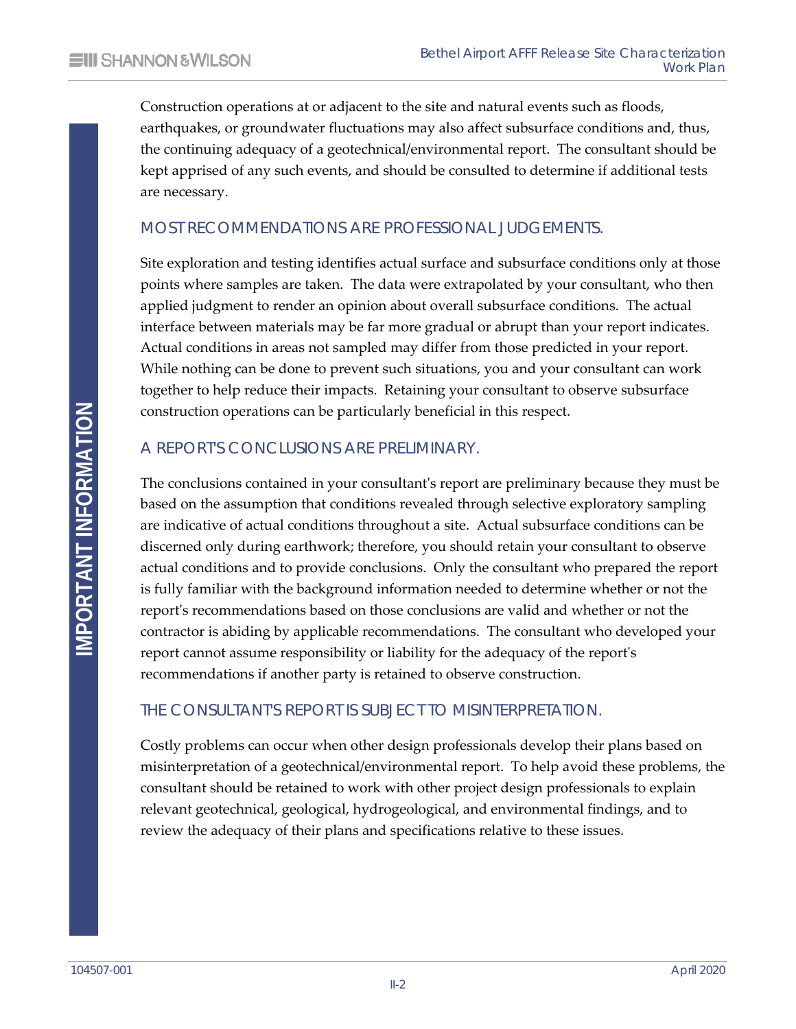Construction operations at or adjacent to the site and natural events such as floods, earthquakes, or groundwater fluctuations may also affect subsurface conditions and, thus, the continuing adequacy of a geotechnical/environmental report. The consultant should be kept apprised of any such events, and should be consulted to determine if additional tests are necessary.

## MOST RECOMMENDATIONS ARE PROFESSIONAL JUDGEMENTS.

Site exploration and testing identifies actual surface and subsurface conditions only at those points where samples are taken. The data were extrapolated by your consultant, who then applied judgment to render an opinion about overall subsurface conditions. The actual interface between materials may be far more gradual or abrupt than your report indicates. Actual conditions in areas not sampled may differ from those predicted in your report. While nothing can be done to prevent such situations, you and your consultant can work together to help reduce their impacts. Retaining your consultant to observe subsurface construction operations can be particularly beneficial in this respect.

## A REPORT'S CONCLUSIONS ARE PRELIMINARY.

The conclusions contained in your consultant's report are preliminary because they must be based on the assumption that conditions revealed through selective exploratory sampling are indicative of actual conditions throughout a site. Actual subsurface conditions can be discerned only during earthwork; therefore, you should retain your consultant to observe actual conditions and to provide conclusions. Only the consultant who prepared the report is fully familiar with the background information needed to determine whether or not the report's recommendations based on those conclusions are valid and whether or not the contractor is abiding by applicable recommendations. The consultant who developed your report cannot assume responsibility or liability for the adequacy of the report's recommendations if another party is retained to observe construction.

## THE CONSULTANT'S REPORT IS SUBJECT TO MISINTERPRETATION.

Costly problems can occur when other design professionals develop their plans based on misinterpretation of a geotechnical/environmental report. To help avoid these problems, the consultant should be retained to work with other project design professionals to explain relevant geotechnical, geological, hydrogeological, and environmental findings, and to review the adequacy of their plans and specifications relative to these issues.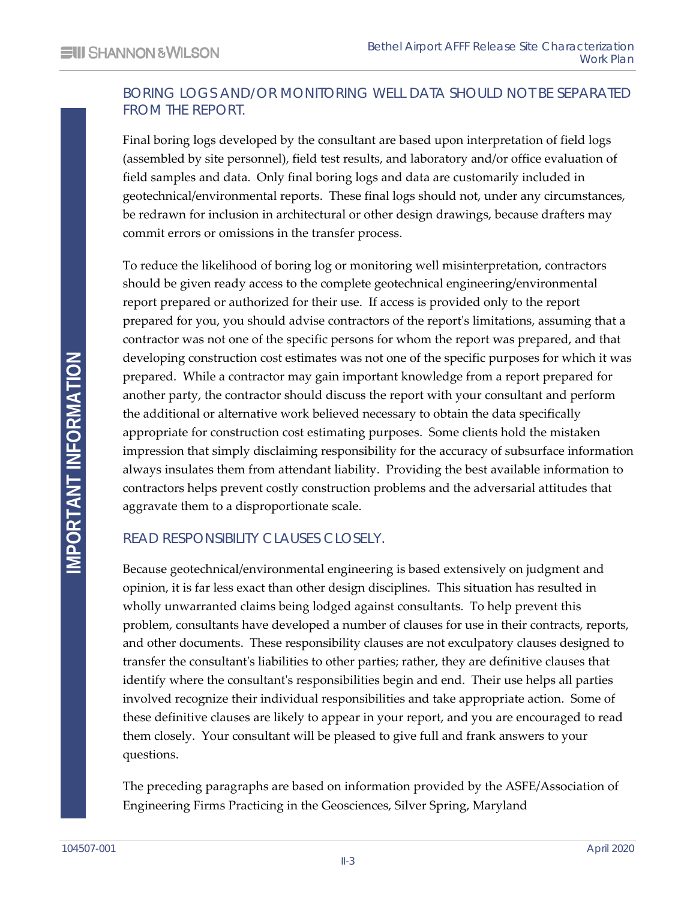## BORING LOGS AND/OR MONITORING WELL DATA SHOULD NOT BE SEPARATED FROM THE REPORT.

Final boring logs developed by the consultant are based upon interpretation of field logs (assembled by site personnel), field test results, and laboratory and/or office evaluation of field samples and data. Only final boring logs and data are customarily included in geotechnical/environmental reports. These final logs should not, under any circumstances, be redrawn for inclusion in architectural or other design drawings, because drafters may commit errors or omissions in the transfer process.

To reduce the likelihood of boring log or monitoring well misinterpretation, contractors should be given ready access to the complete geotechnical engineering/environmental report prepared or authorized for their use. If access is provided only to the report prepared for you, you should advise contractors of the report's limitations, assuming that a contractor was not one of the specific persons for whom the report was prepared, and that developing construction cost estimates was not one of the specific purposes for which it was prepared. While a contractor may gain important knowledge from a report prepared for another party, the contractor should discuss the report with your consultant and perform the additional or alternative work believed necessary to obtain the data specifically appropriate for construction cost estimating purposes. Some clients hold the mistaken impression that simply disclaiming responsibility for the accuracy of subsurface information always insulates them from attendant liability. Providing the best available information to contractors helps prevent costly construction problems and the adversarial attitudes that aggravate them to a disproportionate scale.

## READ RESPONSIBILITY CLAUSES CLOSELY.

Because geotechnical/environmental engineering is based extensively on judgment and opinion, it is far less exact than other design disciplines. This situation has resulted in wholly unwarranted claims being lodged against consultants. To help prevent this problem, consultants have developed a number of clauses for use in their contracts, reports, and other documents. These responsibility clauses are not exculpatory clauses designed to transfer the consultant's liabilities to other parties; rather, they are definitive clauses that identify where the consultant's responsibilities begin and end. Their use helps all parties involved recognize their individual responsibilities and take appropriate action. Some of these definitive clauses are likely to appear in your report, and you are encouraged to read them closely. Your consultant will be pleased to give full and frank answers to your questions.

The preceding paragraphs are based on information provided by the ASFE/Association of Engineering Firms Practicing in the Geosciences, Silver Spring, Maryland